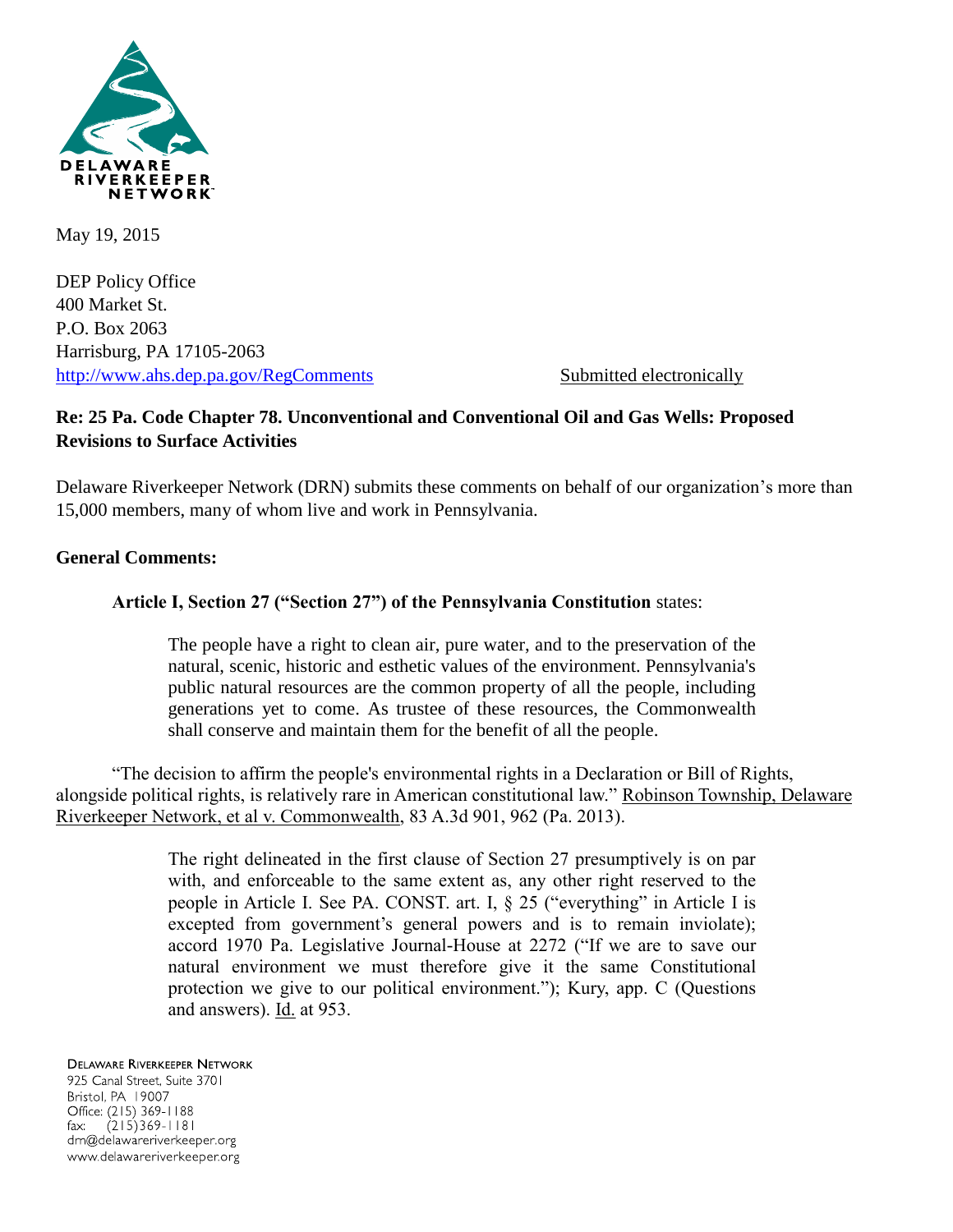DELAWARE RIVERKEEPER NETWORK

May 19, 2015

DEP Policy Office
400 Market St.
P.O. Box 2063
Harrisburg, PA 17105-2063
http://www.ahs.dep.pa.gov/RegComments

Submitted electronically

**Re: 25 Pa. Code Chapter 78. Unconventional and Conventional Oil and Gas Wells: Proposed Revisions to Surface Activities**

Delaware Riverkeeper Network (DRN) submits these comments on behalf of our organization's more than 15,000 members, many of whom live and work in Pennsylvania.

**General Comments:**

**Article I, Section 27 ("Section 27") of the Pennsylvania Constitution** states:

> The people have a right to clean air, pure water, and to the preservation of the natural, scenic, historic and esthetic values of the environment. Pennsylvania's public natural resources are the common property of all the people, including generations yet to come. As trustee of these resources, the Commonwealth shall conserve and maintain them for the benefit of all the people.

"The decision to affirm the people's environmental rights in a Declaration or Bill of Rights, alongside political rights, is relatively rare in American constitutional law." Robinson Township, Delaware Riverkeeper Network, et al v. Commonwealth, 83 A.3d 901, 962 (Pa. 2013).

> The right delineated in the first clause of Section 27 presumptively is on par with, and enforceable to the same extent as, any other right reserved to the people in Article I. See PA. CONST. art. I, § 25 ("everything" in Article I is excepted from government's general powers and is to remain inviolate); accord 1970 Pa. Legislative Journal-House at 2272 ("If we are to save our natural environment we must therefore give it the same Constitutional protection we give to our political environment."); Kury, app. C (Questions and answers). Id. at 953.

DELAWARE RIVERKEEPER NETWORK
925 Canal Street, Suite 3701
Bristol, PA 19007
Office: (215) 369-1188
fax: (215)369-1181
drn@delawareriverkeeper.org
www.delawareriverkeeper.org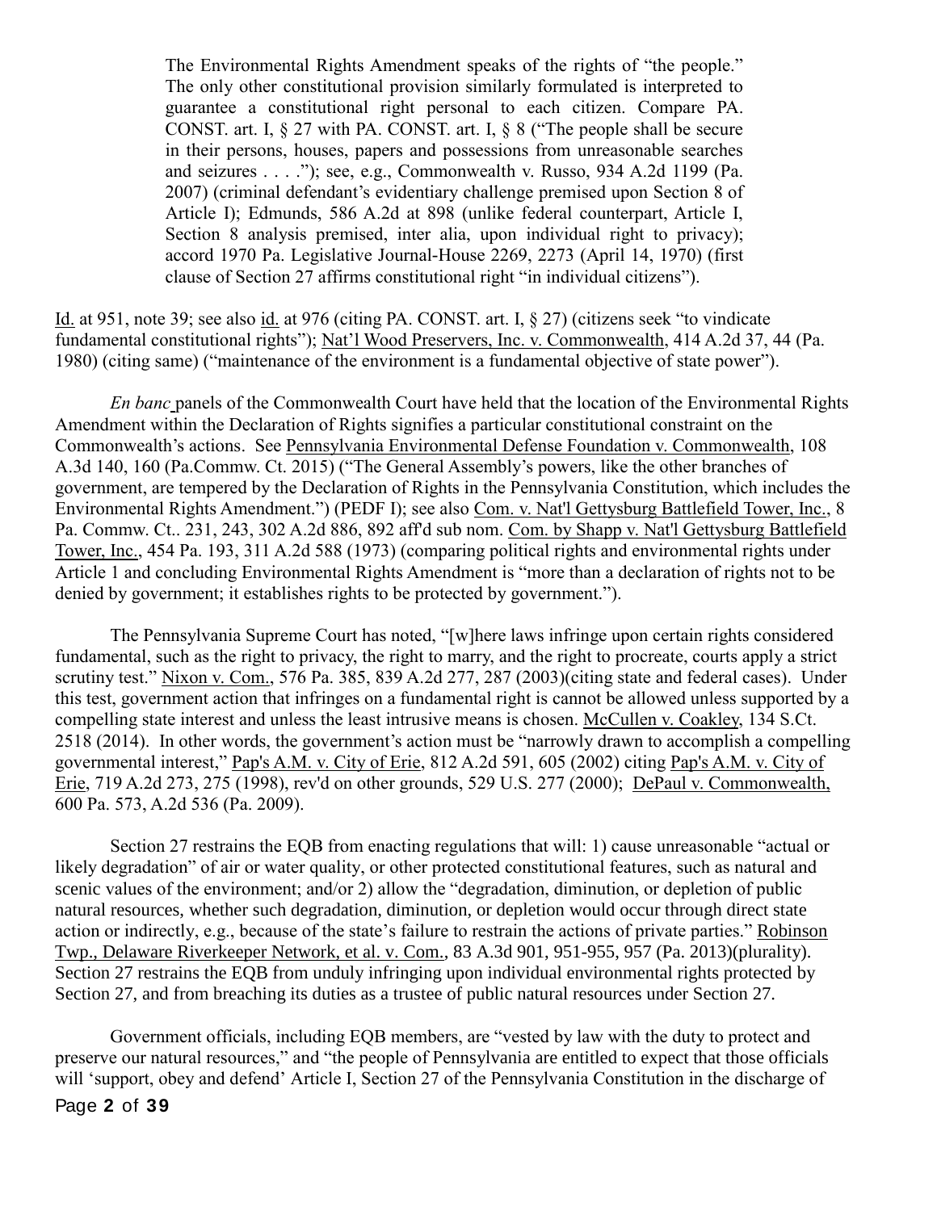> The Environmental Rights Amendment speaks of the rights of "the people." The only other constitutional provision similarly formulated is interpreted to guarantee a constitutional right personal to each citizen. Compare PA. CONST. art. I, § 27 with PA. CONST. art. I, § 8 ("The people shall be secure in their persons, houses, papers and possessions from unreasonable searches and seizures . . . ."); see, e.g., Commonwealth v. Russo, 934 A.2d 1199 (Pa. 2007) (criminal defendant's evidentiary challenge premised upon Section 8 of Article I); Edmunds, 586 A.2d at 898 (unlike federal counterpart, Article I, Section 8 analysis premised, inter alia, upon individual right to privacy); accord 1970 Pa. Legislative Journal-House 2269, 2273 (April 14, 1970) (first clause of Section 27 affirms constitutional right "in individual citizens").

Id. at 951, note 39; see also id. at 976 (citing PA. CONST. art. I, § 27) (citizens seek "to vindicate fundamental constitutional rights"); Nat'l Wood Preservers, Inc. v. Commonwealth, 414 A.2d 37, 44 (Pa. 1980) (citing same) ("maintenance of the environment is a fundamental objective of state power").

*En banc* panels of the Commonwealth Court have held that the location of the Environmental Rights Amendment within the Declaration of Rights signifies a particular constitutional constraint on the Commonwealth's actions. See Pennsylvania Environmental Defense Foundation v. Commonwealth, 108 A.3d 140, 160 (Pa.Commw. Ct. 2015) ("The General Assembly's powers, like the other branches of government, are tempered by the Declaration of Rights in the Pennsylvania Constitution, which includes the Environmental Rights Amendment.") (PEDF I); see also Com. v. Nat'l Gettysburg Battlefield Tower, Inc., 8 Pa. Commw. Ct.. 231, 243, 302 A.2d 886, 892 aff'd sub nom. Com. by Shapp v. Nat'l Gettysburg Battlefield Tower, Inc., 454 Pa. 193, 311 A.2d 588 (1973) (comparing political rights and environmental rights under Article 1 and concluding Environmental Rights Amendment is "more than a declaration of rights not to be denied by government; it establishes rights to be protected by government.").

The Pennsylvania Supreme Court has noted, "[w]here laws infringe upon certain rights considered fundamental, such as the right to privacy, the right to marry, and the right to procreate, courts apply a strict scrutiny test." Nixon v. Com., 576 Pa. 385, 839 A.2d 277, 287 (2003)(citing state and federal cases). Under this test, government action that infringes on a fundamental right is cannot be allowed unless supported by a compelling state interest and unless the least intrusive means is chosen. McCullen v. Coakley, 134 S.Ct. 2518 (2014). In other words, the government's action must be "narrowly drawn to accomplish a compelling governmental interest," Pap's A.M. v. City of Erie, 812 A.2d 591, 605 (2002) citing Pap's A.M. v. City of Erie, 719 A.2d 273, 275 (1998), rev'd on other grounds, 529 U.S. 277 (2000); DePaul v. Commonwealth, 600 Pa. 573, A.2d 536 (Pa. 2009).

Section 27 restrains the EQB from enacting regulations that will: 1) cause unreasonable "actual or likely degradation" of air or water quality, or other protected constitutional features, such as natural and scenic values of the environment; and/or 2) allow the "degradation, diminution, or depletion of public natural resources, whether such degradation, diminution, or depletion would occur through direct state action or indirectly, e.g., because of the state's failure to restrain the actions of private parties." Robinson Twp., Delaware Riverkeeper Network, et al. v. Com., 83 A.3d 901, 951-955, 957 (Pa. 2013)(plurality). Section 27 restrains the EQB from unduly infringing upon individual environmental rights protected by Section 27, and from breaching its duties as a trustee of public natural resources under Section 27.

Government officials, including EQB members, are "vested by law with the duty to protect and preserve our natural resources," and "the people of Pennsylvania are entitled to expect that those officials will 'support, obey and defend' Article I, Section 27 of the Pennsylvania Constitution in the discharge of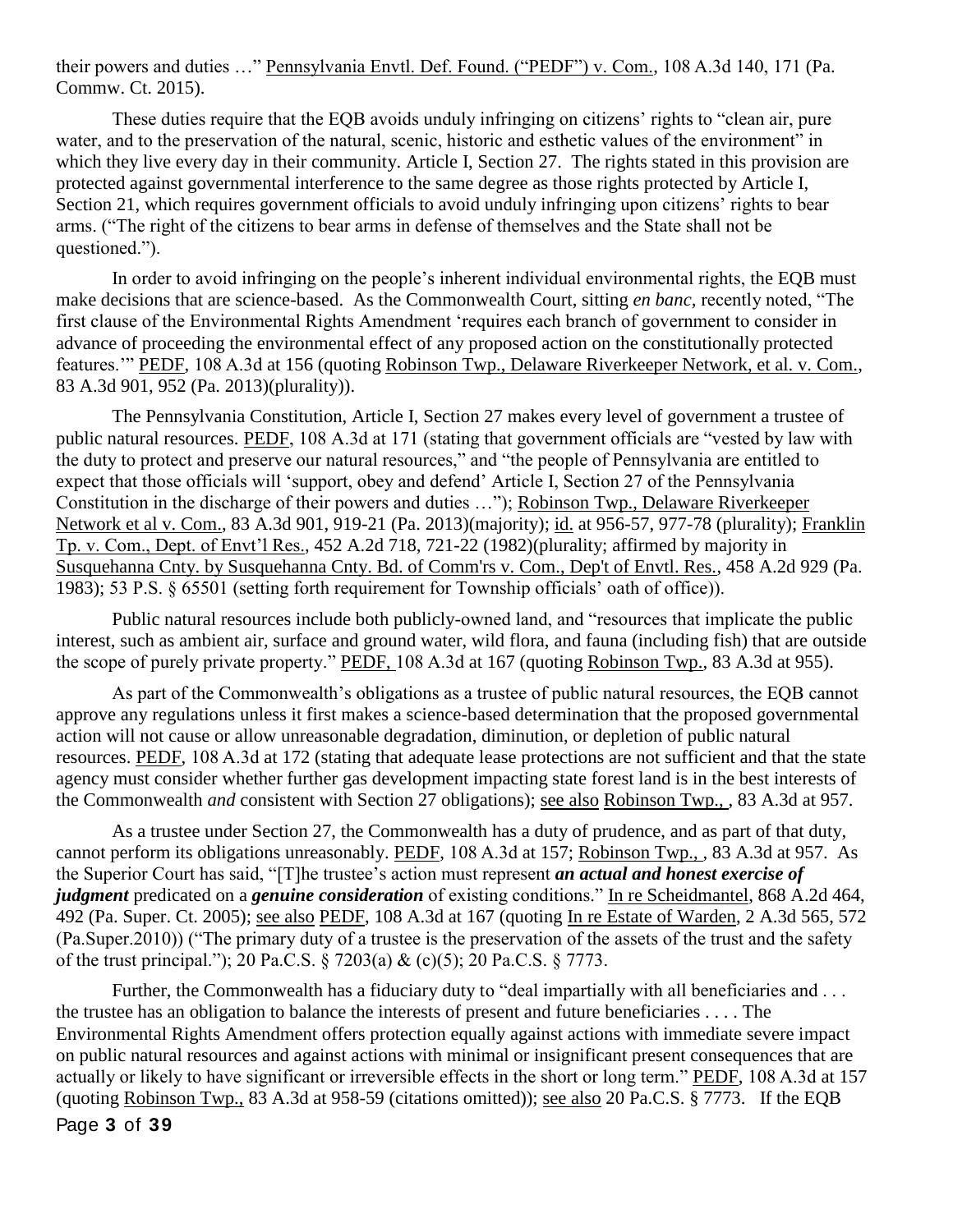their powers and duties …" Pennsylvania Envtl. Def. Found. ("PEDF") v. Com., 108 A.3d 140, 171 (Pa. Commw. Ct. 2015).

These duties require that the EQB avoids unduly infringing on citizens' rights to "clean air, pure water, and to the preservation of the natural, scenic, historic and esthetic values of the environment" in which they live every day in their community. Article I, Section 27. The rights stated in this provision are protected against governmental interference to the same degree as those rights protected by Article I, Section 21, which requires government officials to avoid unduly infringing upon citizens' rights to bear arms. ("The right of the citizens to bear arms in defense of themselves and the State shall not be questioned.").

In order to avoid infringing on the people's inherent individual environmental rights, the EQB must make decisions that are science-based. As the Commonwealth Court, sitting *en banc,* recently noted, "The first clause of the Environmental Rights Amendment 'requires each branch of government to consider in advance of proceeding the environmental effect of any proposed action on the constitutionally protected features.'" PEDF, 108 A.3d at 156 (quoting Robinson Twp., Delaware Riverkeeper Network, et al. v. Com., 83 A.3d 901, 952 (Pa. 2013)(plurality)).

The Pennsylvania Constitution, Article I, Section 27 makes every level of government a trustee of public natural resources. PEDF, 108 A.3d at 171 (stating that government officials are "vested by law with the duty to protect and preserve our natural resources," and "the people of Pennsylvania are entitled to expect that those officials will 'support, obey and defend' Article I, Section 27 of the Pennsylvania Constitution in the discharge of their powers and duties …"); Robinson Twp., Delaware Riverkeeper Network et al v. Com., 83 A.3d 901, 919-21 (Pa. 2013)(majority); id. at 956-57, 977-78 (plurality); Franklin Tp. v. Com., Dept. of Envt'l Res., 452 A.2d 718, 721-22 (1982)(plurality; affirmed by majority in Susquehanna Cnty. by Susquehanna Cnty. Bd. of Comm'rs v. Com., Dep't of Envtl. Res., 458 A.2d 929 (Pa. 1983); 53 P.S. § 65501 (setting forth requirement for Township officials' oath of office)).

Public natural resources include both publicly-owned land, and "resources that implicate the public interest, such as ambient air, surface and ground water, wild flora, and fauna (including fish) that are outside the scope of purely private property." PEDF, 108 A.3d at 167 (quoting Robinson Twp., 83 A.3d at 955).

As part of the Commonwealth's obligations as a trustee of public natural resources, the EQB cannot approve any regulations unless it first makes a science-based determination that the proposed governmental action will not cause or allow unreasonable degradation, diminution, or depletion of public natural resources. PEDF, 108 A.3d at 172 (stating that adequate lease protections are not sufficient and that the state agency must consider whether further gas development impacting state forest land is in the best interests of the Commonwealth *and* consistent with Section 27 obligations); see also Robinson Twp., , 83 A.3d at 957.

As a trustee under Section 27, the Commonwealth has a duty of prudence, and as part of that duty, cannot perform its obligations unreasonably. PEDF, 108 A.3d at 157; Robinson Twp., , 83 A.3d at 957. As the Superior Court has said, "[T]he trustee's action must represent ***an actual and honest exercise of judgment*** predicated on a ***genuine consideration*** of existing conditions." In re Scheidmantel, 868 A.2d 464, 492 (Pa. Super. Ct. 2005); see also PEDF, 108 A.3d at 167 (quoting In re Estate of Warden, 2 A.3d 565, 572 (Pa.Super.2010)) ("The primary duty of a trustee is the preservation of the assets of the trust and the safety of the trust principal."); 20 Pa.C.S. § 7203(a) & (c)(5); 20 Pa.C.S. § 7773.

Further, the Commonwealth has a fiduciary duty to "deal impartially with all beneficiaries and . . . the trustee has an obligation to balance the interests of present and future beneficiaries . . . . The Environmental Rights Amendment offers protection equally against actions with immediate severe impact on public natural resources and against actions with minimal or insignificant present consequences that are actually or likely to have significant or irreversible effects in the short or long term." PEDF, 108 A.3d at 157 (quoting Robinson Twp., 83 A.3d at 958-59 (citations omitted)); see also 20 Pa.C.S. § 7773. If the EQB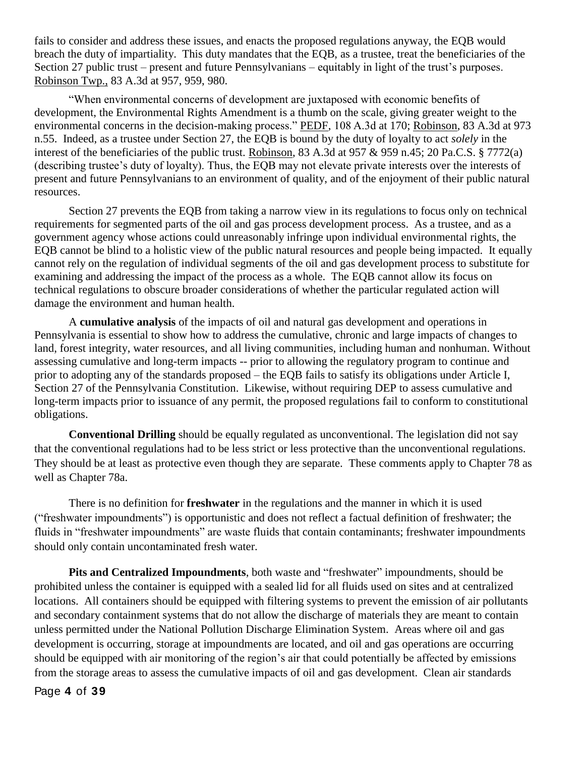fails to consider and address these issues, and enacts the proposed regulations anyway, the EQB would breach the duty of impartiality. This duty mandates that the EQB, as a trustee, treat the beneficiaries of the Section 27 public trust – present and future Pennsylvanians – equitably in light of the trust's purposes. Robinson Twp., 83 A.3d at 957, 959, 980.

"When environmental concerns of development are juxtaposed with economic benefits of development, the Environmental Rights Amendment is a thumb on the scale, giving greater weight to the environmental concerns in the decision-making process." PEDF, 108 A.3d at 170; Robinson, 83 A.3d at 973 n.55. Indeed, as a trustee under Section 27, the EQB is bound by the duty of loyalty to act *solely* in the interest of the beneficiaries of the public trust. Robinson, 83 A.3d at 957 & 959 n.45; 20 Pa.C.S. § 7772(a) (describing trustee's duty of loyalty). Thus, the EQB may not elevate private interests over the interests of present and future Pennsylvanians to an environment of quality, and of the enjoyment of their public natural resources.

Section 27 prevents the EQB from taking a narrow view in its regulations to focus only on technical requirements for segmented parts of the oil and gas process development process. As a trustee, and as a government agency whose actions could unreasonably infringe upon individual environmental rights, the EQB cannot be blind to a holistic view of the public natural resources and people being impacted. It equally cannot rely on the regulation of individual segments of the oil and gas development process to substitute for examining and addressing the impact of the process as a whole. The EQB cannot allow its focus on technical regulations to obscure broader considerations of whether the particular regulated action will damage the environment and human health.

A **cumulative analysis** of the impacts of oil and natural gas development and operations in Pennsylvania is essential to show how to address the cumulative, chronic and large impacts of changes to land, forest integrity, water resources, and all living communities, including human and nonhuman. Without assessing cumulative and long-term impacts -- prior to allowing the regulatory program to continue and prior to adopting any of the standards proposed – the EQB fails to satisfy its obligations under Article I, Section 27 of the Pennsylvania Constitution. Likewise, without requiring DEP to assess cumulative and long-term impacts prior to issuance of any permit, the proposed regulations fail to conform to constitutional obligations.

**Conventional Drilling** should be equally regulated as unconventional. The legislation did not say that the conventional regulations had to be less strict or less protective than the unconventional regulations. They should be at least as protective even though they are separate. These comments apply to Chapter 78 as well as Chapter 78a.

There is no definition for **freshwater** in the regulations and the manner in which it is used ("freshwater impoundments") is opportunistic and does not reflect a factual definition of freshwater; the fluids in "freshwater impoundments" are waste fluids that contain contaminants; freshwater impoundments should only contain uncontaminated fresh water.

**Pits and Centralized Impoundments**, both waste and "freshwater" impoundments, should be prohibited unless the container is equipped with a sealed lid for all fluids used on sites and at centralized locations. All containers should be equipped with filtering systems to prevent the emission of air pollutants and secondary containment systems that do not allow the discharge of materials they are meant to contain unless permitted under the National Pollution Discharge Elimination System. Areas where oil and gas development is occurring, storage at impoundments are located, and oil and gas operations are occurring should be equipped with air monitoring of the region's air that could potentially be affected by emissions from the storage areas to assess the cumulative impacts of oil and gas development. Clean air standards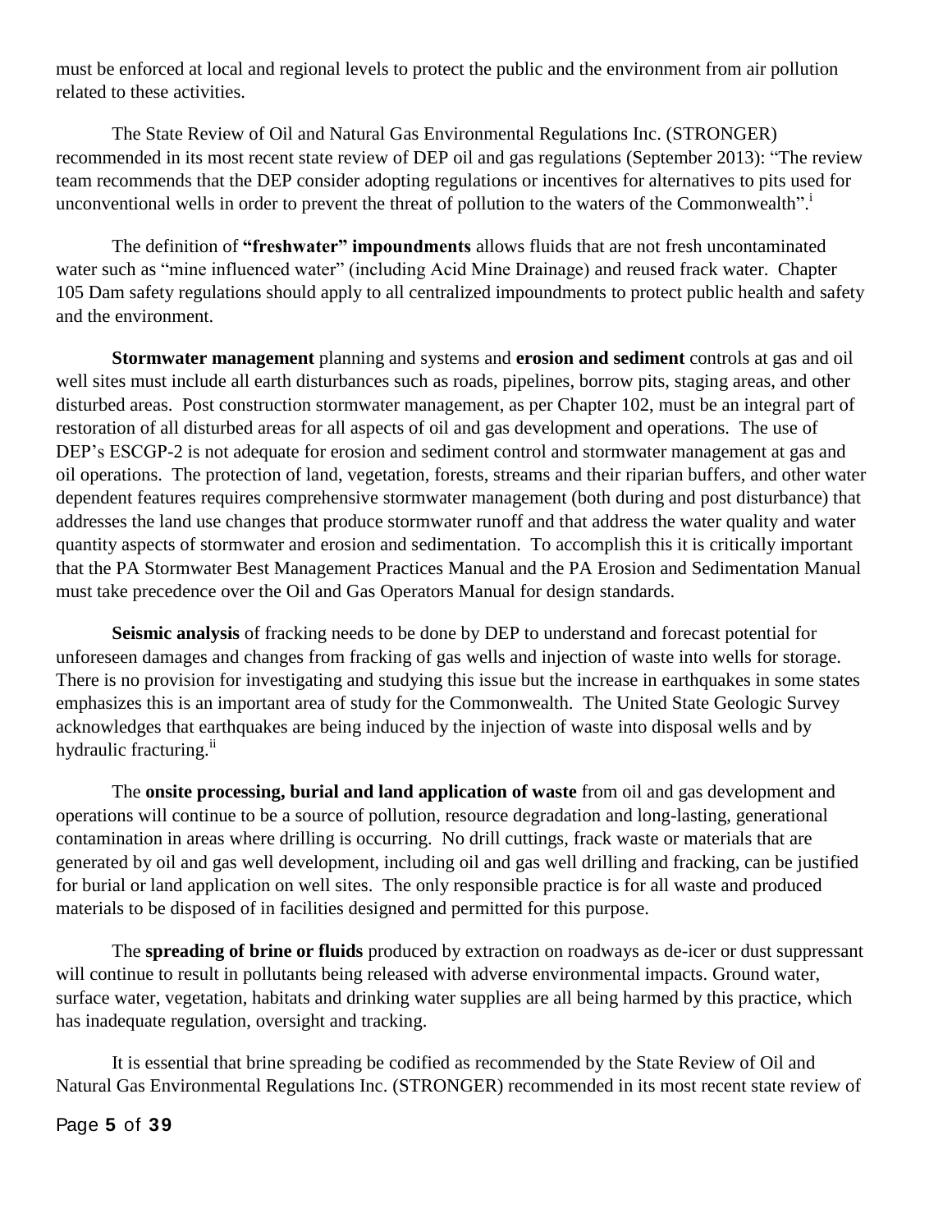must be enforced at local and regional levels to protect the public and the environment from air pollution related to these activities.

The State Review of Oil and Natural Gas Environmental Regulations Inc. (STRONGER) recommended in its most recent state review of DEP oil and gas regulations (September 2013): "The review team recommends that the DEP consider adopting regulations or incentives for alternatives to pits used for unconventional wells in order to prevent the threat of pollution to the waters of the Commonwealth".[i]

The definition of **"freshwater" impoundments** allows fluids that are not fresh uncontaminated water such as "mine influenced water" (including Acid Mine Drainage) and reused frack water. Chapter 105 Dam safety regulations should apply to all centralized impoundments to protect public health and safety and the environment.

**Stormwater management** planning and systems and **erosion and sediment** controls at gas and oil well sites must include all earth disturbances such as roads, pipelines, borrow pits, staging areas, and other disturbed areas. Post construction stormwater management, as per Chapter 102, must be an integral part of restoration of all disturbed areas for all aspects of oil and gas development and operations. The use of DEP's ESCGP-2 is not adequate for erosion and sediment control and stormwater management at gas and oil operations. The protection of land, vegetation, forests, streams and their riparian buffers, and other water dependent features requires comprehensive stormwater management (both during and post disturbance) that addresses the land use changes that produce stormwater runoff and that address the water quality and water quantity aspects of stormwater and erosion and sedimentation. To accomplish this it is critically important that the PA Stormwater Best Management Practices Manual and the PA Erosion and Sedimentation Manual must take precedence over the Oil and Gas Operators Manual for design standards.

**Seismic analysis** of fracking needs to be done by DEP to understand and forecast potential for unforeseen damages and changes from fracking of gas wells and injection of waste into wells for storage. There is no provision for investigating and studying this issue but the increase in earthquakes in some states emphasizes this is an important area of study for the Commonwealth. The United State Geologic Survey acknowledges that earthquakes are being induced by the injection of waste into disposal wells and by hydraulic fracturing.[ii]

The **onsite processing, burial and land application of waste** from oil and gas development and operations will continue to be a source of pollution, resource degradation and long-lasting, generational contamination in areas where drilling is occurring. No drill cuttings, frack waste or materials that are generated by oil and gas well development, including oil and gas well drilling and fracking, can be justified for burial or land application on well sites. The only responsible practice is for all waste and produced materials to be disposed of in facilities designed and permitted for this purpose.

The **spreading of brine or fluids** produced by extraction on roadways as de-icer or dust suppressant will continue to result in pollutants being released with adverse environmental impacts. Ground water, surface water, vegetation, habitats and drinking water supplies are all being harmed by this practice, which has inadequate regulation, oversight and tracking.

It is essential that brine spreading be codified as recommended by the State Review of Oil and Natural Gas Environmental Regulations Inc. (STRONGER) recommended in its most recent state review of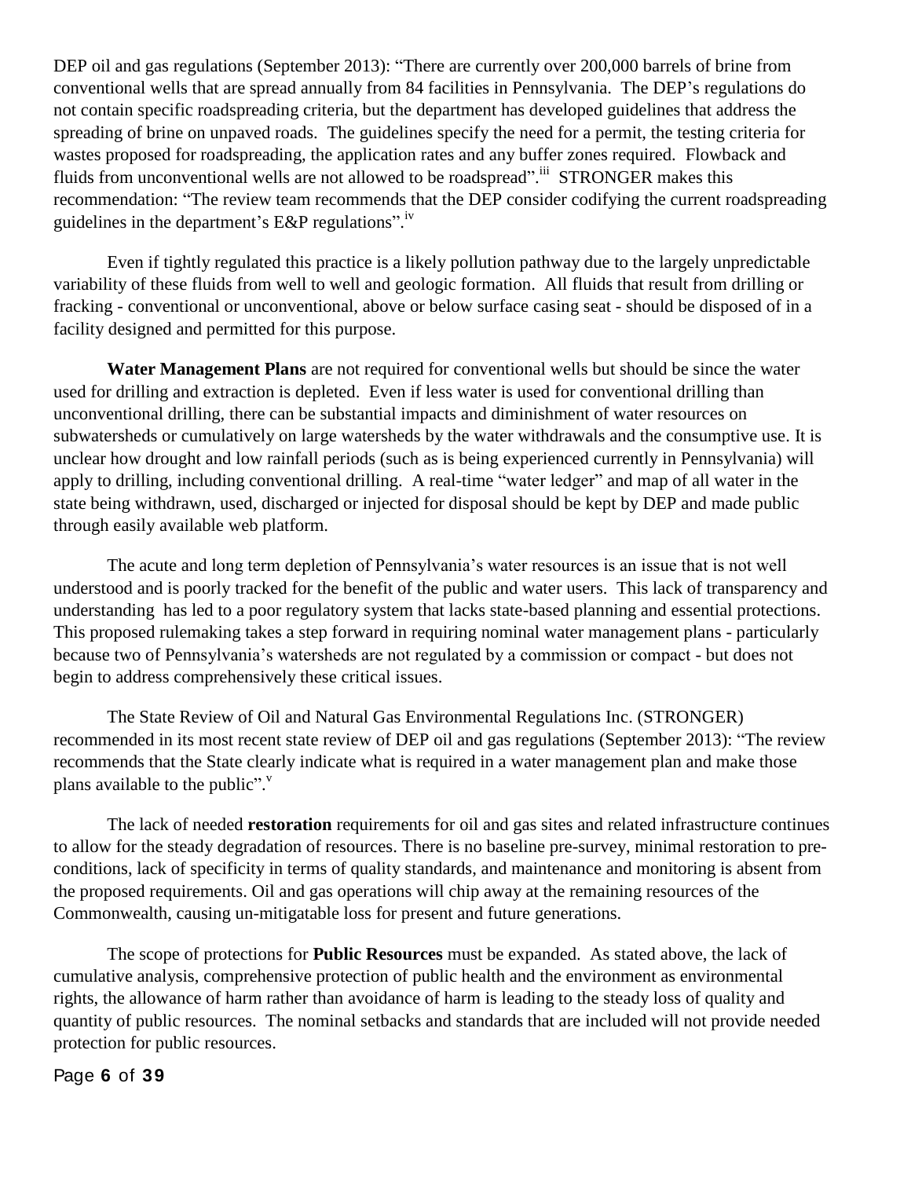DEP oil and gas regulations (September 2013): "There are currently over 200,000 barrels of brine from conventional wells that are spread annually from 84 facilities in Pennsylvania. The DEP's regulations do not contain specific roadspreading criteria, but the department has developed guidelines that address the spreading of brine on unpaved roads. The guidelines specify the need for a permit, the testing criteria for wastes proposed for roadspreading, the application rates and any buffer zones required. Flowback and fluids from unconventional wells are not allowed to be roadspread".[iii] STRONGER makes this recommendation: "The review team recommends that the DEP consider codifying the current roadspreading guidelines in the department's E&P regulations".[iv]

Even if tightly regulated this practice is a likely pollution pathway due to the largely unpredictable variability of these fluids from well to well and geologic formation. All fluids that result from drilling or fracking - conventional or unconventional, above or below surface casing seat - should be disposed of in a facility designed and permitted for this purpose.

**Water Management Plans** are not required for conventional wells but should be since the water used for drilling and extraction is depleted. Even if less water is used for conventional drilling than unconventional drilling, there can be substantial impacts and diminishment of water resources on subwatersheds or cumulatively on large watersheds by the water withdrawals and the consumptive use. It is unclear how drought and low rainfall periods (such as is being experienced currently in Pennsylvania) will apply to drilling, including conventional drilling. A real-time "water ledger" and map of all water in the state being withdrawn, used, discharged or injected for disposal should be kept by DEP and made public through easily available web platform.

The acute and long term depletion of Pennsylvania's water resources is an issue that is not well understood and is poorly tracked for the benefit of the public and water users. This lack of transparency and understanding has led to a poor regulatory system that lacks state-based planning and essential protections. This proposed rulemaking takes a step forward in requiring nominal water management plans - particularly because two of Pennsylvania's watersheds are not regulated by a commission or compact - but does not begin to address comprehensively these critical issues.

The State Review of Oil and Natural Gas Environmental Regulations Inc. (STRONGER) recommended in its most recent state review of DEP oil and gas regulations (September 2013): "The review recommends that the State clearly indicate what is required in a water management plan and make those plans available to the public".[v]

The lack of needed **restoration** requirements for oil and gas sites and related infrastructure continues to allow for the steady degradation of resources. There is no baseline pre-survey, minimal restoration to pre-conditions, lack of specificity in terms of quality standards, and maintenance and monitoring is absent from the proposed requirements. Oil and gas operations will chip away at the remaining resources of the Commonwealth, causing un-mitigatable loss for present and future generations.

The scope of protections for **Public Resources** must be expanded. As stated above, the lack of cumulative analysis, comprehensive protection of public health and the environment as environmental rights, the allowance of harm rather than avoidance of harm is leading to the steady loss of quality and quantity of public resources. The nominal setbacks and standards that are included will not provide needed protection for public resources.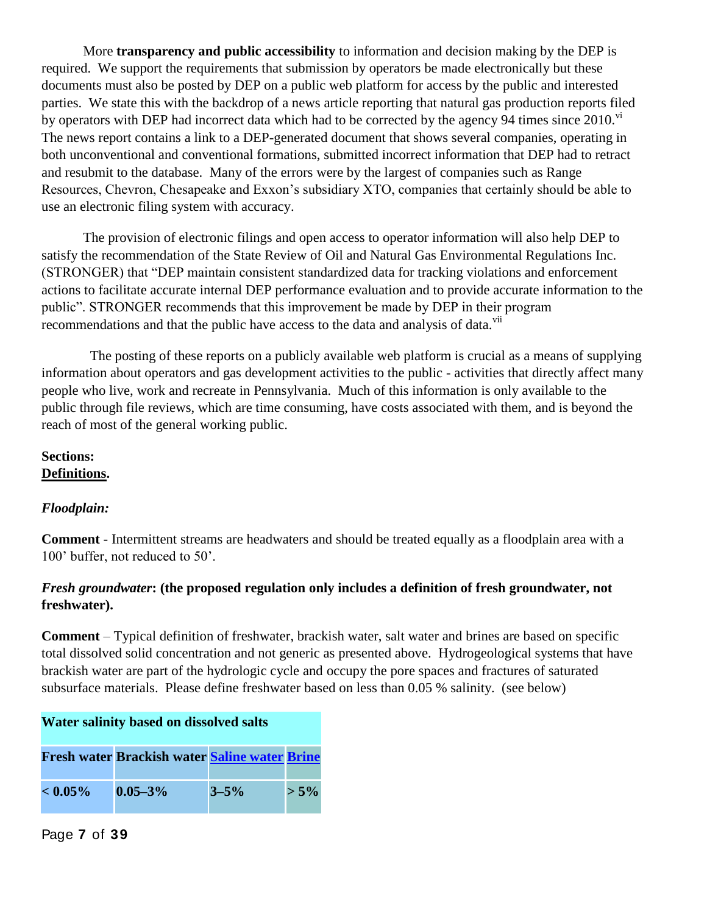More **transparency and public accessibility** to information and decision making by the DEP is required. We support the requirements that submission by operators be made electronically but these documents must also be posted by DEP on a public web platform for access by the public and interested parties. We state this with the backdrop of a news article reporting that natural gas production reports filed by operators with DEP had incorrect data which had to be corrected by the agency 94 times since 2010.[vi] The news report contains a link to a DEP-generated document that shows several companies, operating in both unconventional and conventional formations, submitted incorrect information that DEP had to retract and resubmit to the database. Many of the errors were by the largest of companies such as Range Resources, Chevron, Chesapeake and Exxon's subsidiary XTO, companies that certainly should be able to use an electronic filing system with accuracy.

The provision of electronic filings and open access to operator information will also help DEP to satisfy the recommendation of the State Review of Oil and Natural Gas Environmental Regulations Inc. (STRONGER) that "DEP maintain consistent standardized data for tracking violations and enforcement actions to facilitate accurate internal DEP performance evaluation and to provide accurate information to the public". STRONGER recommends that this improvement be made by DEP in their program recommendations and that the public have access to the data and analysis of data.[vii]

The posting of these reports on a publicly available web platform is crucial as a means of supplying information about operators and gas development activities to the public - activities that directly affect many people who live, work and recreate in Pennsylvania. Much of this information is only available to the public through file reviews, which are time consuming, have costs associated with them, and is beyond the reach of most of the general working public.

**Sections:**
**Definitions.**

***Floodplain:***

**Comment** - Intermittent streams are headwaters and should be treated equally as a floodplain area with a 100' buffer, not reduced to 50'.

***Fresh groundwater*: (the proposed regulation only includes a definition of fresh groundwater, not freshwater).**

**Comment** – Typical definition of freshwater, brackish water, salt water and brines are based on specific total dissolved solid concentration and not generic as presented above. Hydrogeological systems that have brackish water are part of the hydrologic cycle and occupy the pore spaces and fractures of saturated subsurface materials. Please define freshwater based on less than 0.05 % salinity. (see below)

| **Water salinity based on dissolved salts** | | | |
|---|---|---|---|
| **Fresh water** | **Brackish water** | **Saline water** | **Brine** |
| **< 0.05%** | **0.05–3%** | **3–5%** | **> 5%** |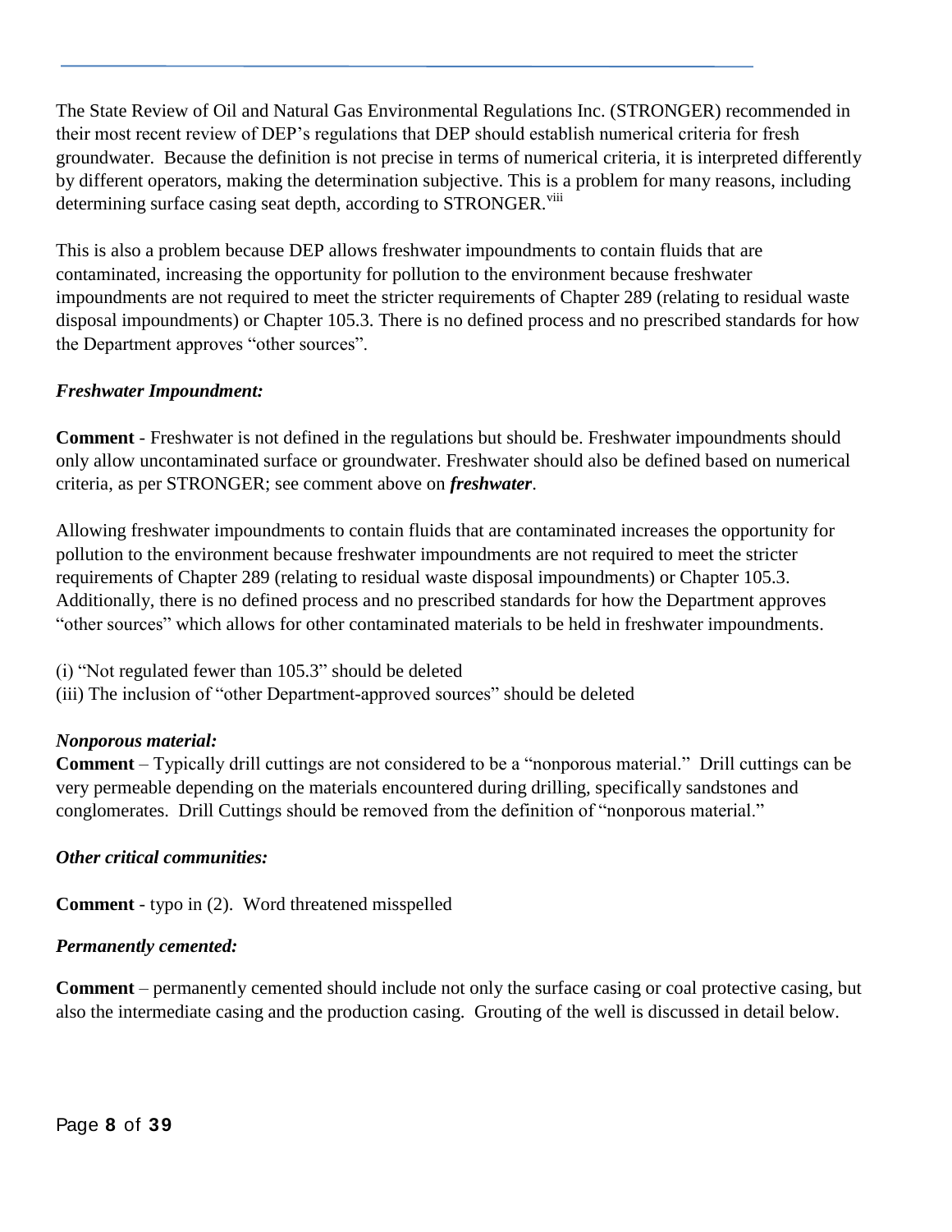The State Review of Oil and Natural Gas Environmental Regulations Inc. (STRONGER) recommended in their most recent review of DEP's regulations that DEP should establish numerical criteria for fresh groundwater. Because the definition is not precise in terms of numerical criteria, it is interpreted differently by different operators, making the determination subjective. This is a problem for many reasons, including determining surface casing seat depth, according to STRONGER.[viii]

This is also a problem because DEP allows freshwater impoundments to contain fluids that are contaminated, increasing the opportunity for pollution to the environment because freshwater impoundments are not required to meet the stricter requirements of Chapter 289 (relating to residual waste disposal impoundments) or Chapter 105.3. There is no defined process and no prescribed standards for how the Department approves "other sources".

***Freshwater Impoundment:***

**Comment** - Freshwater is not defined in the regulations but should be. Freshwater impoundments should only allow uncontaminated surface or groundwater. Freshwater should also be defined based on numerical criteria, as per STRONGER; see comment above on ***freshwater***.

Allowing freshwater impoundments to contain fluids that are contaminated increases the opportunity for pollution to the environment because freshwater impoundments are not required to meet the stricter requirements of Chapter 289 (relating to residual waste disposal impoundments) or Chapter 105.3. Additionally, there is no defined process and no prescribed standards for how the Department approves "other sources" which allows for other contaminated materials to be held in freshwater impoundments.

(i) "Not regulated fewer than 105.3" should be deleted
(iii) The inclusion of "other Department-approved sources" should be deleted

***Nonporous material:***

**Comment** – Typically drill cuttings are not considered to be a "nonporous material." Drill cuttings can be very permeable depending on the materials encountered during drilling, specifically sandstones and conglomerates. Drill Cuttings should be removed from the definition of "nonporous material."

***Other critical communities:***

**Comment** - typo in (2). Word threatened misspelled

***Permanently cemented:***

**Comment** – permanently cemented should include not only the surface casing or coal protective casing, but also the intermediate casing and the production casing. Grouting of the well is discussed in detail below.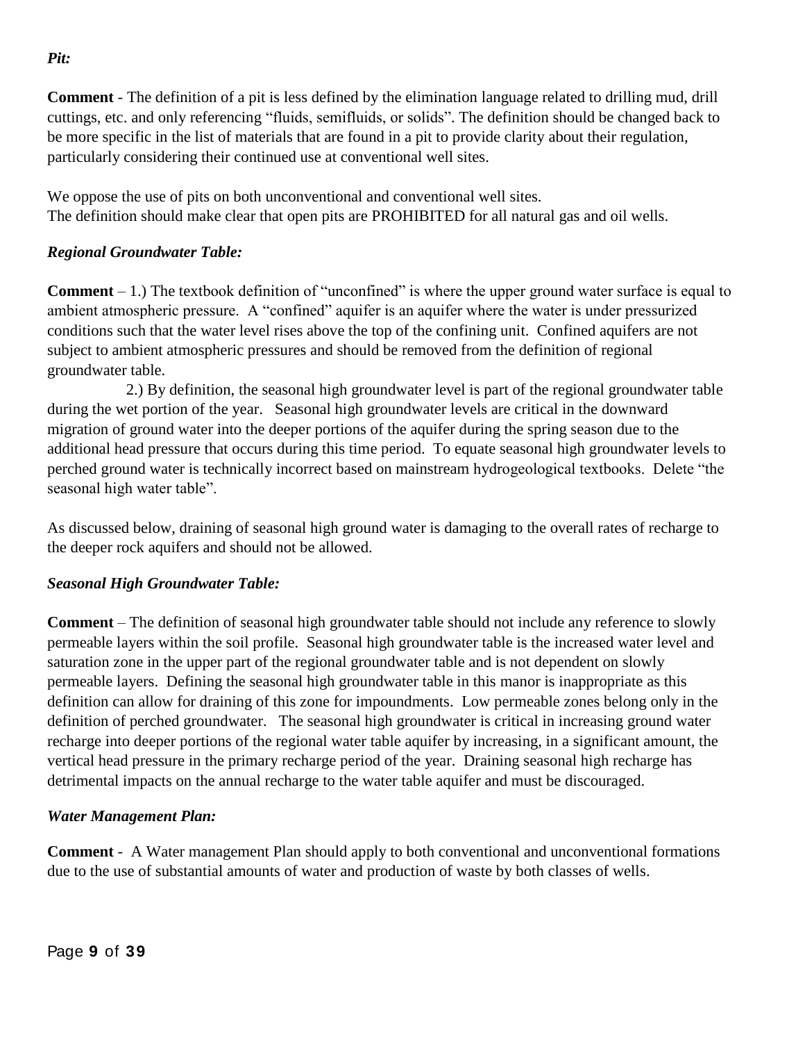***Pit:***

**Comment** - The definition of a pit is less defined by the elimination language related to drilling mud, drill cuttings, etc. and only referencing "fluids, semifluids, or solids". The definition should be changed back to be more specific in the list of materials that are found in a pit to provide clarity about their regulation, particularly considering their continued use at conventional well sites.

We oppose the use of pits on both unconventional and conventional well sites.
The definition should make clear that open pits are PROHIBITED for all natural gas and oil wells.

***Regional Groundwater Table:***

**Comment** – 1.) The textbook definition of "unconfined" is where the upper ground water surface is equal to ambient atmospheric pressure. A "confined" aquifer is an aquifer where the water is under pressurized conditions such that the water level rises above the top of the confining unit. Confined aquifers are not subject to ambient atmospheric pressures and should be removed from the definition of regional groundwater table.

2.) By definition, the seasonal high groundwater level is part of the regional groundwater table during the wet portion of the year. Seasonal high groundwater levels are critical in the downward migration of ground water into the deeper portions of the aquifer during the spring season due to the additional head pressure that occurs during this time period. To equate seasonal high groundwater levels to perched ground water is technically incorrect based on mainstream hydrogeological textbooks. Delete "the seasonal high water table".

As discussed below, draining of seasonal high ground water is damaging to the overall rates of recharge to the deeper rock aquifers and should not be allowed.

***Seasonal High Groundwater Table:***

**Comment** – The definition of seasonal high groundwater table should not include any reference to slowly permeable layers within the soil profile. Seasonal high groundwater table is the increased water level and saturation zone in the upper part of the regional groundwater table and is not dependent on slowly permeable layers. Defining the seasonal high groundwater table in this manor is inappropriate as this definition can allow for draining of this zone for impoundments. Low permeable zones belong only in the definition of perched groundwater. The seasonal high groundwater is critical in increasing ground water recharge into deeper portions of the regional water table aquifer by increasing, in a significant amount, the vertical head pressure in the primary recharge period of the year. Draining seasonal high recharge has detrimental impacts on the annual recharge to the water table aquifer and must be discouraged.

***Water Management Plan:***

**Comment** - A Water management Plan should apply to both conventional and unconventional formations due to the use of substantial amounts of water and production of waste by both classes of wells.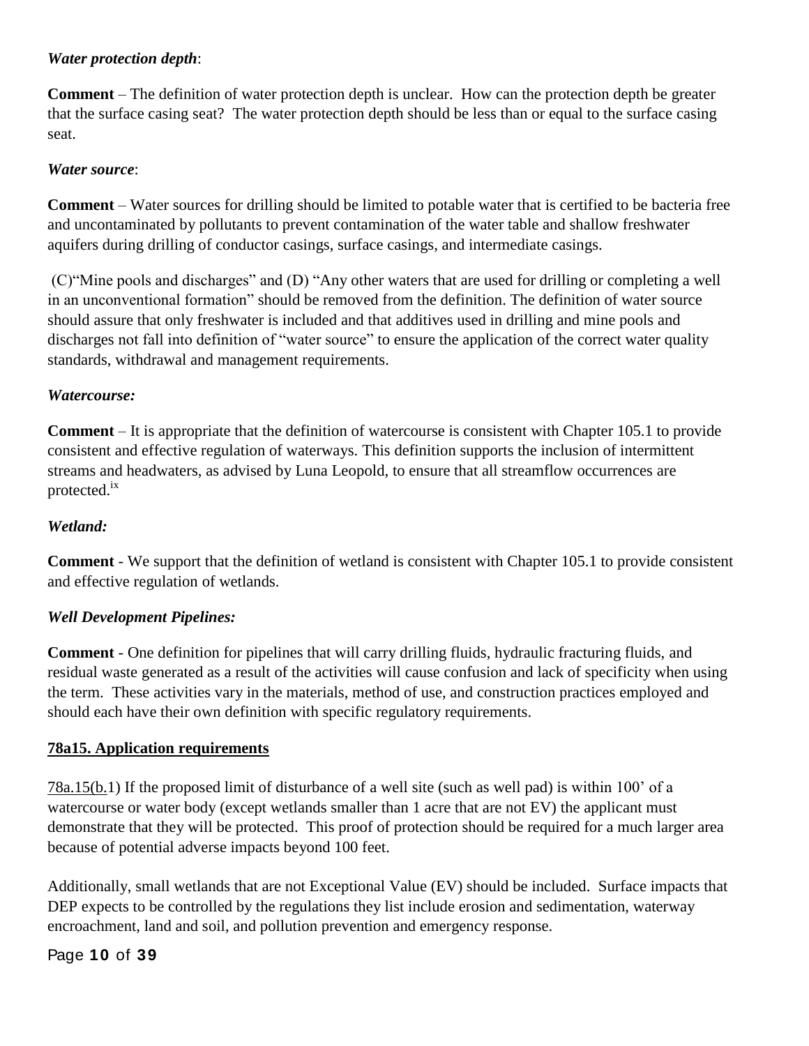***Water protection depth***:

**Comment** – The definition of water protection depth is unclear. How can the protection depth be greater that the surface casing seat? The water protection depth should be less than or equal to the surface casing seat.

***Water source***:

**Comment** – Water sources for drilling should be limited to potable water that is certified to be bacteria free and uncontaminated by pollutants to prevent contamination of the water table and shallow freshwater aquifers during drilling of conductor casings, surface casings, and intermediate casings.

(C)"Mine pools and discharges" and (D) "Any other waters that are used for drilling or completing a well in an unconventional formation" should be removed from the definition. The definition of water source should assure that only freshwater is included and that additives used in drilling and mine pools and discharges not fall into definition of "water source" to ensure the application of the correct water quality standards, withdrawal and management requirements.

***Watercourse:***

**Comment** – It is appropriate that the definition of watercourse is consistent with Chapter 105.1 to provide consistent and effective regulation of waterways. This definition supports the inclusion of intermittent streams and headwaters, as advised by Luna Leopold, to ensure that all streamflow occurrences are protected.[ix]

***Wetland:***

**Comment** - We support that the definition of wetland is consistent with Chapter 105.1 to provide consistent and effective regulation of wetlands.

***Well Development Pipelines:***

**Comment** - One definition for pipelines that will carry drilling fluids, hydraulic fracturing fluids, and residual waste generated as a result of the activities will cause confusion and lack of specificity when using the term. These activities vary in the materials, method of use, and construction practices employed and should each have their own definition with specific regulatory requirements.

**78a15. Application requirements**

78a.15(b.1) If the proposed limit of disturbance of a well site (such as well pad) is within 100' of a watercourse or water body (except wetlands smaller than 1 acre that are not EV) the applicant must demonstrate that they will be protected. This proof of protection should be required for a much larger area because of potential adverse impacts beyond 100 feet.

Additionally, small wetlands that are not Exceptional Value (EV) should be included. Surface impacts that DEP expects to be controlled by the regulations they list include erosion and sedimentation, waterway encroachment, land and soil, and pollution prevention and emergency response.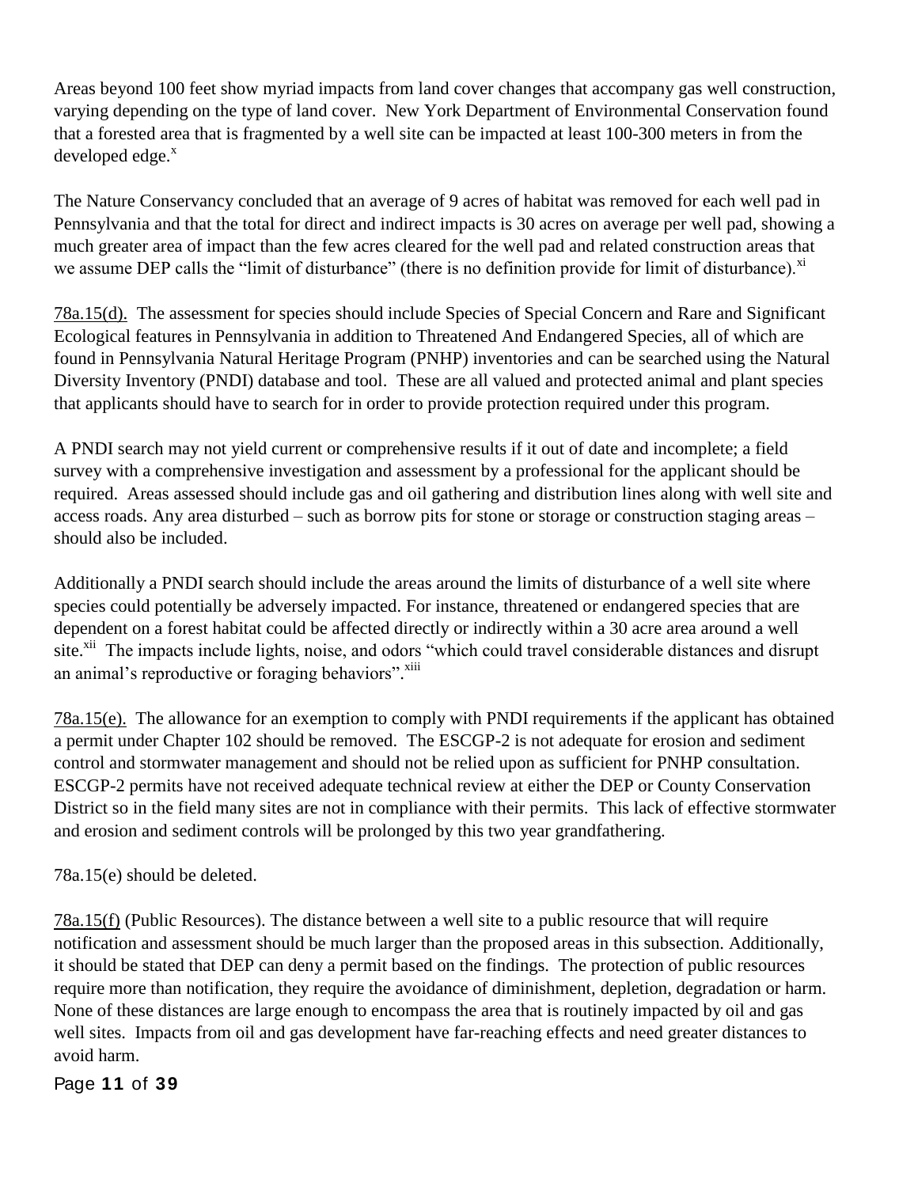Areas beyond 100 feet show myriad impacts from land cover changes that accompany gas well construction, varying depending on the type of land cover. New York Department of Environmental Conservation found that a forested area that is fragmented by a well site can be impacted at least 100-300 meters in from the developed edge.[x]

The Nature Conservancy concluded that an average of 9 acres of habitat was removed for each well pad in Pennsylvania and that the total for direct and indirect impacts is 30 acres on average per well pad, showing a much greater area of impact than the few acres cleared for the well pad and related construction areas that we assume DEP calls the "limit of disturbance" (there is no definition provide for limit of disturbance).[xi]

78a.15(d). The assessment for species should include Species of Special Concern and Rare and Significant Ecological features in Pennsylvania in addition to Threatened And Endangered Species, all of which are found in Pennsylvania Natural Heritage Program (PNHP) inventories and can be searched using the Natural Diversity Inventory (PNDI) database and tool. These are all valued and protected animal and plant species that applicants should have to search for in order to provide protection required under this program.

A PNDI search may not yield current or comprehensive results if it out of date and incomplete; a field survey with a comprehensive investigation and assessment by a professional for the applicant should be required. Areas assessed should include gas and oil gathering and distribution lines along with well site and access roads. Any area disturbed – such as borrow pits for stone or storage or construction staging areas – should also be included.

Additionally a PNDI search should include the areas around the limits of disturbance of a well site where species could potentially be adversely impacted. For instance, threatened or endangered species that are dependent on a forest habitat could be affected directly or indirectly within a 30 acre area around a well site.[xii] The impacts include lights, noise, and odors "which could travel considerable distances and disrupt an animal's reproductive or foraging behaviors".[xiii]

78a.15(e). The allowance for an exemption to comply with PNDI requirements if the applicant has obtained a permit under Chapter 102 should be removed. The ESCGP-2 is not adequate for erosion and sediment control and stormwater management and should not be relied upon as sufficient for PNHP consultation. ESCGP-2 permits have not received adequate technical review at either the DEP or County Conservation District so in the field many sites are not in compliance with their permits. This lack of effective stormwater and erosion and sediment controls will be prolonged by this two year grandfathering.

78a.15(e) should be deleted.

78a.15(f) (Public Resources). The distance between a well site to a public resource that will require notification and assessment should be much larger than the proposed areas in this subsection. Additionally, it should be stated that DEP can deny a permit based on the findings. The protection of public resources require more than notification, they require the avoidance of diminishment, depletion, degradation or harm. None of these distances are large enough to encompass the area that is routinely impacted by oil and gas well sites. Impacts from oil and gas development have far-reaching effects and need greater distances to avoid harm.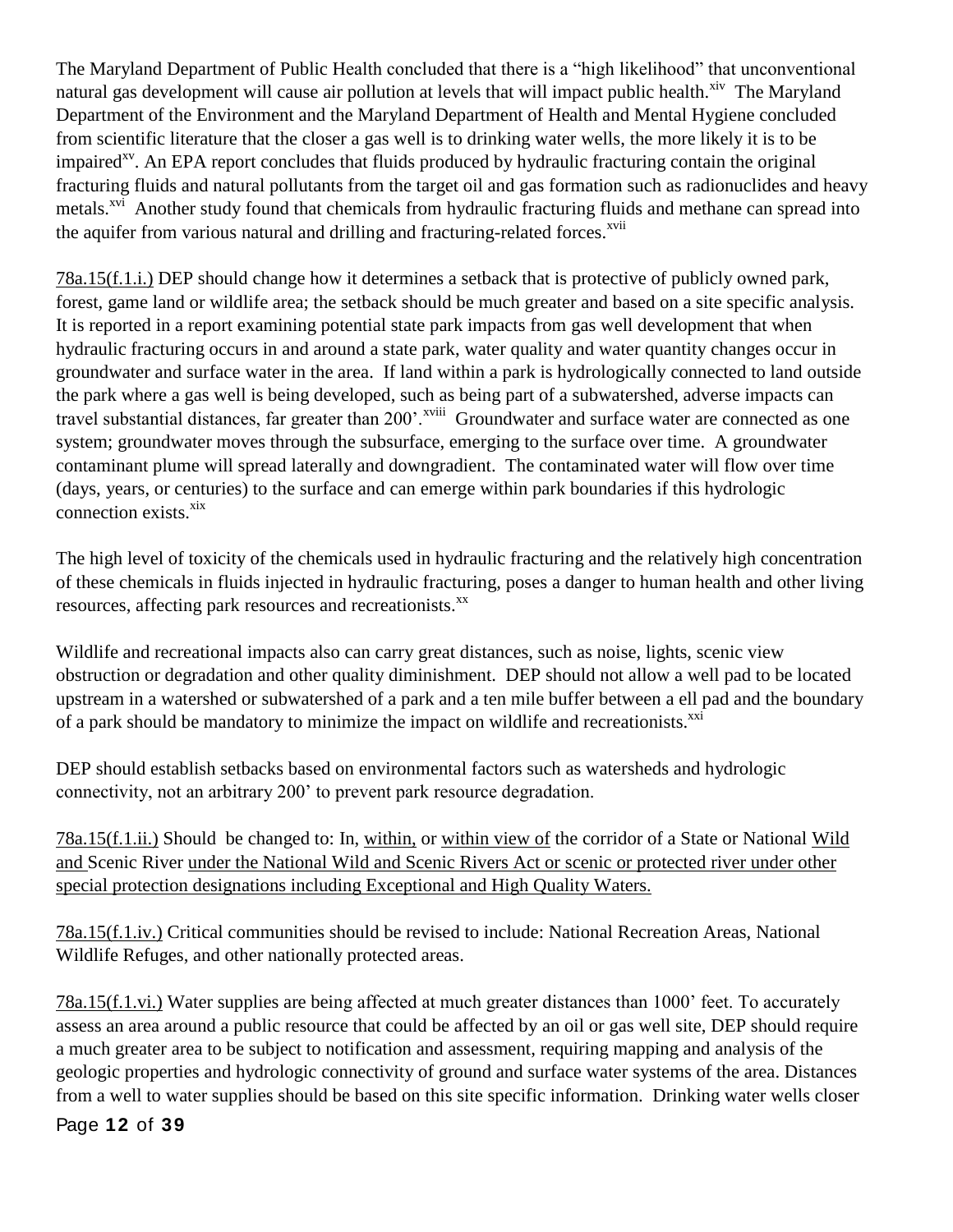The Maryland Department of Public Health concluded that there is a "high likelihood" that unconventional natural gas development will cause air pollution at levels that will impact public health.[xiv] The Maryland Department of the Environment and the Maryland Department of Health and Mental Hygiene concluded from scientific literature that the closer a gas well is to drinking water wells, the more likely it is to be impaired[xv]. An EPA report concludes that fluids produced by hydraulic fracturing contain the original fracturing fluids and natural pollutants from the target oil and gas formation such as radionuclides and heavy metals.[xvi] Another study found that chemicals from hydraulic fracturing fluids and methane can spread into the aquifer from various natural and drilling and fracturing-related forces.[xvii]

<u>78a.15(f.1.i.)</u> DEP should change how it determines a setback that is protective of publicly owned park, forest, game land or wildlife area; the setback should be much greater and based on a site specific analysis. It is reported in a report examining potential state park impacts from gas well development that when hydraulic fracturing occurs in and around a state park, water quality and water quantity changes occur in groundwater and surface water in the area. If land within a park is hydrologically connected to land outside the park where a gas well is being developed, such as being part of a subwatershed, adverse impacts can travel substantial distances, far greater than 200'.[xviii] Groundwater and surface water are connected as one system; groundwater moves through the subsurface, emerging to the surface over time. A groundwater contaminant plume will spread laterally and downgradient. The contaminated water will flow over time (days, years, or centuries) to the surface and can emerge within park boundaries if this hydrologic connection exists.[xix]

The high level of toxicity of the chemicals used in hydraulic fracturing and the relatively high concentration of these chemicals in fluids injected in hydraulic fracturing, poses a danger to human health and other living resources, affecting park resources and recreationists.[xx]

Wildlife and recreational impacts also can carry great distances, such as noise, lights, scenic view obstruction or degradation and other quality diminishment. DEP should not allow a well pad to be located upstream in a watershed or subwatershed of a park and a ten mile buffer between a ell pad and the boundary of a park should be mandatory to minimize the impact on wildlife and recreationists.[xxi]

DEP should establish setbacks based on environmental factors such as watersheds and hydrologic connectivity, not an arbitrary 200' to prevent park resource degradation.

<u>78a.15(f.1.ii.)</u> Should be changed to: In, <u>within,</u> or <u>within view of</u> the corridor of a State or National <u>Wild and</u> Scenic River <u>under the National Wild and Scenic Rivers Act or scenic or protected river under other special protection designations including Exceptional and High Quality Waters.</u>

<u>78a.15(f.1.iv.)</u> Critical communities should be revised to include: National Recreation Areas, National Wildlife Refuges, and other nationally protected areas.

<u>78a.15(f.1.vi.)</u> Water supplies are being affected at much greater distances than 1000' feet. To accurately assess an area around a public resource that could be affected by an oil or gas well site, DEP should require a much greater area to be subject to notification and assessment, requiring mapping and analysis of the geologic properties and hydrologic connectivity of ground and surface water systems of the area. Distances from a well to water supplies should be based on this site specific information. Drinking water wells closer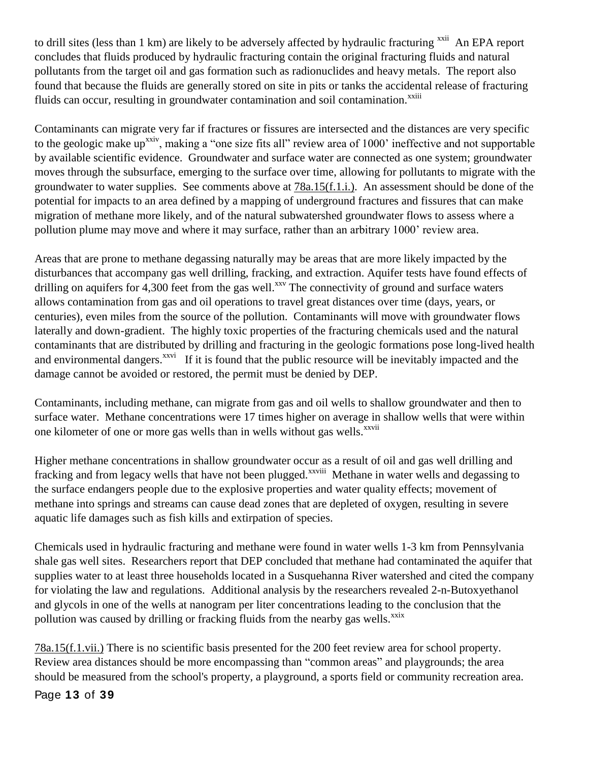to drill sites (less than 1 km) are likely to be adversely affected by hydraulic fracturing [xxii] An EPA report concludes that fluids produced by hydraulic fracturing contain the original fracturing fluids and natural pollutants from the target oil and gas formation such as radionuclides and heavy metals. The report also found that because the fluids are generally stored on site in pits or tanks the accidental release of fracturing fluids can occur, resulting in groundwater contamination and soil contamination.[xxiii]

Contaminants can migrate very far if fractures or fissures are intersected and the distances are very specific to the geologic make up[xxiv], making a "one size fits all" review area of 1000' ineffective and not supportable by available scientific evidence. Groundwater and surface water are connected as one system; groundwater moves through the subsurface, emerging to the surface over time, allowing for pollutants to migrate with the groundwater to water supplies. See comments above at 78a.15(f.1.i.). An assessment should be done of the potential for impacts to an area defined by a mapping of underground fractures and fissures that can make migration of methane more likely, and of the natural subwatershed groundwater flows to assess where a pollution plume may move and where it may surface, rather than an arbitrary 1000' review area.

Areas that are prone to methane degassing naturally may be areas that are more likely impacted by the disturbances that accompany gas well drilling, fracking, and extraction. Aquifer tests have found effects of drilling on aquifers for 4,300 feet from the gas well.[xxv] The connectivity of ground and surface waters allows contamination from gas and oil operations to travel great distances over time (days, years, or centuries), even miles from the source of the pollution. Contaminants will move with groundwater flows laterally and down-gradient. The highly toxic properties of the fracturing chemicals used and the natural contaminants that are distributed by drilling and fracturing in the geologic formations pose long-lived health and environmental dangers.[xxvi] If it is found that the public resource will be inevitably impacted and the damage cannot be avoided or restored, the permit must be denied by DEP.

Contaminants, including methane, can migrate from gas and oil wells to shallow groundwater and then to surface water. Methane concentrations were 17 times higher on average in shallow wells that were within one kilometer of one or more gas wells than in wells without gas wells.[xxvii]

Higher methane concentrations in shallow groundwater occur as a result of oil and gas well drilling and fracking and from legacy wells that have not been plugged.[xxviii] Methane in water wells and degassing to the surface endangers people due to the explosive properties and water quality effects; movement of methane into springs and streams can cause dead zones that are depleted of oxygen, resulting in severe aquatic life damages such as fish kills and extirpation of species.

Chemicals used in hydraulic fracturing and methane were found in water wells 1-3 km from Pennsylvania shale gas well sites. Researchers report that DEP concluded that methane had contaminated the aquifer that supplies water to at least three households located in a Susquehanna River watershed and cited the company for violating the law and regulations. Additional analysis by the researchers revealed 2-n-Butoxyethanol and glycols in one of the wells at nanogram per liter concentrations leading to the conclusion that the pollution was caused by drilling or fracking fluids from the nearby gas wells.[xxix]

78a.15(f.1.vii.) There is no scientific basis presented for the 200 feet review area for school property. Review area distances should be more encompassing than "common areas" and playgrounds; the area should be measured from the school's property, a playground, a sports field or community recreation area.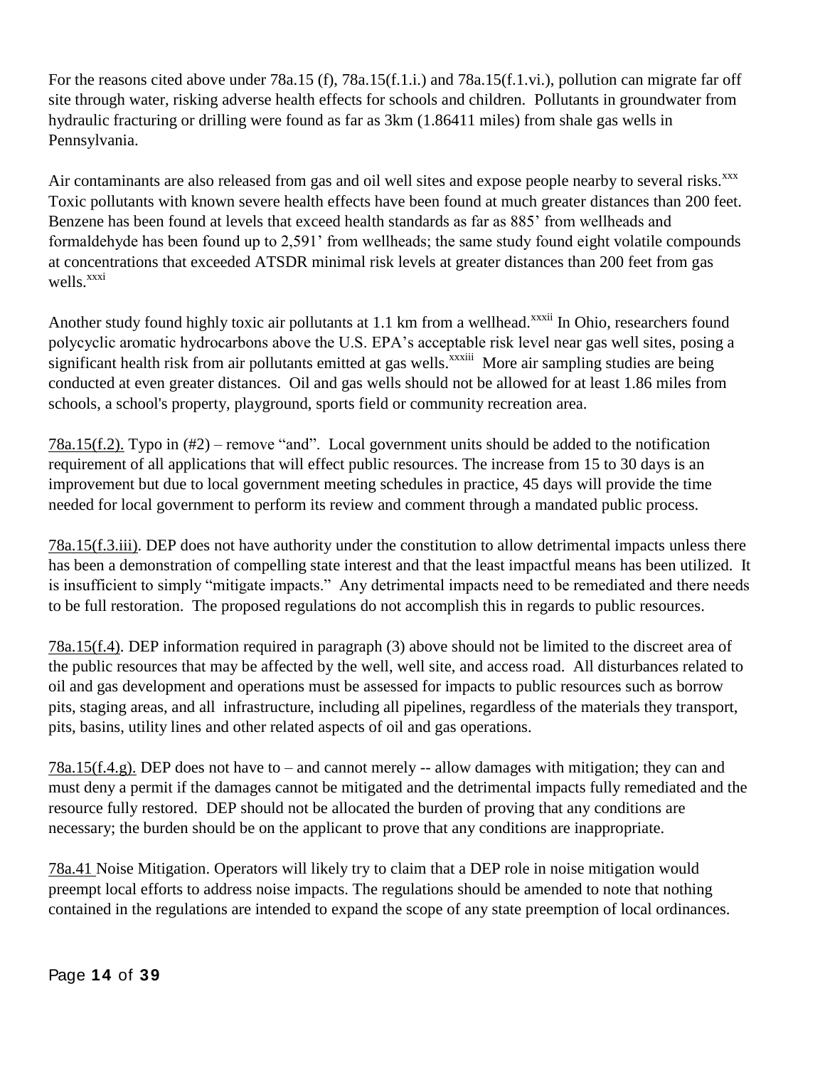For the reasons cited above under 78a.15 (f), 78a.15(f.1.i.) and 78a.15(f.1.vi.), pollution can migrate far off site through water, risking adverse health effects for schools and children. Pollutants in groundwater from hydraulic fracturing or drilling were found as far as 3km (1.86411 miles) from shale gas wells in Pennsylvania.

Air contaminants are also released from gas and oil well sites and expose people nearby to several risks.[xxx] Toxic pollutants with known severe health effects have been found at much greater distances than 200 feet. Benzene has been found at levels that exceed health standards as far as 885' from wellheads and formaldehyde has been found up to 2,591' from wellheads; the same study found eight volatile compounds at concentrations that exceeded ATSDR minimal risk levels at greater distances than 200 feet from gas wells.[xxxi]

Another study found highly toxic air pollutants at 1.1 km from a wellhead.[xxxii] In Ohio, researchers found polycyclic aromatic hydrocarbons above the U.S. EPA's acceptable risk level near gas well sites, posing a significant health risk from air pollutants emitted at gas wells.[xxxiii] More air sampling studies are being conducted at even greater distances. Oil and gas wells should not be allowed for at least 1.86 miles from schools, a school's property, playground, sports field or community recreation area.

<u>78a.15(f.2).</u> Typo in (#2) – remove "and". Local government units should be added to the notification requirement of all applications that will effect public resources. The increase from 15 to 30 days is an improvement but due to local government meeting schedules in practice, 45 days will provide the time needed for local government to perform its review and comment through a mandated public process.

<u>78a.15(f.3.iii)</u>. DEP does not have authority under the constitution to allow detrimental impacts unless there has been a demonstration of compelling state interest and that the least impactful means has been utilized. It is insufficient to simply "mitigate impacts." Any detrimental impacts need to be remediated and there needs to be full restoration. The proposed regulations do not accomplish this in regards to public resources.

<u>78a.15(f.4)</u>. DEP information required in paragraph (3) above should not be limited to the discreet area of the public resources that may be affected by the well, well site, and access road. All disturbances related to oil and gas development and operations must be assessed for impacts to public resources such as borrow pits, staging areas, and all infrastructure, including all pipelines, regardless of the materials they transport, pits, basins, utility lines and other related aspects of oil and gas operations.

<u>78a.15(f.4.g).</u> DEP does not have to – and cannot merely -- allow damages with mitigation; they can and must deny a permit if the damages cannot be mitigated and the detrimental impacts fully remediated and the resource fully restored. DEP should not be allocated the burden of proving that any conditions are necessary; the burden should be on the applicant to prove that any conditions are inappropriate.

<u>78a.41</u> Noise Mitigation. Operators will likely try to claim that a DEP role in noise mitigation would preempt local efforts to address noise impacts. The regulations should be amended to note that nothing contained in the regulations are intended to expand the scope of any state preemption of local ordinances.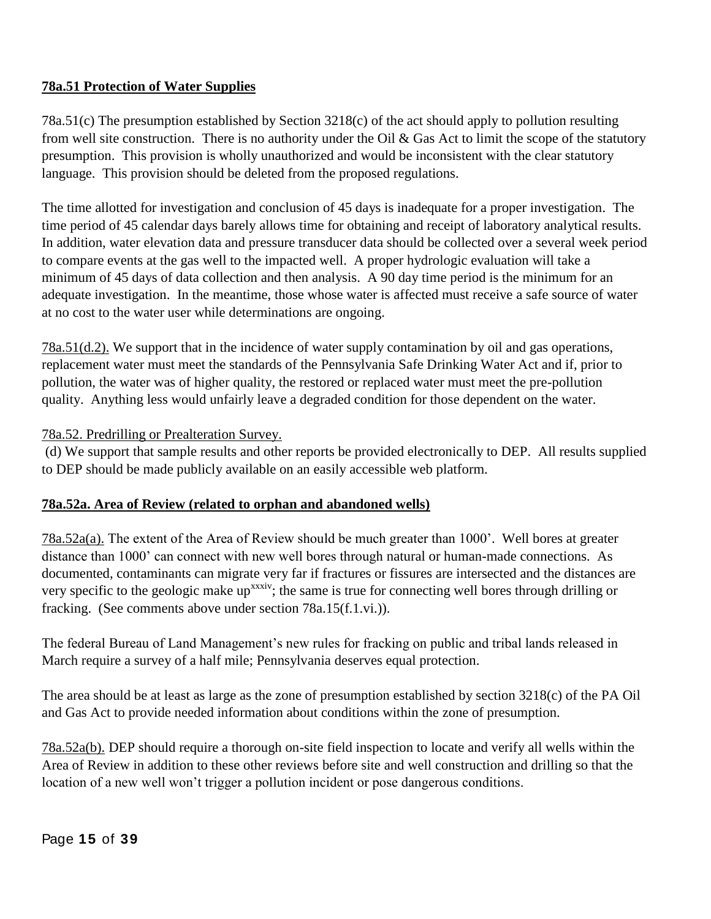**78a.51 Protection of Water Supplies**

78a.51(c) The presumption established by Section 3218(c) of the act should apply to pollution resulting from well site construction. There is no authority under the Oil & Gas Act to limit the scope of the statutory presumption. This provision is wholly unauthorized and would be inconsistent with the clear statutory language. This provision should be deleted from the proposed regulations.

The time allotted for investigation and conclusion of 45 days is inadequate for a proper investigation. The time period of 45 calendar days barely allows time for obtaining and receipt of laboratory analytical results. In addition, water elevation data and pressure transducer data should be collected over a several week period to compare events at the gas well to the impacted well. A proper hydrologic evaluation will take a minimum of 45 days of data collection and then analysis. A 90 day time period is the minimum for an adequate investigation. In the meantime, those whose water is affected must receive a safe source of water at no cost to the water user while determinations are ongoing.

78a.51(d.2). We support that in the incidence of water supply contamination by oil and gas operations, replacement water must meet the standards of the Pennsylvania Safe Drinking Water Act and if, prior to pollution, the water was of higher quality, the restored or replaced water must meet the pre-pollution quality. Anything less would unfairly leave a degraded condition for those dependent on the water.

78a.52. Predrilling or Prealteration Survey.

(d) We support that sample results and other reports be provided electronically to DEP. All results supplied to DEP should be made publicly available on an easily accessible web platform.

**78a.52a. Area of Review (related to orphan and abandoned wells)**

78a.52a(a). The extent of the Area of Review should be much greater than 1000'. Well bores at greater distance than 1000' can connect with new well bores through natural or human-made connections. As documented, contaminants can migrate very far if fractures or fissures are intersected and the distances are very specific to the geologic make up[xxxiv]; the same is true for connecting well bores through drilling or fracking. (See comments above under section 78a.15(f.1.vi.)).

The federal Bureau of Land Management's new rules for fracking on public and tribal lands released in March require a survey of a half mile; Pennsylvania deserves equal protection.

The area should be at least as large as the zone of presumption established by section 3218(c) of the PA Oil and Gas Act to provide needed information about conditions within the zone of presumption.

78a.52a(b). DEP should require a thorough on-site field inspection to locate and verify all wells within the Area of Review in addition to these other reviews before site and well construction and drilling so that the location of a new well won't trigger a pollution incident or pose dangerous conditions.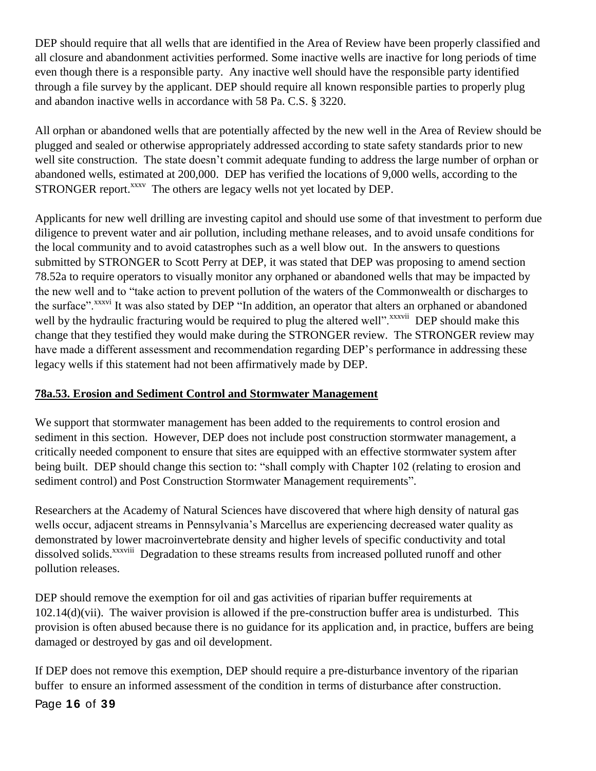DEP should require that all wells that are identified in the Area of Review have been properly classified and all closure and abandonment activities performed. Some inactive wells are inactive for long periods of time even though there is a responsible party. Any inactive well should have the responsible party identified through a file survey by the applicant. DEP should require all known responsible parties to properly plug and abandon inactive wells in accordance with 58 Pa. C.S. § 3220.

All orphan or abandoned wells that are potentially affected by the new well in the Area of Review should be plugged and sealed or otherwise appropriately addressed according to state safety standards prior to new well site construction. The state doesn't commit adequate funding to address the large number of orphan or abandoned wells, estimated at 200,000. DEP has verified the locations of 9,000 wells, according to the STRONGER report.[xxxv] The others are legacy wells not yet located by DEP.

Applicants for new well drilling are investing capitol and should use some of that investment to perform due diligence to prevent water and air pollution, including methane releases, and to avoid unsafe conditions for the local community and to avoid catastrophes such as a well blow out. In the answers to questions submitted by STRONGER to Scott Perry at DEP, it was stated that DEP was proposing to amend section 78.52a to require operators to visually monitor any orphaned or abandoned wells that may be impacted by the new well and to "take action to prevent pollution of the waters of the Commonwealth or discharges to the surface".[xxxvi] It was also stated by DEP "In addition, an operator that alters an orphaned or abandoned well by the hydraulic fracturing would be required to plug the altered well".[xxxvii] DEP should make this change that they testified they would make during the STRONGER review. The STRONGER review may have made a different assessment and recommendation regarding DEP's performance in addressing these legacy wells if this statement had not been affirmatively made by DEP.

**78a.53. Erosion and Sediment Control and Stormwater Management**

We support that stormwater management has been added to the requirements to control erosion and sediment in this section. However, DEP does not include post construction stormwater management, a critically needed component to ensure that sites are equipped with an effective stormwater system after being built. DEP should change this section to: "shall comply with Chapter 102 (relating to erosion and sediment control) and Post Construction Stormwater Management requirements".

Researchers at the Academy of Natural Sciences have discovered that where high density of natural gas wells occur, adjacent streams in Pennsylvania's Marcellus are experiencing decreased water quality as demonstrated by lower macroinvertebrate density and higher levels of specific conductivity and total dissolved solids.[xxxviii] Degradation to these streams results from increased polluted runoff and other pollution releases.

DEP should remove the exemption for oil and gas activities of riparian buffer requirements at 102.14(d)(vii). The waiver provision is allowed if the pre-construction buffer area is undisturbed. This provision is often abused because there is no guidance for its application and, in practice, buffers are being damaged or destroyed by gas and oil development.

If DEP does not remove this exemption, DEP should require a pre-disturbance inventory of the riparian buffer to ensure an informed assessment of the condition in terms of disturbance after construction.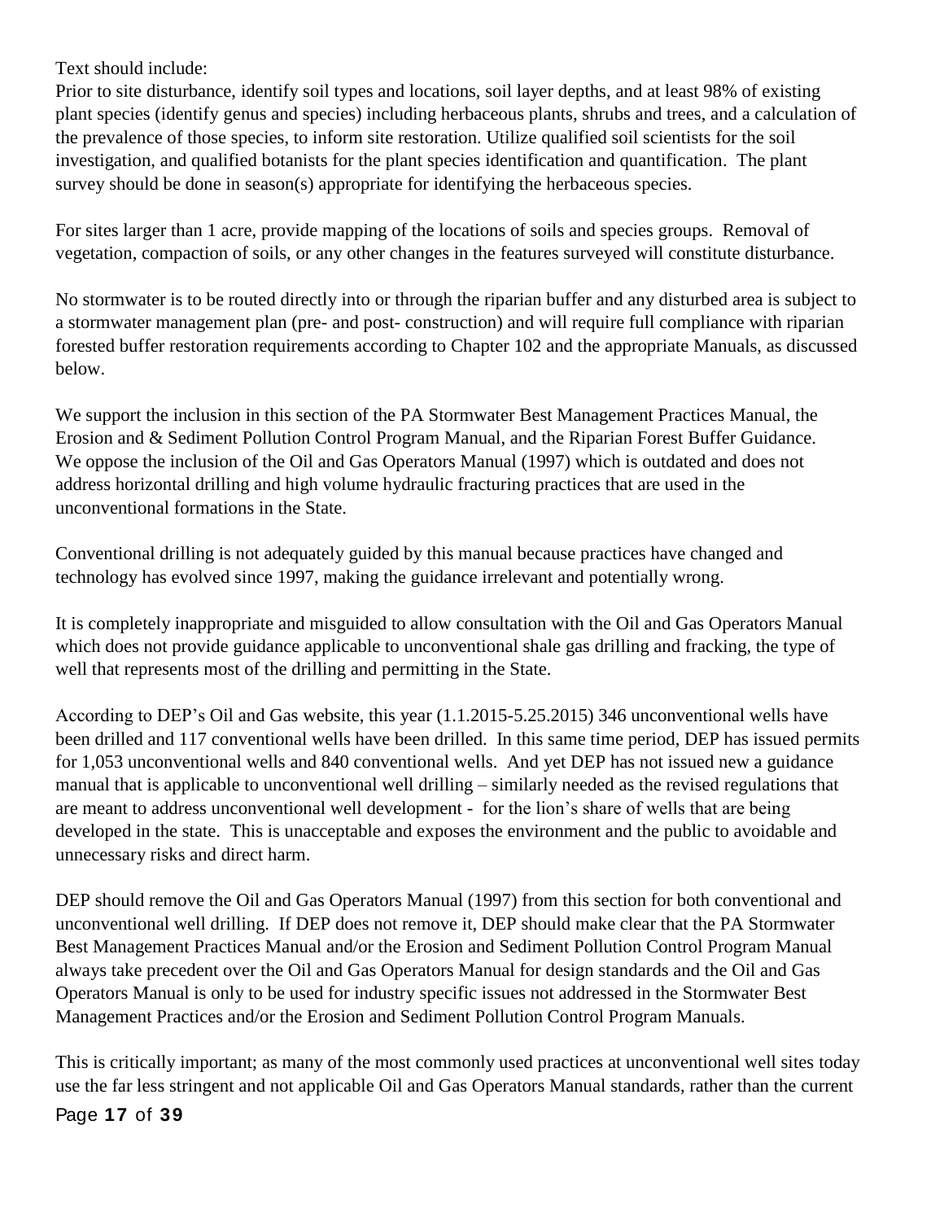Text should include:

Prior to site disturbance, identify soil types and locations, soil layer depths, and at least 98% of existing plant species (identify genus and species) including herbaceous plants, shrubs and trees, and a calculation of the prevalence of those species, to inform site restoration. Utilize qualified soil scientists for the soil investigation, and qualified botanists for the plant species identification and quantification. The plant survey should be done in season(s) appropriate for identifying the herbaceous species.

For sites larger than 1 acre, provide mapping of the locations of soils and species groups. Removal of vegetation, compaction of soils, or any other changes in the features surveyed will constitute disturbance.

No stormwater is to be routed directly into or through the riparian buffer and any disturbed area is subject to a stormwater management plan (pre- and post- construction) and will require full compliance with riparian forested buffer restoration requirements according to Chapter 102 and the appropriate Manuals, as discussed below.

We support the inclusion in this section of the PA Stormwater Best Management Practices Manual, the Erosion and & Sediment Pollution Control Program Manual, and the Riparian Forest Buffer Guidance. We oppose the inclusion of the Oil and Gas Operators Manual (1997) which is outdated and does not address horizontal drilling and high volume hydraulic fracturing practices that are used in the unconventional formations in the State.

Conventional drilling is not adequately guided by this manual because practices have changed and technology has evolved since 1997, making the guidance irrelevant and potentially wrong.

It is completely inappropriate and misguided to allow consultation with the Oil and Gas Operators Manual which does not provide guidance applicable to unconventional shale gas drilling and fracking, the type of well that represents most of the drilling and permitting in the State.

According to DEP's Oil and Gas website, this year (1.1.2015-5.25.2015) 346 unconventional wells have been drilled and 117 conventional wells have been drilled. In this same time period, DEP has issued permits for 1,053 unconventional wells and 840 conventional wells. And yet DEP has not issued new a guidance manual that is applicable to unconventional well drilling – similarly needed as the revised regulations that are meant to address unconventional well development - for the lion's share of wells that are being developed in the state. This is unacceptable and exposes the environment and the public to avoidable and unnecessary risks and direct harm.

DEP should remove the Oil and Gas Operators Manual (1997) from this section for both conventional and unconventional well drilling. If DEP does not remove it, DEP should make clear that the PA Stormwater Best Management Practices Manual and/or the Erosion and Sediment Pollution Control Program Manual always take precedent over the Oil and Gas Operators Manual for design standards and the Oil and Gas Operators Manual is only to be used for industry specific issues not addressed in the Stormwater Best Management Practices and/or the Erosion and Sediment Pollution Control Program Manuals.

This is critically important; as many of the most commonly used practices at unconventional well sites today use the far less stringent and not applicable Oil and Gas Operators Manual standards, rather than the current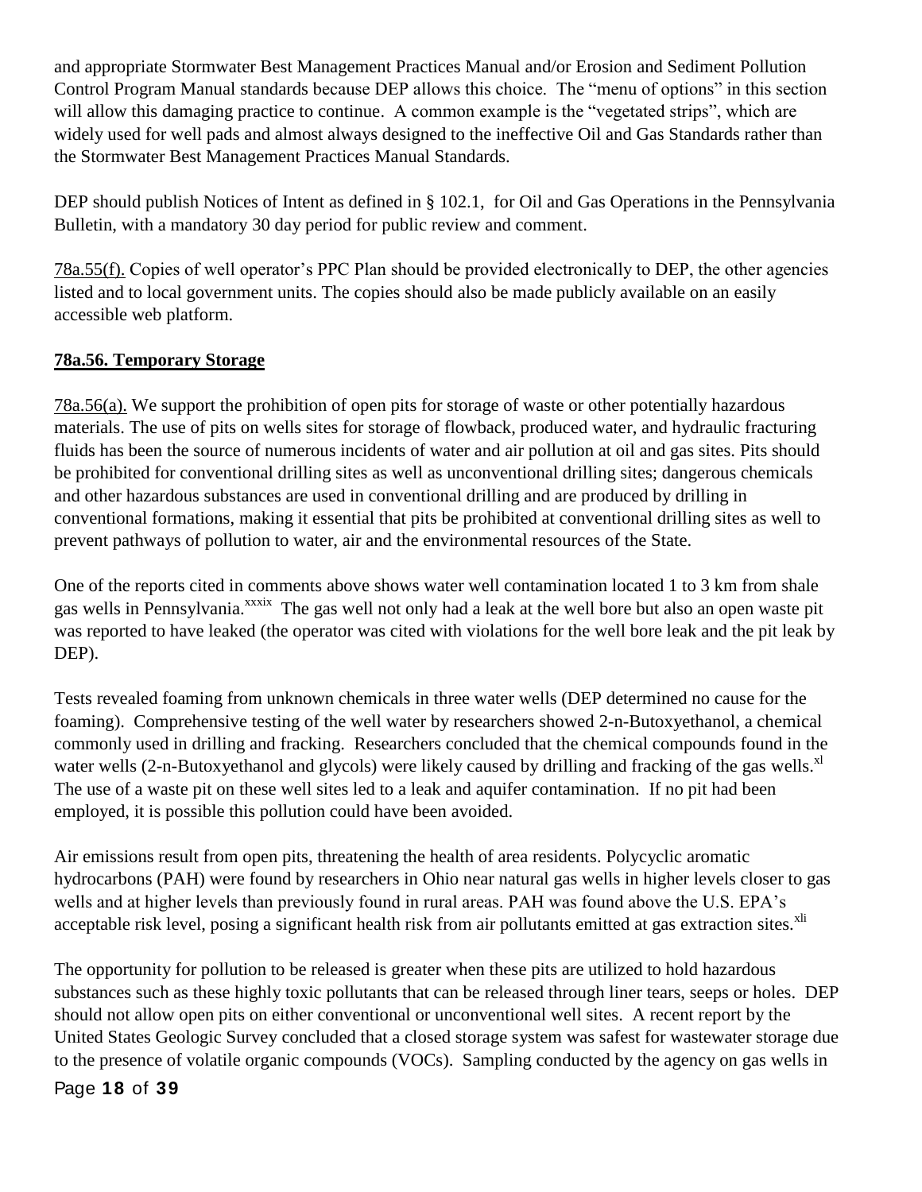and appropriate Stormwater Best Management Practices Manual and/or Erosion and Sediment Pollution Control Program Manual standards because DEP allows this choice. The "menu of options" in this section will allow this damaging practice to continue. A common example is the "vegetated strips", which are widely used for well pads and almost always designed to the ineffective Oil and Gas Standards rather than the Stormwater Best Management Practices Manual Standards.

DEP should publish Notices of Intent as defined in § 102.1, for Oil and Gas Operations in the Pennsylvania Bulletin, with a mandatory 30 day period for public review and comment.

78a.55(f). Copies of well operator's PPC Plan should be provided electronically to DEP, the other agencies listed and to local government units. The copies should also be made publicly available on an easily accessible web platform.

## 78a.56. Temporary Storage

78a.56(a). We support the prohibition of open pits for storage of waste or other potentially hazardous materials. The use of pits on wells sites for storage of flowback, produced water, and hydraulic fracturing fluids has been the source of numerous incidents of water and air pollution at oil and gas sites. Pits should be prohibited for conventional drilling sites as well as unconventional drilling sites; dangerous chemicals and other hazardous substances are used in conventional drilling and are produced by drilling in conventional formations, making it essential that pits be prohibited at conventional drilling sites as well to prevent pathways of pollution to water, air and the environmental resources of the State.

One of the reports cited in comments above shows water well contamination located 1 to 3 km from shale gas wells in Pennsylvania.[xxxix] The gas well not only had a leak at the well bore but also an open waste pit was reported to have leaked (the operator was cited with violations for the well bore leak and the pit leak by DEP).

Tests revealed foaming from unknown chemicals in three water wells (DEP determined no cause for the foaming). Comprehensive testing of the well water by researchers showed 2-n-Butoxyethanol, a chemical commonly used in drilling and fracking. Researchers concluded that the chemical compounds found in the water wells (2-n-Butoxyethanol and glycols) were likely caused by drilling and fracking of the gas wells.[xl] The use of a waste pit on these well sites led to a leak and aquifer contamination. If no pit had been employed, it is possible this pollution could have been avoided.

Air emissions result from open pits, threatening the health of area residents. Polycyclic aromatic hydrocarbons (PAH) were found by researchers in Ohio near natural gas wells in higher levels closer to gas wells and at higher levels than previously found in rural areas. PAH was found above the U.S. EPA's acceptable risk level, posing a significant health risk from air pollutants emitted at gas extraction sites.[xli]

The opportunity for pollution to be released is greater when these pits are utilized to hold hazardous substances such as these highly toxic pollutants that can be released through liner tears, seeps or holes. DEP should not allow open pits on either conventional or unconventional well sites. A recent report by the United States Geologic Survey concluded that a closed storage system was safest for wastewater storage due to the presence of volatile organic compounds (VOCs). Sampling conducted by the agency on gas wells in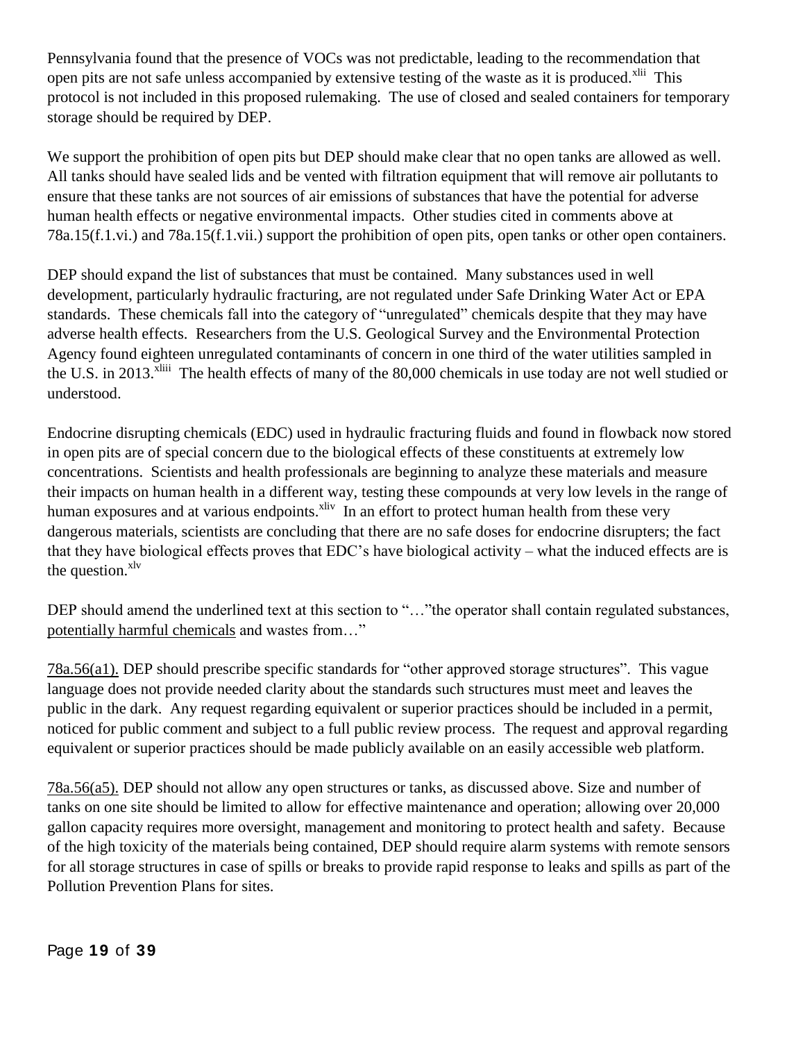Pennsylvania found that the presence of VOCs was not predictable, leading to the recommendation that open pits are not safe unless accompanied by extensive testing of the waste as it is produced.[xlii] This protocol is not included in this proposed rulemaking. The use of closed and sealed containers for temporary storage should be required by DEP.

We support the prohibition of open pits but DEP should make clear that no open tanks are allowed as well. All tanks should have sealed lids and be vented with filtration equipment that will remove air pollutants to ensure that these tanks are not sources of air emissions of substances that have the potential for adverse human health effects or negative environmental impacts. Other studies cited in comments above at 78a.15(f.1.vi.) and 78a.15(f.1.vii.) support the prohibition of open pits, open tanks or other open containers.

DEP should expand the list of substances that must be contained. Many substances used in well development, particularly hydraulic fracturing, are not regulated under Safe Drinking Water Act or EPA standards. These chemicals fall into the category of "unregulated" chemicals despite that they may have adverse health effects. Researchers from the U.S. Geological Survey and the Environmental Protection Agency found eighteen unregulated contaminants of concern in one third of the water utilities sampled in the U.S. in 2013.[xliii] The health effects of many of the 80,000 chemicals in use today are not well studied or understood.

Endocrine disrupting chemicals (EDC) used in hydraulic fracturing fluids and found in flowback now stored in open pits are of special concern due to the biological effects of these constituents at extremely low concentrations. Scientists and health professionals are beginning to analyze these materials and measure their impacts on human health in a different way, testing these compounds at very low levels in the range of human exposures and at various endpoints.[xliv] In an effort to protect human health from these very dangerous materials, scientists are concluding that there are no safe doses for endocrine disrupters; the fact that they have biological effects proves that EDC's have biological activity – what the induced effects are is the question.[xlv]

DEP should amend the underlined text at this section to "…"the operator shall contain regulated substances, potentially harmful chemicals and wastes from…"

78a.56(a1). DEP should prescribe specific standards for "other approved storage structures". This vague language does not provide needed clarity about the standards such structures must meet and leaves the public in the dark. Any request regarding equivalent or superior practices should be included in a permit, noticed for public comment and subject to a full public review process. The request and approval regarding equivalent or superior practices should be made publicly available on an easily accessible web platform.

78a.56(a5). DEP should not allow any open structures or tanks, as discussed above. Size and number of tanks on one site should be limited to allow for effective maintenance and operation; allowing over 20,000 gallon capacity requires more oversight, management and monitoring to protect health and safety. Because of the high toxicity of the materials being contained, DEP should require alarm systems with remote sensors for all storage structures in case of spills or breaks to provide rapid response to leaks and spills as part of the Pollution Prevention Plans for sites.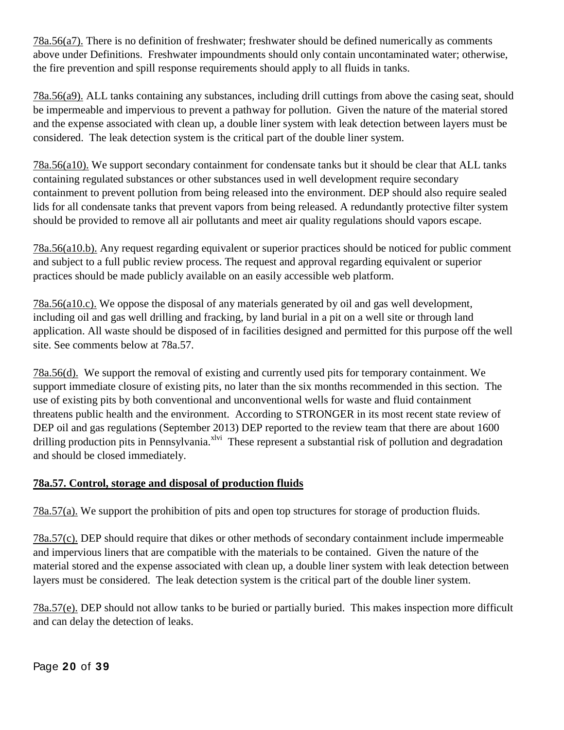78a.56(a7). There is no definition of freshwater; freshwater should be defined numerically as comments above under Definitions. Freshwater impoundments should only contain uncontaminated water; otherwise, the fire prevention and spill response requirements should apply to all fluids in tanks.

78a.56(a9). ALL tanks containing any substances, including drill cuttings from above the casing seat, should be impermeable and impervious to prevent a pathway for pollution. Given the nature of the material stored and the expense associated with clean up, a double liner system with leak detection between layers must be considered. The leak detection system is the critical part of the double liner system.

78a.56(a10). We support secondary containment for condensate tanks but it should be clear that ALL tanks containing regulated substances or other substances used in well development require secondary containment to prevent pollution from being released into the environment. DEP should also require sealed lids for all condensate tanks that prevent vapors from being released. A redundantly protective filter system should be provided to remove all air pollutants and meet air quality regulations should vapors escape.

78a.56(a10.b). Any request regarding equivalent or superior practices should be noticed for public comment and subject to a full public review process. The request and approval regarding equivalent or superior practices should be made publicly available on an easily accessible web platform.

78a.56(a10.c). We oppose the disposal of any materials generated by oil and gas well development, including oil and gas well drilling and fracking, by land burial in a pit on a well site or through land application. All waste should be disposed of in facilities designed and permitted for this purpose off the well site. See comments below at 78a.57.

78a.56(d). We support the removal of existing and currently used pits for temporary containment. We support immediate closure of existing pits, no later than the six months recommended in this section. The use of existing pits by both conventional and unconventional wells for waste and fluid containment threatens public health and the environment. According to STRONGER in its most recent state review of DEP oil and gas regulations (September 2013) DEP reported to the review team that there are about 1600 drilling production pits in Pennsylvania.[xlvi] These represent a substantial risk of pollution and degradation and should be closed immediately.

## 78a.57. Control, storage and disposal of production fluids

78a.57(a). We support the prohibition of pits and open top structures for storage of production fluids.

78a.57(c). DEP should require that dikes or other methods of secondary containment include impermeable and impervious liners that are compatible with the materials to be contained. Given the nature of the material stored and the expense associated with clean up, a double liner system with leak detection between layers must be considered. The leak detection system is the critical part of the double liner system.

78a.57(e). DEP should not allow tanks to be buried or partially buried. This makes inspection more difficult and can delay the detection of leaks.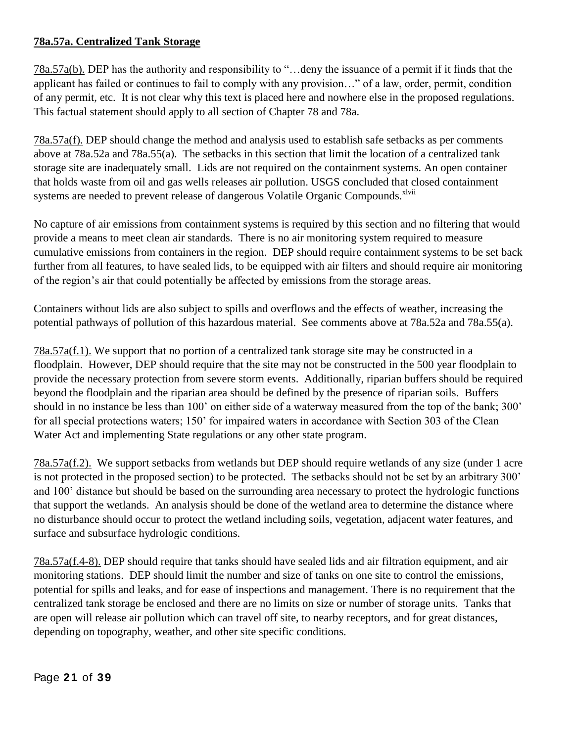**78a.57a. Centralized Tank Storage**

78a.57a(b). DEP has the authority and responsibility to "…deny the issuance of a permit if it finds that the applicant has failed or continues to fail to comply with any provision…" of a law, order, permit, condition of any permit, etc. It is not clear why this text is placed here and nowhere else in the proposed regulations. This factual statement should apply to all section of Chapter 78 and 78a.

78a.57a(f). DEP should change the method and analysis used to establish safe setbacks as per comments above at 78a.52a and 78a.55(a). The setbacks in this section that limit the location of a centralized tank storage site are inadequately small. Lids are not required on the containment systems. An open container that holds waste from oil and gas wells releases air pollution. USGS concluded that closed containment systems are needed to prevent release of dangerous Volatile Organic Compounds.[xlvii]

No capture of air emissions from containment systems is required by this section and no filtering that would provide a means to meet clean air standards. There is no air monitoring system required to measure cumulative emissions from containers in the region. DEP should require containment systems to be set back further from all features, to have sealed lids, to be equipped with air filters and should require air monitoring of the region's air that could potentially be affected by emissions from the storage areas.

Containers without lids are also subject to spills and overflows and the effects of weather, increasing the potential pathways of pollution of this hazardous material. See comments above at 78a.52a and 78a.55(a).

78a.57a(f.1). We support that no portion of a centralized tank storage site may be constructed in a floodplain. However, DEP should require that the site may not be constructed in the 500 year floodplain to provide the necessary protection from severe storm events. Additionally, riparian buffers should be required beyond the floodplain and the riparian area should be defined by the presence of riparian soils. Buffers should in no instance be less than 100' on either side of a waterway measured from the top of the bank; 300' for all special protections waters; 150' for impaired waters in accordance with Section 303 of the Clean Water Act and implementing State regulations or any other state program.

78a.57a(f.2). We support setbacks from wetlands but DEP should require wetlands of any size (under 1 acre is not protected in the proposed section) to be protected. The setbacks should not be set by an arbitrary 300' and 100' distance but should be based on the surrounding area necessary to protect the hydrologic functions that support the wetlands. An analysis should be done of the wetland area to determine the distance where no disturbance should occur to protect the wetland including soils, vegetation, adjacent water features, and surface and subsurface hydrologic conditions.

78a.57a(f.4-8). DEP should require that tanks should have sealed lids and air filtration equipment, and air monitoring stations. DEP should limit the number and size of tanks on one site to control the emissions, potential for spills and leaks, and for ease of inspections and management. There is no requirement that the centralized tank storage be enclosed and there are no limits on size or number of storage units. Tanks that are open will release air pollution which can travel off site, to nearby receptors, and for great distances, depending on topography, weather, and other site specific conditions.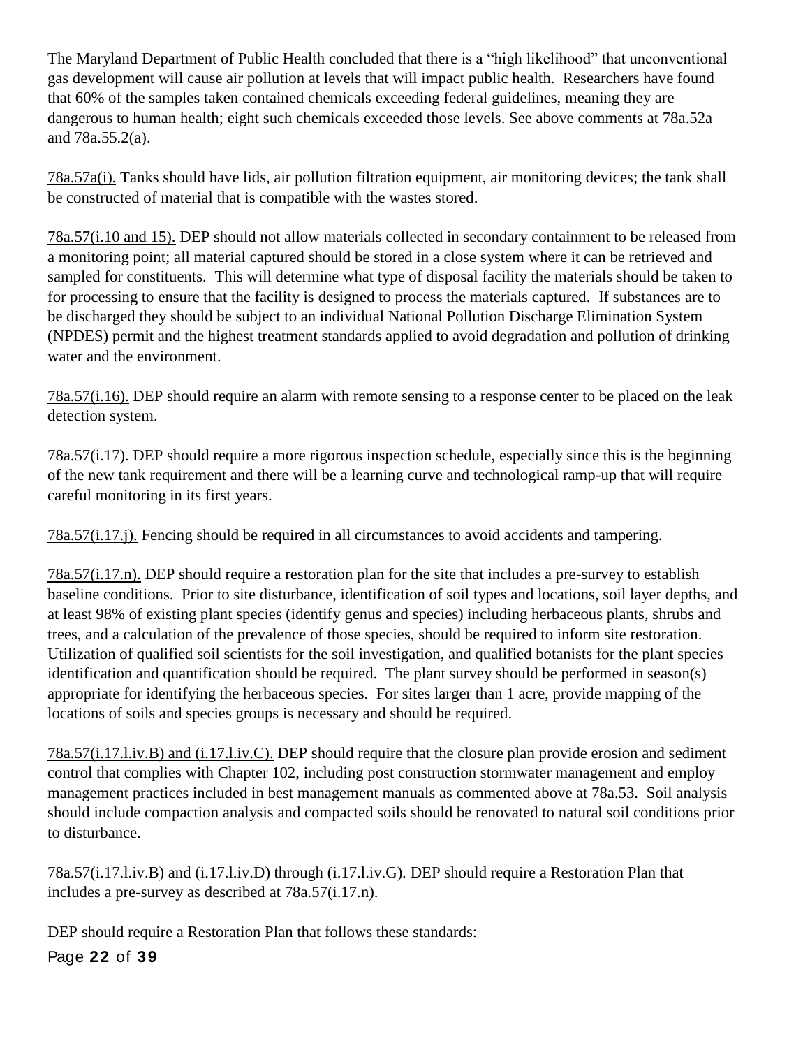The Maryland Department of Public Health concluded that there is a "high likelihood" that unconventional gas development will cause air pollution at levels that will impact public health. Researchers have found that 60% of the samples taken contained chemicals exceeding federal guidelines, meaning they are dangerous to human health; eight such chemicals exceeded those levels. See above comments at 78a.52a and 78a.55.2(a).

78a.57a(i). Tanks should have lids, air pollution filtration equipment, air monitoring devices; the tank shall be constructed of material that is compatible with the wastes stored.

78a.57(i.10 and 15). DEP should not allow materials collected in secondary containment to be released from a monitoring point; all material captured should be stored in a close system where it can be retrieved and sampled for constituents. This will determine what type of disposal facility the materials should be taken to for processing to ensure that the facility is designed to process the materials captured. If substances are to be discharged they should be subject to an individual National Pollution Discharge Elimination System (NPDES) permit and the highest treatment standards applied to avoid degradation and pollution of drinking water and the environment.

78a.57(i.16). DEP should require an alarm with remote sensing to a response center to be placed on the leak detection system.

78a.57(i.17). DEP should require a more rigorous inspection schedule, especially since this is the beginning of the new tank requirement and there will be a learning curve and technological ramp-up that will require careful monitoring in its first years.

78a.57(i.17.j). Fencing should be required in all circumstances to avoid accidents and tampering.

78a.57(i.17.n). DEP should require a restoration plan for the site that includes a pre-survey to establish baseline conditions. Prior to site disturbance, identification of soil types and locations, soil layer depths, and at least 98% of existing plant species (identify genus and species) including herbaceous plants, shrubs and trees, and a calculation of the prevalence of those species, should be required to inform site restoration. Utilization of qualified soil scientists for the soil investigation, and qualified botanists for the plant species identification and quantification should be required. The plant survey should be performed in season(s) appropriate for identifying the herbaceous species. For sites larger than 1 acre, provide mapping of the locations of soils and species groups is necessary and should be required.

78a.57(i.17.l.iv.B) and (i.17.l.iv.C). DEP should require that the closure plan provide erosion and sediment control that complies with Chapter 102, including post construction stormwater management and employ management practices included in best management manuals as commented above at 78a.53. Soil analysis should include compaction analysis and compacted soils should be renovated to natural soil conditions prior to disturbance.

78a.57(i.17.l.iv.B) and (i.17.l.iv.D) through (i.17.l.iv.G). DEP should require a Restoration Plan that includes a pre-survey as described at 78a.57(i.17.n).

DEP should require a Restoration Plan that follows these standards: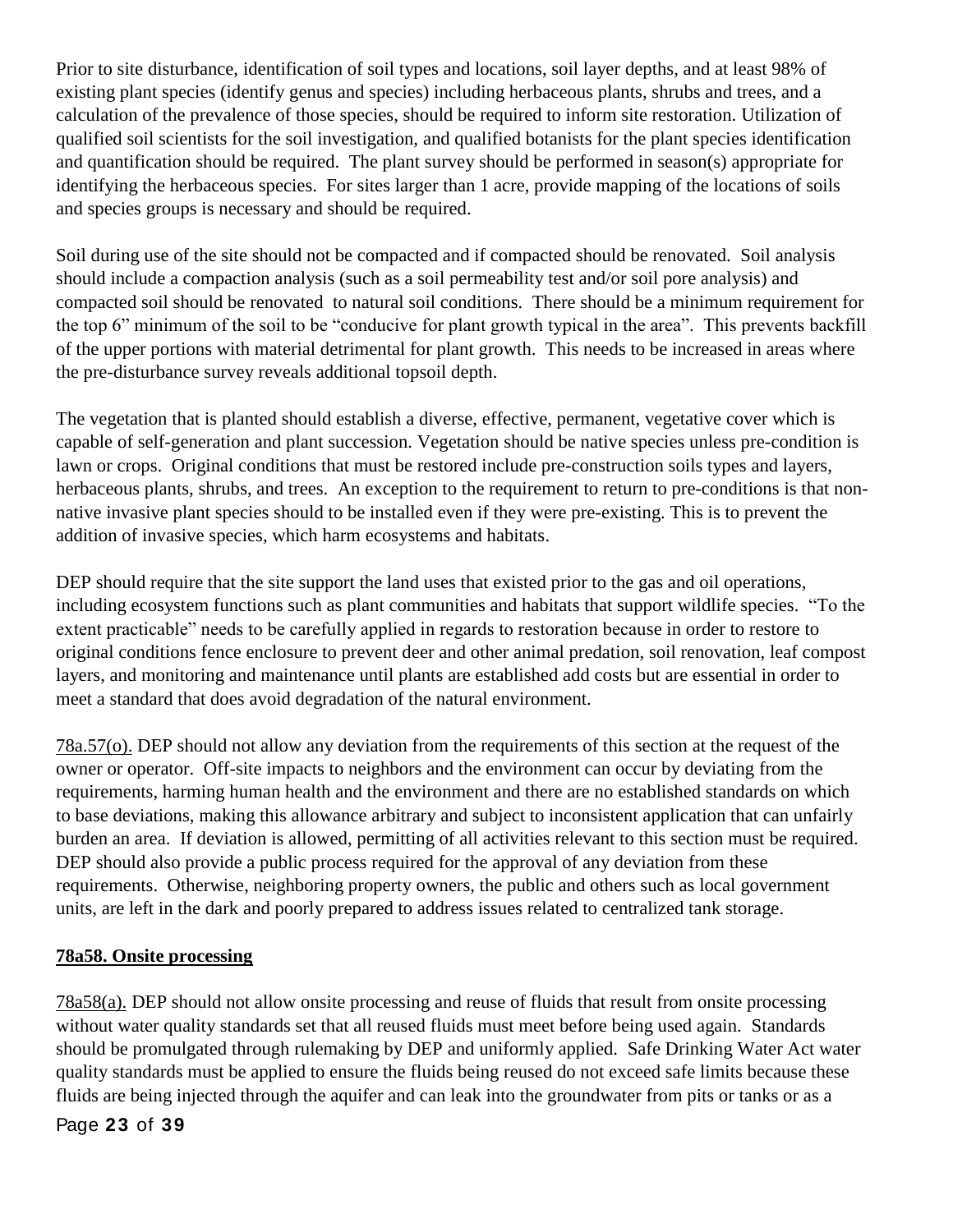Prior to site disturbance, identification of soil types and locations, soil layer depths, and at least 98% of existing plant species (identify genus and species) including herbaceous plants, shrubs and trees, and a calculation of the prevalence of those species, should be required to inform site restoration. Utilization of qualified soil scientists for the soil investigation, and qualified botanists for the plant species identification and quantification should be required. The plant survey should be performed in season(s) appropriate for identifying the herbaceous species. For sites larger than 1 acre, provide mapping of the locations of soils and species groups is necessary and should be required.

Soil during use of the site should not be compacted and if compacted should be renovated. Soil analysis should include a compaction analysis (such as a soil permeability test and/or soil pore analysis) and compacted soil should be renovated to natural soil conditions. There should be a minimum requirement for the top 6" minimum of the soil to be "conducive for plant growth typical in the area". This prevents backfill of the upper portions with material detrimental for plant growth. This needs to be increased in areas where the pre-disturbance survey reveals additional topsoil depth.

The vegetation that is planted should establish a diverse, effective, permanent, vegetative cover which is capable of self-generation and plant succession. Vegetation should be native species unless pre-condition is lawn or crops. Original conditions that must be restored include pre-construction soils types and layers, herbaceous plants, shrubs, and trees. An exception to the requirement to return to pre-conditions is that non-native invasive plant species should to be installed even if they were pre-existing. This is to prevent the addition of invasive species, which harm ecosystems and habitats.

DEP should require that the site support the land uses that existed prior to the gas and oil operations, including ecosystem functions such as plant communities and habitats that support wildlife species. "To the extent practicable" needs to be carefully applied in regards to restoration because in order to restore to original conditions fence enclosure to prevent deer and other animal predation, soil renovation, leaf compost layers, and monitoring and maintenance until plants are established add costs but are essential in order to meet a standard that does avoid degradation of the natural environment.

78a.57(o). DEP should not allow any deviation from the requirements of this section at the request of the owner or operator. Off-site impacts to neighbors and the environment can occur by deviating from the requirements, harming human health and the environment and there are no established standards on which to base deviations, making this allowance arbitrary and subject to inconsistent application that can unfairly burden an area. If deviation is allowed, permitting of all activities relevant to this section must be required. DEP should also provide a public process required for the approval of any deviation from these requirements. Otherwise, neighboring property owners, the public and others such as local government units, are left in the dark and poorly prepared to address issues related to centralized tank storage.

## 78a58. Onsite processing

78a58(a). DEP should not allow onsite processing and reuse of fluids that result from onsite processing without water quality standards set that all reused fluids must meet before being used again. Standards should be promulgated through rulemaking by DEP and uniformly applied. Safe Drinking Water Act water quality standards must be applied to ensure the fluids being reused do not exceed safe limits because these fluids are being injected through the aquifer and can leak into the groundwater from pits or tanks or as a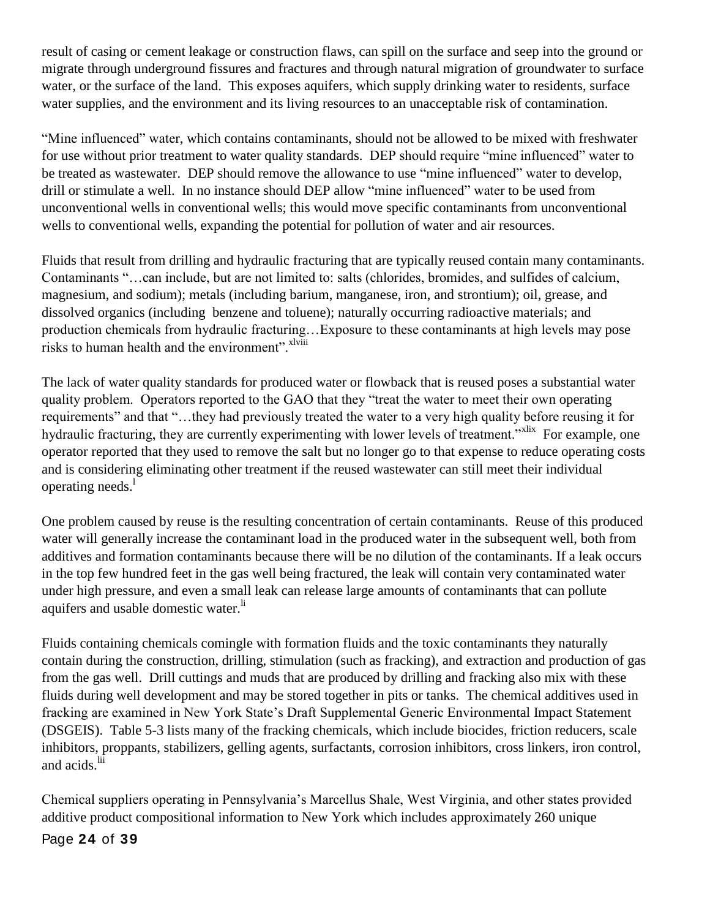result of casing or cement leakage or construction flaws, can spill on the surface and seep into the ground or migrate through underground fissures and fractures and through natural migration of groundwater to surface water, or the surface of the land. This exposes aquifers, which supply drinking water to residents, surface water supplies, and the environment and its living resources to an unacceptable risk of contamination.

"Mine influenced" water, which contains contaminants, should not be allowed to be mixed with freshwater for use without prior treatment to water quality standards. DEP should require "mine influenced" water to be treated as wastewater. DEP should remove the allowance to use "mine influenced" water to develop, drill or stimulate a well. In no instance should DEP allow "mine influenced" water to be used from unconventional wells in conventional wells; this would move specific contaminants from unconventional wells to conventional wells, expanding the potential for pollution of water and air resources.

Fluids that result from drilling and hydraulic fracturing that are typically reused contain many contaminants. Contaminants "…can include, but are not limited to: salts (chlorides, bromides, and sulfides of calcium, magnesium, and sodium); metals (including barium, manganese, iron, and strontium); oil, grease, and dissolved organics (including benzene and toluene); naturally occurring radioactive materials; and production chemicals from hydraulic fracturing…Exposure to these contaminants at high levels may pose risks to human health and the environment".[xlviii]

The lack of water quality standards for produced water or flowback that is reused poses a substantial water quality problem. Operators reported to the GAO that they "treat the water to meet their own operating requirements" and that "…they had previously treated the water to a very high quality before reusing it for hydraulic fracturing, they are currently experimenting with lower levels of treatment."[xlix] For example, one operator reported that they used to remove the salt but no longer go to that expense to reduce operating costs and is considering eliminating other treatment if the reused wastewater can still meet their individual operating needs.[l]

One problem caused by reuse is the resulting concentration of certain contaminants. Reuse of this produced water will generally increase the contaminant load in the produced water in the subsequent well, both from additives and formation contaminants because there will be no dilution of the contaminants. If a leak occurs in the top few hundred feet in the gas well being fractured, the leak will contain very contaminated water under high pressure, and even a small leak can release large amounts of contaminants that can pollute aquifers and usable domestic water.[li]

Fluids containing chemicals comingle with formation fluids and the toxic contaminants they naturally contain during the construction, drilling, stimulation (such as fracking), and extraction and production of gas from the gas well. Drill cuttings and muds that are produced by drilling and fracking also mix with these fluids during well development and may be stored together in pits or tanks. The chemical additives used in fracking are examined in New York State's Draft Supplemental Generic Environmental Impact Statement (DSGEIS). Table 5-3 lists many of the fracking chemicals, which include biocides, friction reducers, scale inhibitors, proppants, stabilizers, gelling agents, surfactants, corrosion inhibitors, cross linkers, iron control, and acids.[lii]

Chemical suppliers operating in Pennsylvania's Marcellus Shale, West Virginia, and other states provided additive product compositional information to New York which includes approximately 260 unique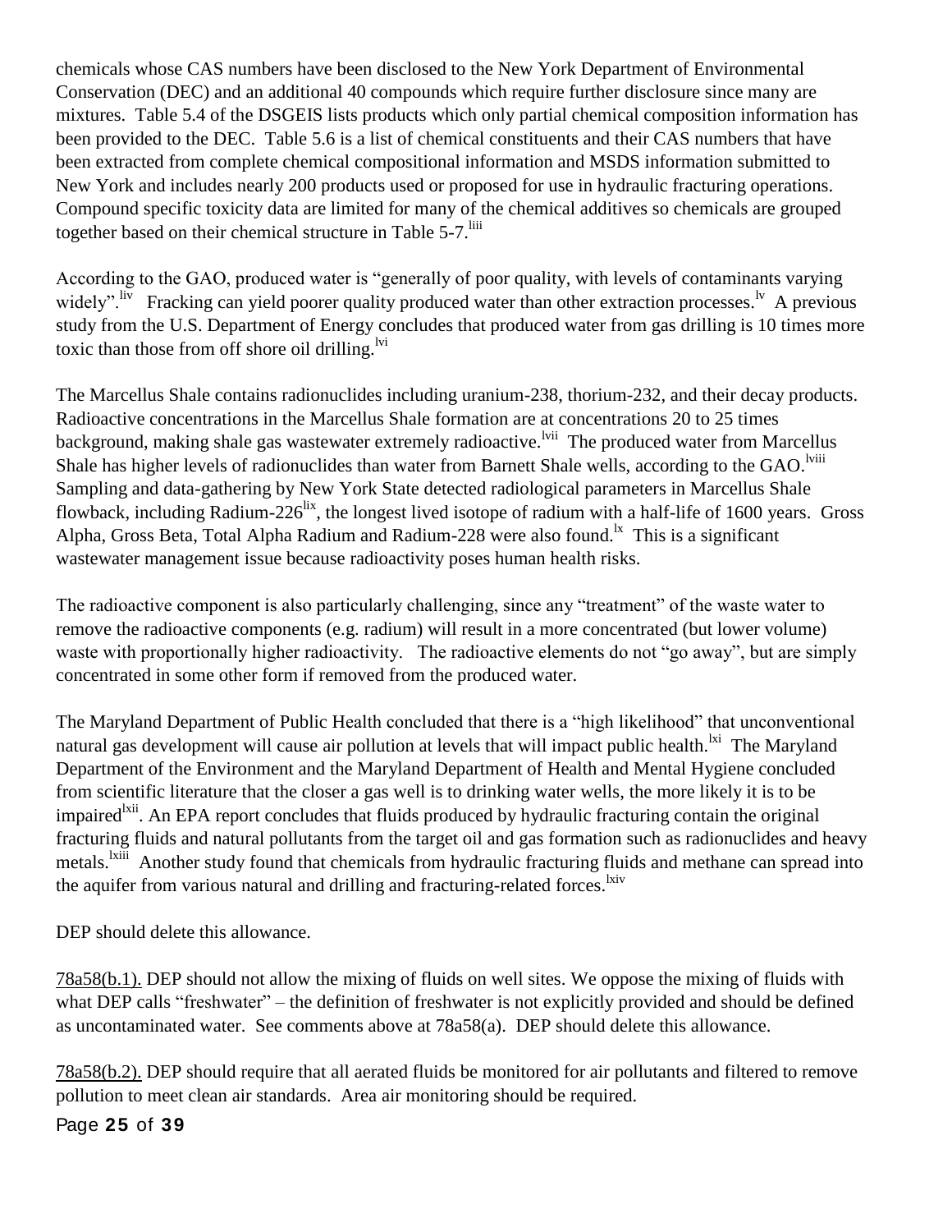chemicals whose CAS numbers have been disclosed to the New York Department of Environmental Conservation (DEC) and an additional 40 compounds which require further disclosure since many are mixtures. Table 5.4 of the DSGEIS lists products which only partial chemical composition information has been provided to the DEC. Table 5.6 is a list of chemical constituents and their CAS numbers that have been extracted from complete chemical compositional information and MSDS information submitted to New York and includes nearly 200 products used or proposed for use in hydraulic fracturing operations. Compound specific toxicity data are limited for many of the chemical additives so chemicals are grouped together based on their chemical structure in Table 5-7.[liii]

According to the GAO, produced water is "generally of poor quality, with levels of contaminants varying widely".[liv] Fracking can yield poorer quality produced water than other extraction processes.[lv] A previous study from the U.S. Department of Energy concludes that produced water from gas drilling is 10 times more toxic than those from off shore oil drilling.[lvi]

The Marcellus Shale contains radionuclides including uranium-238, thorium-232, and their decay products. Radioactive concentrations in the Marcellus Shale formation are at concentrations 20 to 25 times background, making shale gas wastewater extremely radioactive.[lvii] The produced water from Marcellus Shale has higher levels of radionuclides than water from Barnett Shale wells, according to the GAO.[lviii] Sampling and data-gathering by New York State detected radiological parameters in Marcellus Shale flowback, including Radium-226[lix], the longest lived isotope of radium with a half-life of 1600 years. Gross Alpha, Gross Beta, Total Alpha Radium and Radium-228 were also found.[lx] This is a significant wastewater management issue because radioactivity poses human health risks.

The radioactive component is also particularly challenging, since any "treatment" of the waste water to remove the radioactive components (e.g. radium) will result in a more concentrated (but lower volume) waste with proportionally higher radioactivity. The radioactive elements do not "go away", but are simply concentrated in some other form if removed from the produced water.

The Maryland Department of Public Health concluded that there is a "high likelihood" that unconventional natural gas development will cause air pollution at levels that will impact public health.[lxi] The Maryland Department of the Environment and the Maryland Department of Health and Mental Hygiene concluded from scientific literature that the closer a gas well is to drinking water wells, the more likely it is to be impaired[lxii]. An EPA report concludes that fluids produced by hydraulic fracturing contain the original fracturing fluids and natural pollutants from the target oil and gas formation such as radionuclides and heavy metals.[lxiii] Another study found that chemicals from hydraulic fracturing fluids and methane can spread into the aquifer from various natural and drilling and fracturing-related forces.[lxiv]

DEP should delete this allowance.

78a58(b.1). DEP should not allow the mixing of fluids on well sites. We oppose the mixing of fluids with what DEP calls "freshwater" – the definition of freshwater is not explicitly provided and should be defined as uncontaminated water. See comments above at 78a58(a). DEP should delete this allowance.

78a58(b.2). DEP should require that all aerated fluids be monitored for air pollutants and filtered to remove pollution to meet clean air standards. Area air monitoring should be required.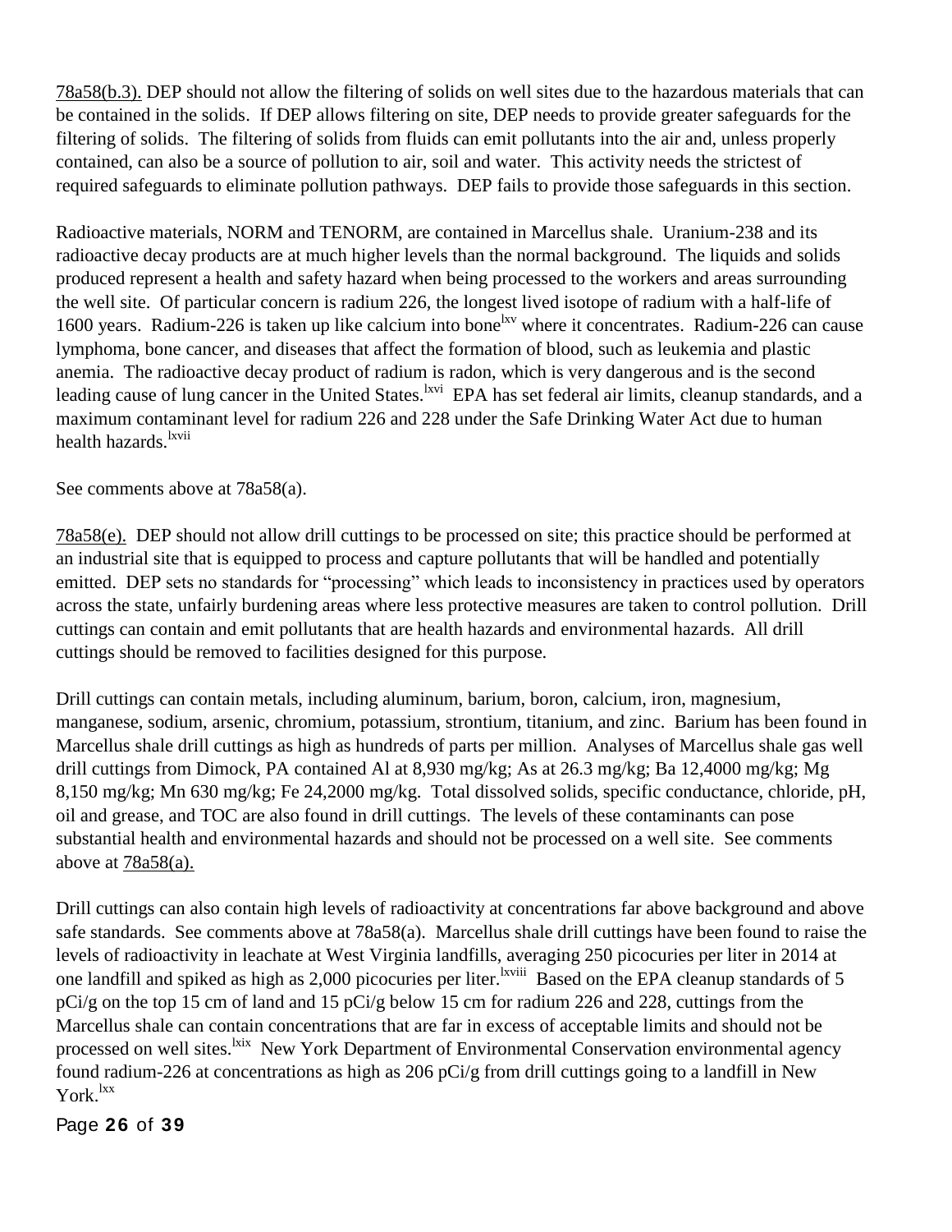78a58(b.3). DEP should not allow the filtering of solids on well sites due to the hazardous materials that can be contained in the solids. If DEP allows filtering on site, DEP needs to provide greater safeguards for the filtering of solids. The filtering of solids from fluids can emit pollutants into the air and, unless properly contained, can also be a source of pollution to air, soil and water. This activity needs the strictest of required safeguards to eliminate pollution pathways. DEP fails to provide those safeguards in this section.

Radioactive materials, NORM and TENORM, are contained in Marcellus shale. Uranium-238 and its radioactive decay products are at much higher levels than the normal background. The liquids and solids produced represent a health and safety hazard when being processed to the workers and areas surrounding the well site. Of particular concern is radium 226, the longest lived isotope of radium with a half-life of 1600 years. Radium-226 is taken up like calcium into bone[lxv] where it concentrates. Radium-226 can cause lymphoma, bone cancer, and diseases that affect the formation of blood, such as leukemia and plastic anemia. The radioactive decay product of radium is radon, which is very dangerous and is the second leading cause of lung cancer in the United States.[lxvi] EPA has set federal air limits, cleanup standards, and a maximum contaminant level for radium 226 and 228 under the Safe Drinking Water Act due to human health hazards.[lxvii]

See comments above at 78a58(a).

78a58(e). DEP should not allow drill cuttings to be processed on site; this practice should be performed at an industrial site that is equipped to process and capture pollutants that will be handled and potentially emitted. DEP sets no standards for "processing" which leads to inconsistency in practices used by operators across the state, unfairly burdening areas where less protective measures are taken to control pollution. Drill cuttings can contain and emit pollutants that are health hazards and environmental hazards. All drill cuttings should be removed to facilities designed for this purpose.

Drill cuttings can contain metals, including aluminum, barium, boron, calcium, iron, magnesium, manganese, sodium, arsenic, chromium, potassium, strontium, titanium, and zinc. Barium has been found in Marcellus shale drill cuttings as high as hundreds of parts per million. Analyses of Marcellus shale gas well drill cuttings from Dimock, PA contained Al at 8,930 mg/kg; As at 26.3 mg/kg; Ba 12,4000 mg/kg; Mg 8,150 mg/kg; Mn 630 mg/kg; Fe 24,2000 mg/kg. Total dissolved solids, specific conductance, chloride, pH, oil and grease, and TOC are also found in drill cuttings. The levels of these contaminants can pose substantial health and environmental hazards and should not be processed on a well site. See comments above at 78a58(a).

Drill cuttings can also contain high levels of radioactivity at concentrations far above background and above safe standards. See comments above at 78a58(a). Marcellus shale drill cuttings have been found to raise the levels of radioactivity in leachate at West Virginia landfills, averaging 250 picocuries per liter in 2014 at one landfill and spiked as high as 2,000 picocuries per liter.[lxviii] Based on the EPA cleanup standards of 5 pCi/g on the top 15 cm of land and 15 pCi/g below 15 cm for radium 226 and 228, cuttings from the Marcellus shale can contain concentrations that are far in excess of acceptable limits and should not be processed on well sites.[lxix] New York Department of Environmental Conservation environmental agency found radium-226 at concentrations as high as 206 pCi/g from drill cuttings going to a landfill in New York.[lxx]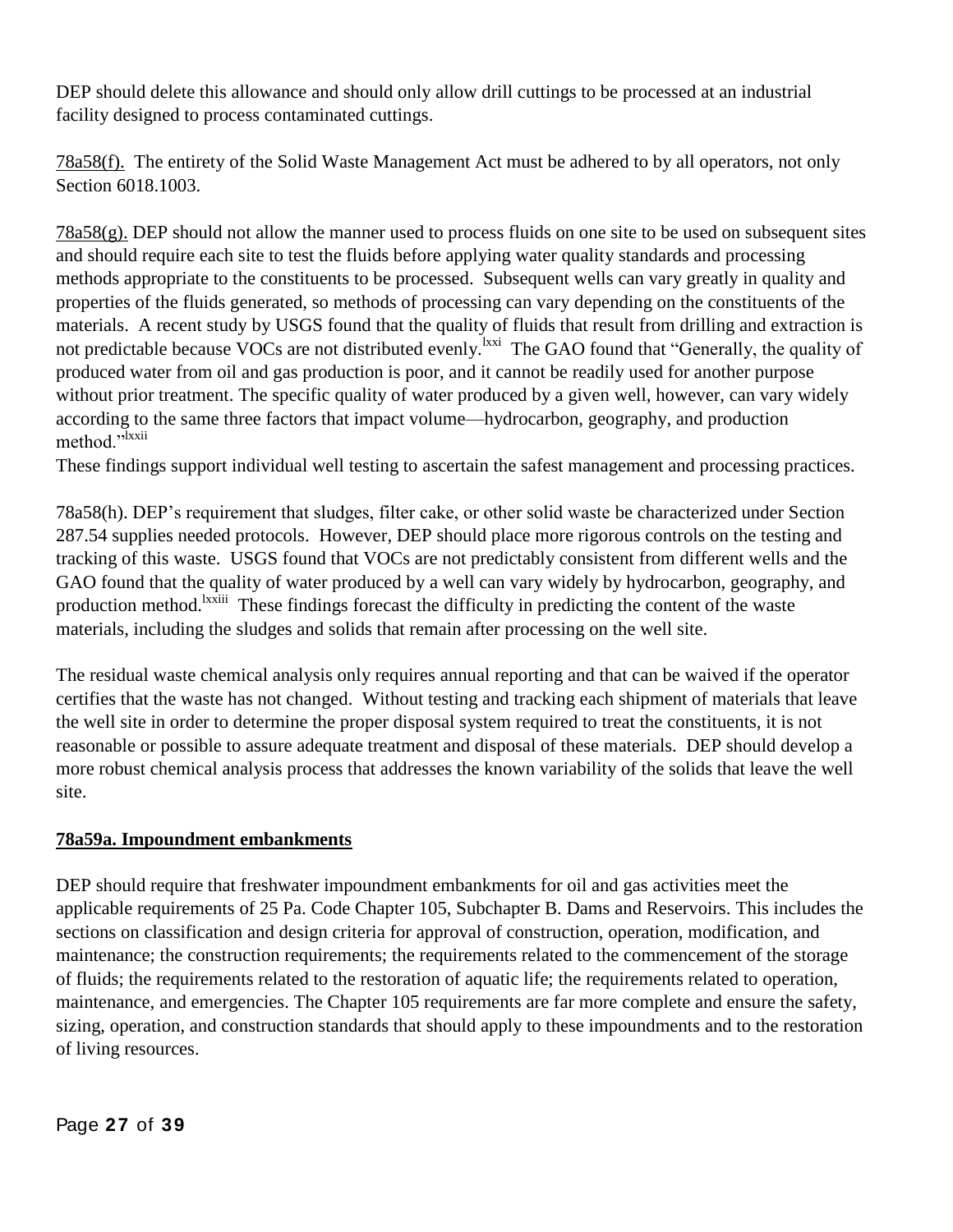DEP should delete this allowance and should only allow drill cuttings to be processed at an industrial facility designed to process contaminated cuttings.

78a58(f). The entirety of the Solid Waste Management Act must be adhered to by all operators, not only Section 6018.1003.

78a58(g). DEP should not allow the manner used to process fluids on one site to be used on subsequent sites and should require each site to test the fluids before applying water quality standards and processing methods appropriate to the constituents to be processed. Subsequent wells can vary greatly in quality and properties of the fluids generated, so methods of processing can vary depending on the constituents of the materials. A recent study by USGS found that the quality of fluids that result from drilling and extraction is not predictable because VOCs are not distributed evenly.[lxxi] The GAO found that "Generally, the quality of produced water from oil and gas production is poor, and it cannot be readily used for another purpose without prior treatment. The specific quality of water produced by a given well, however, can vary widely according to the same three factors that impact volume—hydrocarbon, geography, and production method."[lxxii]

These findings support individual well testing to ascertain the safest management and processing practices.

78a58(h). DEP's requirement that sludges, filter cake, or other solid waste be characterized under Section 287.54 supplies needed protocols. However, DEP should place more rigorous controls on the testing and tracking of this waste. USGS found that VOCs are not predictably consistent from different wells and the GAO found that the quality of water produced by a well can vary widely by hydrocarbon, geography, and production method.[lxxiii] These findings forecast the difficulty in predicting the content of the waste materials, including the sludges and solids that remain after processing on the well site.

The residual waste chemical analysis only requires annual reporting and that can be waived if the operator certifies that the waste has not changed. Without testing and tracking each shipment of materials that leave the well site in order to determine the proper disposal system required to treat the constituents, it is not reasonable or possible to assure adequate treatment and disposal of these materials. DEP should develop a more robust chemical analysis process that addresses the known variability of the solids that leave the well site.

**78a59a. Impoundment embankments**

DEP should require that freshwater impoundment embankments for oil and gas activities meet the applicable requirements of 25 Pa. Code Chapter 105, Subchapter B. Dams and Reservoirs. This includes the sections on classification and design criteria for approval of construction, operation, modification, and maintenance; the construction requirements; the requirements related to the commencement of the storage of fluids; the requirements related to the restoration of aquatic life; the requirements related to operation, maintenance, and emergencies. The Chapter 105 requirements are far more complete and ensure the safety, sizing, operation, and construction standards that should apply to these impoundments and to the restoration of living resources.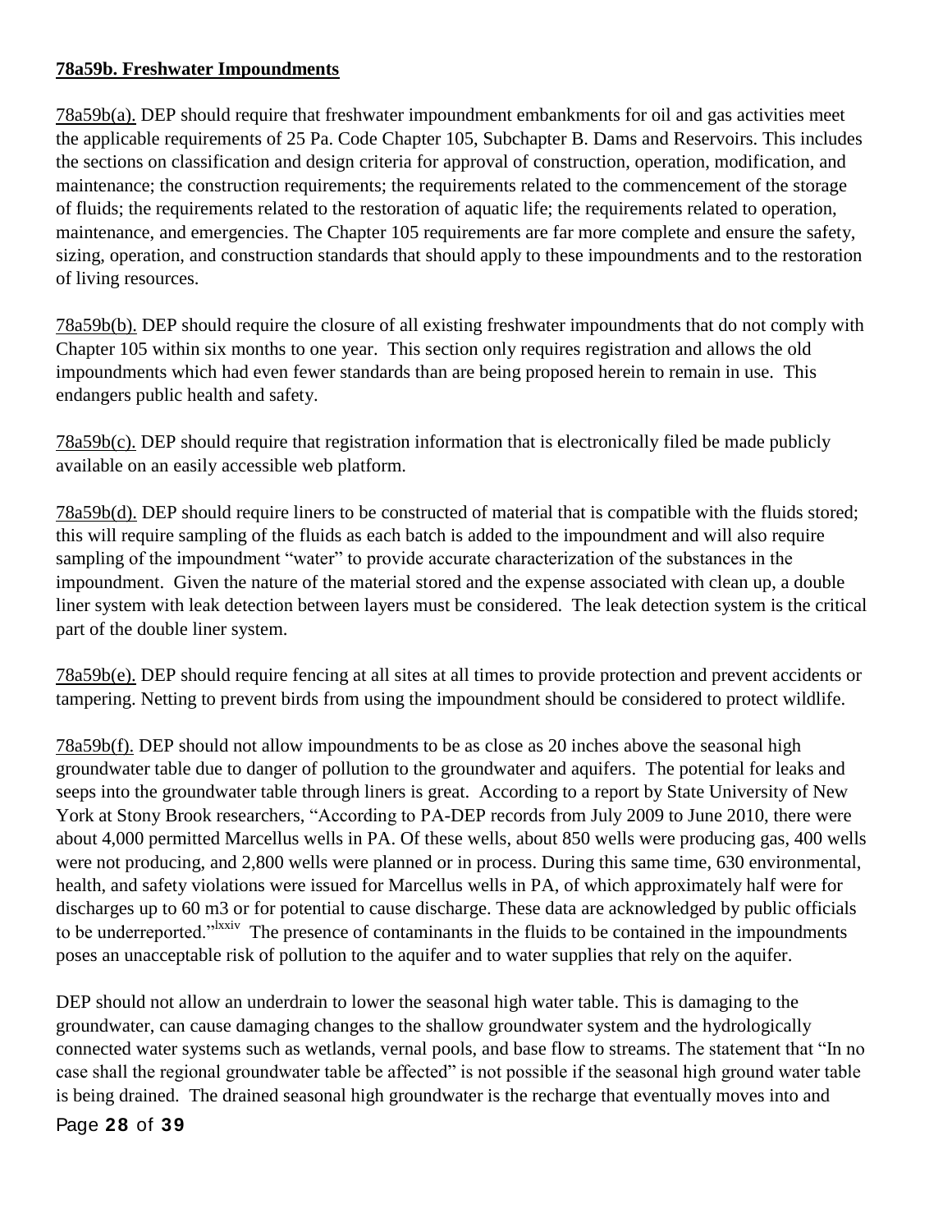**78a59b. Freshwater Impoundments**

78a59b(a). DEP should require that freshwater impoundment embankments for oil and gas activities meet the applicable requirements of 25 Pa. Code Chapter 105, Subchapter B. Dams and Reservoirs. This includes the sections on classification and design criteria for approval of construction, operation, modification, and maintenance; the construction requirements; the requirements related to the commencement of the storage of fluids; the requirements related to the restoration of aquatic life; the requirements related to operation, maintenance, and emergencies. The Chapter 105 requirements are far more complete and ensure the safety, sizing, operation, and construction standards that should apply to these impoundments and to the restoration of living resources.

78a59b(b). DEP should require the closure of all existing freshwater impoundments that do not comply with Chapter 105 within six months to one year. This section only requires registration and allows the old impoundments which had even fewer standards than are being proposed herein to remain in use. This endangers public health and safety.

78a59b(c). DEP should require that registration information that is electronically filed be made publicly available on an easily accessible web platform.

78a59b(d). DEP should require liners to be constructed of material that is compatible with the fluids stored; this will require sampling of the fluids as each batch is added to the impoundment and will also require sampling of the impoundment "water" to provide accurate characterization of the substances in the impoundment. Given the nature of the material stored and the expense associated with clean up, a double liner system with leak detection between layers must be considered. The leak detection system is the critical part of the double liner system.

78a59b(e). DEP should require fencing at all sites at all times to provide protection and prevent accidents or tampering. Netting to prevent birds from using the impoundment should be considered to protect wildlife.

78a59b(f). DEP should not allow impoundments to be as close as 20 inches above the seasonal high groundwater table due to danger of pollution to the groundwater and aquifers. The potential for leaks and seeps into the groundwater table through liners is great. According to a report by State University of New York at Stony Brook researchers, "According to PA-DEP records from July 2009 to June 2010, there were about 4,000 permitted Marcellus wells in PA. Of these wells, about 850 wells were producing gas, 400 wells were not producing, and 2,800 wells were planned or in process. During this same time, 630 environmental, health, and safety violations were issued for Marcellus wells in PA, of which approximately half were for discharges up to 60 m3 or for potential to cause discharge. These data are acknowledged by public officials to be underreported."[lxxiv] The presence of contaminants in the fluids to be contained in the impoundments poses an unacceptable risk of pollution to the aquifer and to water supplies that rely on the aquifer.

DEP should not allow an underdrain to lower the seasonal high water table. This is damaging to the groundwater, can cause damaging changes to the shallow groundwater system and the hydrologically connected water systems such as wetlands, vernal pools, and base flow to streams. The statement that "In no case shall the regional groundwater table be affected" is not possible if the seasonal high ground water table is being drained. The drained seasonal high groundwater is the recharge that eventually moves into and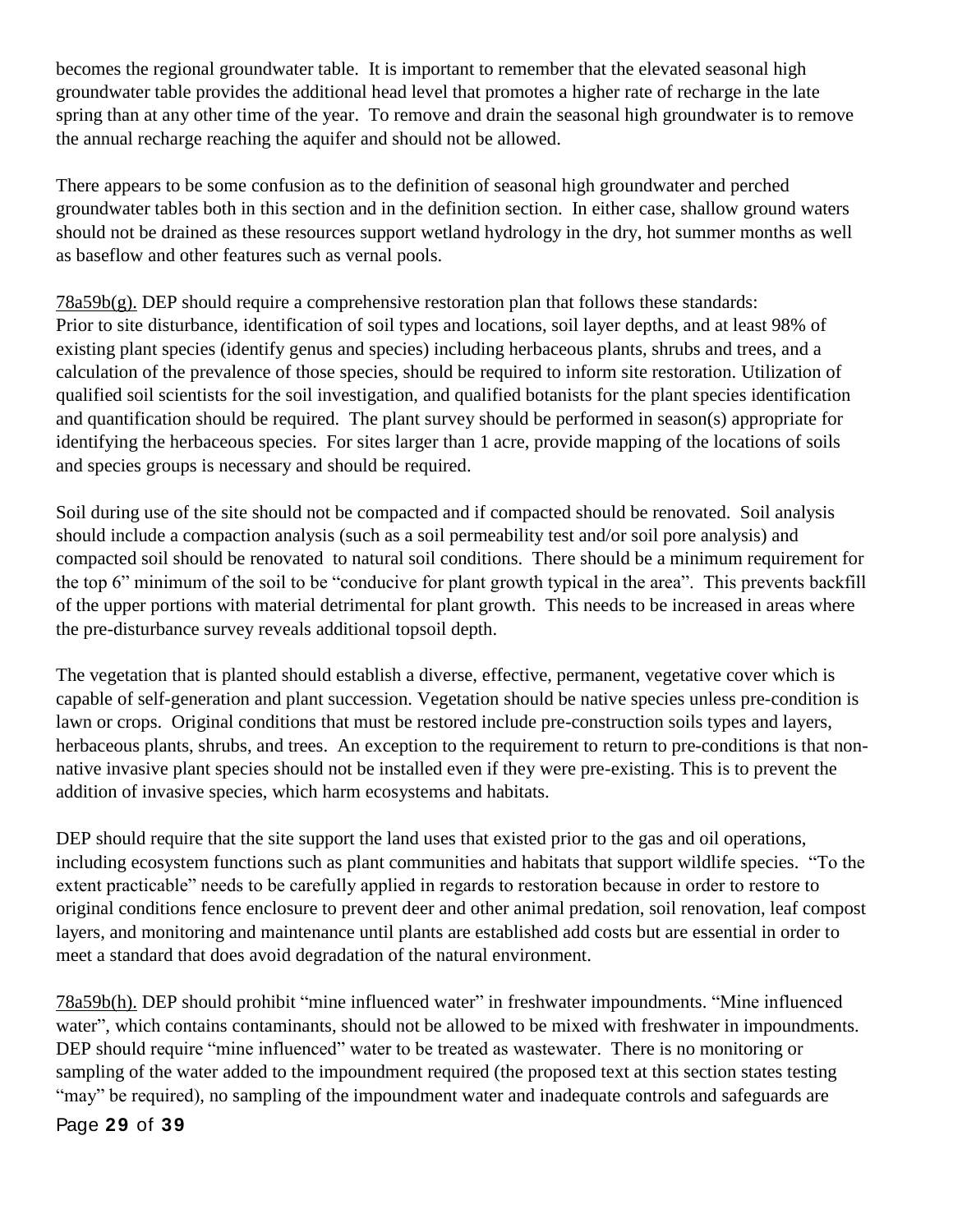becomes the regional groundwater table. It is important to remember that the elevated seasonal high groundwater table provides the additional head level that promotes a higher rate of recharge in the late spring than at any other time of the year. To remove and drain the seasonal high groundwater is to remove the annual recharge reaching the aquifer and should not be allowed.

There appears to be some confusion as to the definition of seasonal high groundwater and perched groundwater tables both in this section and in the definition section. In either case, shallow ground waters should not be drained as these resources support wetland hydrology in the dry, hot summer months as well as baseflow and other features such as vernal pools.

78a59b(g). DEP should require a comprehensive restoration plan that follows these standards: Prior to site disturbance, identification of soil types and locations, soil layer depths, and at least 98% of existing plant species (identify genus and species) including herbaceous plants, shrubs and trees, and a calculation of the prevalence of those species, should be required to inform site restoration. Utilization of qualified soil scientists for the soil investigation, and qualified botanists for the plant species identification and quantification should be required. The plant survey should be performed in season(s) appropriate for identifying the herbaceous species. For sites larger than 1 acre, provide mapping of the locations of soils and species groups is necessary and should be required.

Soil during use of the site should not be compacted and if compacted should be renovated. Soil analysis should include a compaction analysis (such as a soil permeability test and/or soil pore analysis) and compacted soil should be renovated to natural soil conditions. There should be a minimum requirement for the top 6" minimum of the soil to be "conducive for plant growth typical in the area". This prevents backfill of the upper portions with material detrimental for plant growth. This needs to be increased in areas where the pre-disturbance survey reveals additional topsoil depth.

The vegetation that is planted should establish a diverse, effective, permanent, vegetative cover which is capable of self-generation and plant succession. Vegetation should be native species unless pre-condition is lawn or crops. Original conditions that must be restored include pre-construction soils types and layers, herbaceous plants, shrubs, and trees. An exception to the requirement to return to pre-conditions is that non-native invasive plant species should not be installed even if they were pre-existing. This is to prevent the addition of invasive species, which harm ecosystems and habitats.

DEP should require that the site support the land uses that existed prior to the gas and oil operations, including ecosystem functions such as plant communities and habitats that support wildlife species. "To the extent practicable" needs to be carefully applied in regards to restoration because in order to restore to original conditions fence enclosure to prevent deer and other animal predation, soil renovation, leaf compost layers, and monitoring and maintenance until plants are established add costs but are essential in order to meet a standard that does avoid degradation of the natural environment.

78a59b(h). DEP should prohibit "mine influenced water" in freshwater impoundments. "Mine influenced water", which contains contaminants, should not be allowed to be mixed with freshwater in impoundments. DEP should require "mine influenced" water to be treated as wastewater. There is no monitoring or sampling of the water added to the impoundment required (the proposed text at this section states testing "may" be required), no sampling of the impoundment water and inadequate controls and safeguards are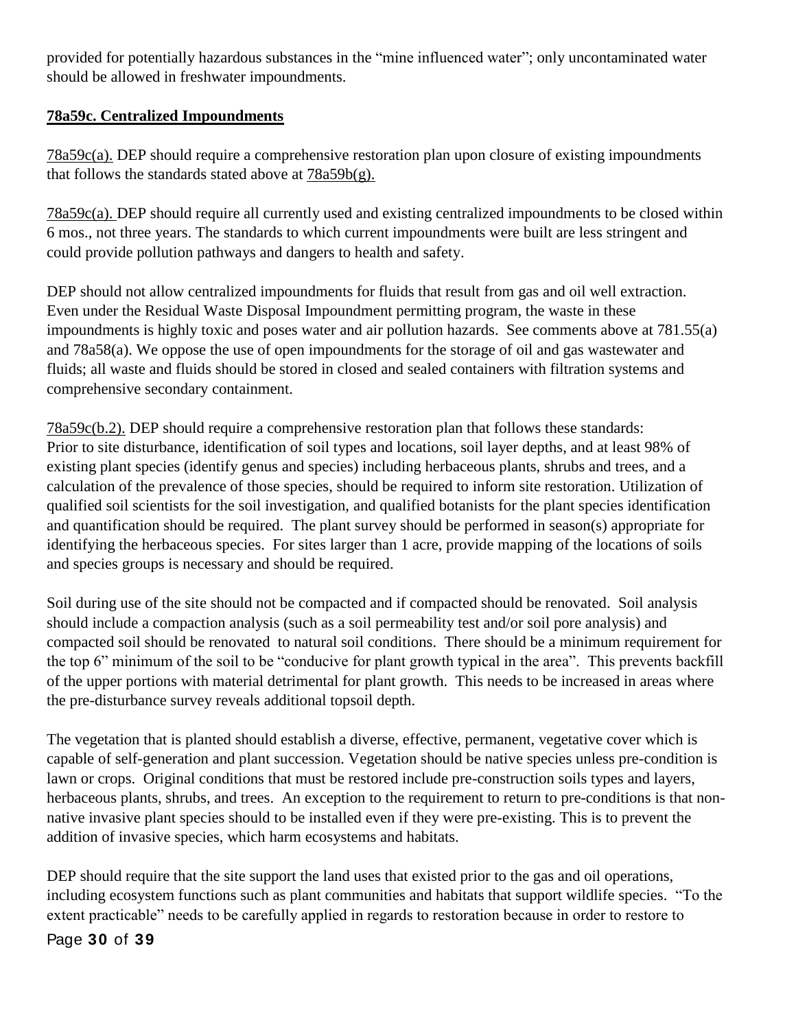provided for potentially hazardous substances in the "mine influenced water"; only uncontaminated water should be allowed in freshwater impoundments.

**78a59c. Centralized Impoundments**

78a59c(a). DEP should require a comprehensive restoration plan upon closure of existing impoundments that follows the standards stated above at 78a59b(g).

78a59c(a). DEP should require all currently used and existing centralized impoundments to be closed within 6 mos., not three years. The standards to which current impoundments were built are less stringent and could provide pollution pathways and dangers to health and safety.

DEP should not allow centralized impoundments for fluids that result from gas and oil well extraction. Even under the Residual Waste Disposal Impoundment permitting program, the waste in these impoundments is highly toxic and poses water and air pollution hazards. See comments above at 781.55(a) and 78a58(a). We oppose the use of open impoundments for the storage of oil and gas wastewater and fluids; all waste and fluids should be stored in closed and sealed containers with filtration systems and comprehensive secondary containment.

78a59c(b.2). DEP should require a comprehensive restoration plan that follows these standards: Prior to site disturbance, identification of soil types and locations, soil layer depths, and at least 98% of existing plant species (identify genus and species) including herbaceous plants, shrubs and trees, and a calculation of the prevalence of those species, should be required to inform site restoration. Utilization of qualified soil scientists for the soil investigation, and qualified botanists for the plant species identification and quantification should be required. The plant survey should be performed in season(s) appropriate for identifying the herbaceous species. For sites larger than 1 acre, provide mapping of the locations of soils and species groups is necessary and should be required.

Soil during use of the site should not be compacted and if compacted should be renovated. Soil analysis should include a compaction analysis (such as a soil permeability test and/or soil pore analysis) and compacted soil should be renovated to natural soil conditions. There should be a minimum requirement for the top 6" minimum of the soil to be "conducive for plant growth typical in the area". This prevents backfill of the upper portions with material detrimental for plant growth. This needs to be increased in areas where the pre-disturbance survey reveals additional topsoil depth.

The vegetation that is planted should establish a diverse, effective, permanent, vegetative cover which is capable of self-generation and plant succession. Vegetation should be native species unless pre-condition is lawn or crops. Original conditions that must be restored include pre-construction soils types and layers, herbaceous plants, shrubs, and trees. An exception to the requirement to return to pre-conditions is that non-native invasive plant species should to be installed even if they were pre-existing. This is to prevent the addition of invasive species, which harm ecosystems and habitats.

DEP should require that the site support the land uses that existed prior to the gas and oil operations, including ecosystem functions such as plant communities and habitats that support wildlife species. "To the extent practicable" needs to be carefully applied in regards to restoration because in order to restore to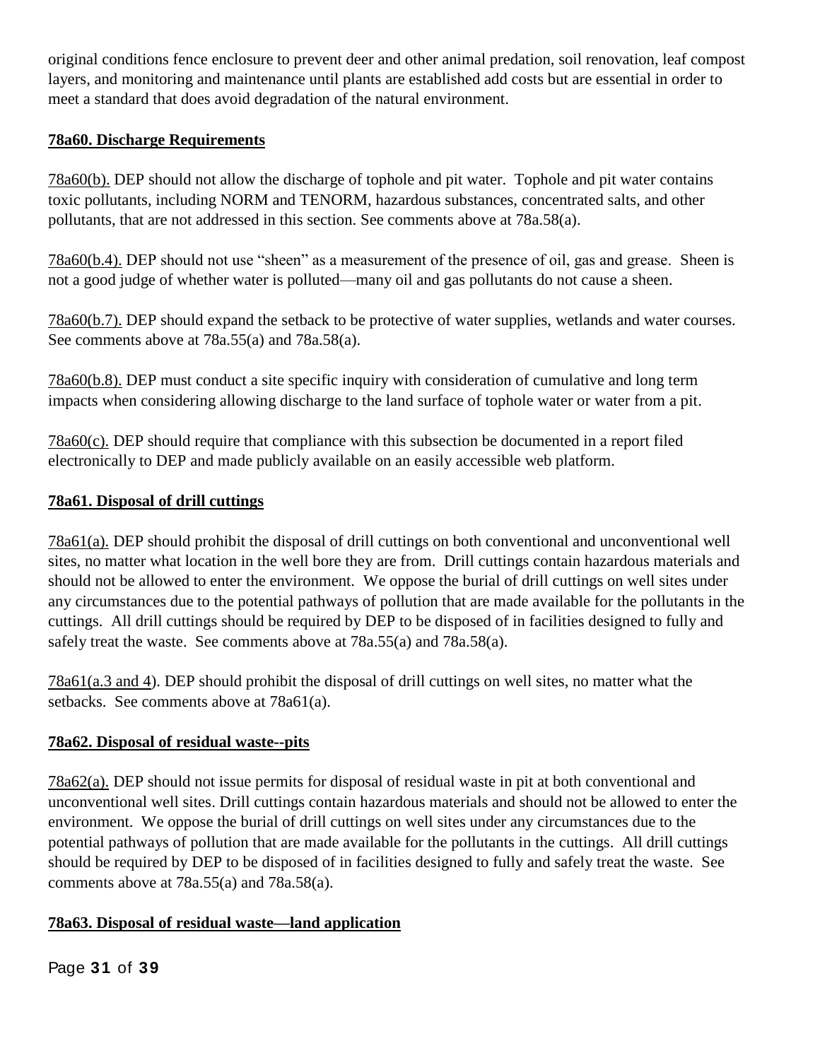original conditions fence enclosure to prevent deer and other animal predation, soil renovation, leaf compost layers, and monitoring and maintenance until plants are established add costs but are essential in order to meet a standard that does avoid degradation of the natural environment.

## 78a60. Discharge Requirements

78a60(b). DEP should not allow the discharge of tophole and pit water. Tophole and pit water contains toxic pollutants, including NORM and TENORM, hazardous substances, concentrated salts, and other pollutants, that are not addressed in this section. See comments above at 78a.58(a).

78a60(b.4). DEP should not use "sheen" as a measurement of the presence of oil, gas and grease. Sheen is not a good judge of whether water is polluted—many oil and gas pollutants do not cause a sheen.

78a60(b.7). DEP should expand the setback to be protective of water supplies, wetlands and water courses. See comments above at 78a.55(a) and 78a.58(a).

78a60(b.8). DEP must conduct a site specific inquiry with consideration of cumulative and long term impacts when considering allowing discharge to the land surface of tophole water or water from a pit.

78a60(c). DEP should require that compliance with this subsection be documented in a report filed electronically to DEP and made publicly available on an easily accessible web platform.

## 78a61. Disposal of drill cuttings

78a61(a). DEP should prohibit the disposal of drill cuttings on both conventional and unconventional well sites, no matter what location in the well bore they are from. Drill cuttings contain hazardous materials and should not be allowed to enter the environment. We oppose the burial of drill cuttings on well sites under any circumstances due to the potential pathways of pollution that are made available for the pollutants in the cuttings. All drill cuttings should be required by DEP to be disposed of in facilities designed to fully and safely treat the waste. See comments above at 78a.55(a) and 78a.58(a).

78a61(a.3 and 4). DEP should prohibit the disposal of drill cuttings on well sites, no matter what the setbacks. See comments above at 78a61(a).

## 78a62. Disposal of residual waste--pits

78a62(a). DEP should not issue permits for disposal of residual waste in pit at both conventional and unconventional well sites. Drill cuttings contain hazardous materials and should not be allowed to enter the environment. We oppose the burial of drill cuttings on well sites under any circumstances due to the potential pathways of pollution that are made available for the pollutants in the cuttings. All drill cuttings should be required by DEP to be disposed of in facilities designed to fully and safely treat the waste. See comments above at 78a.55(a) and 78a.58(a).

## 78a63. Disposal of residual waste—land application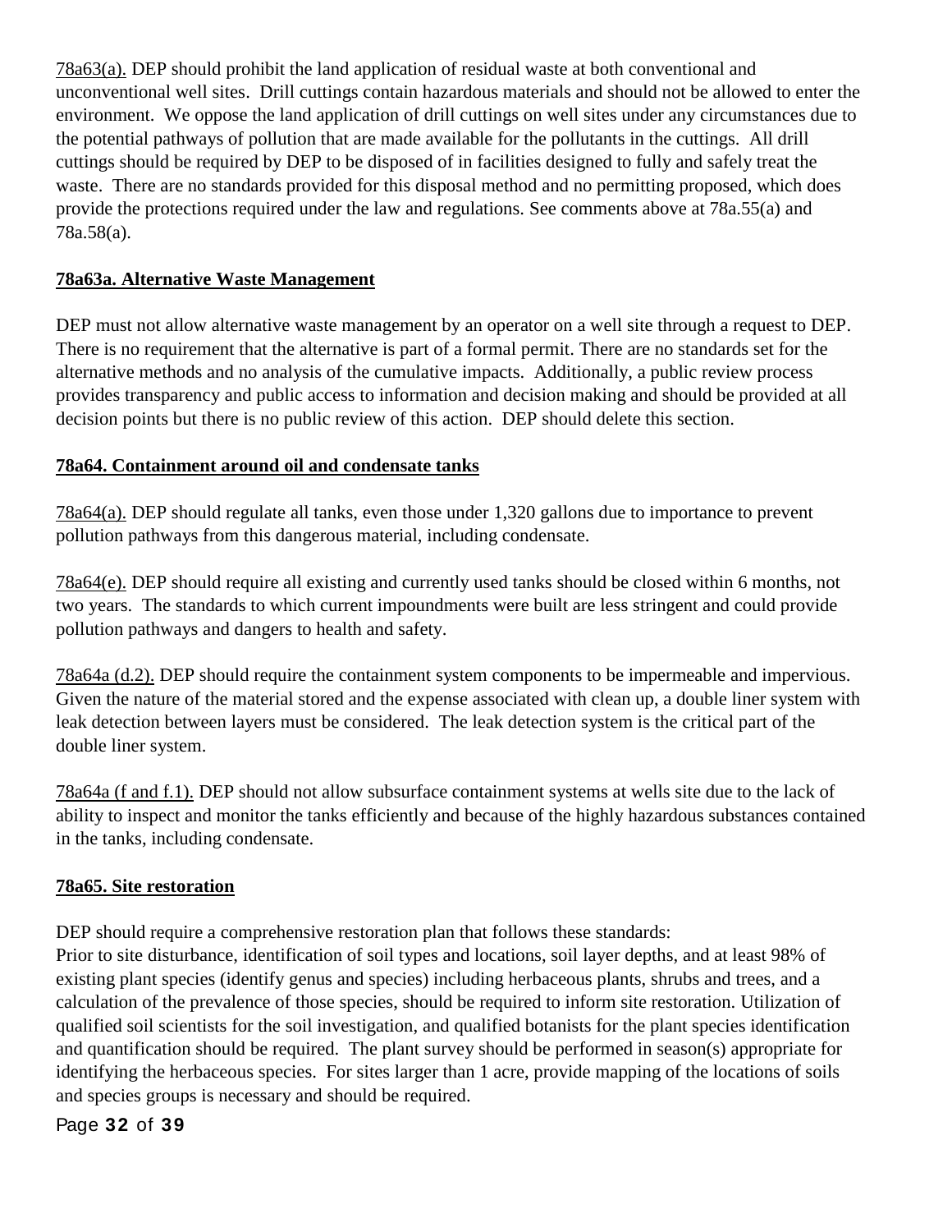<u>78a63(a).</u> DEP should prohibit the land application of residual waste at both conventional and unconventional well sites. Drill cuttings contain hazardous materials and should not be allowed to enter the environment. We oppose the land application of drill cuttings on well sites under any circumstances due to the potential pathways of pollution that are made available for the pollutants in the cuttings. All drill cuttings should be required by DEP to be disposed of in facilities designed to fully and safely treat the waste. There are no standards provided for this disposal method and no permitting proposed, which does provide the protections required under the law and regulations. See comments above at 78a.55(a) and 78a.58(a).

**<u>78a63a. Alternative Waste Management</u>**

DEP must not allow alternative waste management by an operator on a well site through a request to DEP. There is no requirement that the alternative is part of a formal permit. There are no standards set for the alternative methods and no analysis of the cumulative impacts. Additionally, a public review process provides transparency and public access to information and decision making and should be provided at all decision points but there is no public review of this action. DEP should delete this section.

**<u>78a64. Containment around oil and condensate tanks</u>**

<u>78a64(a).</u> DEP should regulate all tanks, even those under 1,320 gallons due to importance to prevent pollution pathways from this dangerous material, including condensate.

<u>78a64(e).</u> DEP should require all existing and currently used tanks should be closed within 6 months, not two years. The standards to which current impoundments were built are less stringent and could provide pollution pathways and dangers to health and safety.

<u>78a64a (d.2).</u> DEP should require the containment system components to be impermeable and impervious. Given the nature of the material stored and the expense associated with clean up, a double liner system with leak detection between layers must be considered. The leak detection system is the critical part of the double liner system.

<u>78a64a (f and f.1).</u> DEP should not allow subsurface containment systems at wells site due to the lack of ability to inspect and monitor the tanks efficiently and because of the highly hazardous substances contained in the tanks, including condensate.

**<u>78a65. Site restoration</u>**

DEP should require a comprehensive restoration plan that follows these standards:
Prior to site disturbance, identification of soil types and locations, soil layer depths, and at least 98% of existing plant species (identify genus and species) including herbaceous plants, shrubs and trees, and a calculation of the prevalence of those species, should be required to inform site restoration. Utilization of qualified soil scientists for the soil investigation, and qualified botanists for the plant species identification and quantification should be required. The plant survey should be performed in season(s) appropriate for identifying the herbaceous species. For sites larger than 1 acre, provide mapping of the locations of soils and species groups is necessary and should be required.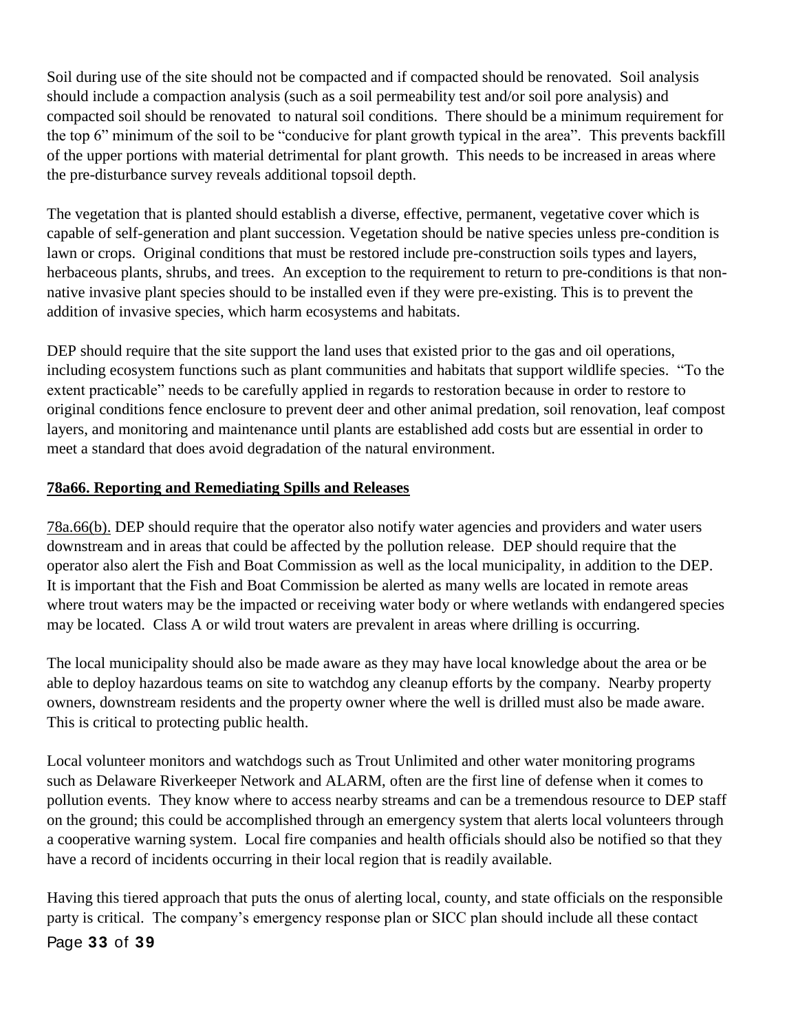Soil during use of the site should not be compacted and if compacted should be renovated. Soil analysis should include a compaction analysis (such as a soil permeability test and/or soil pore analysis) and compacted soil should be renovated to natural soil conditions. There should be a minimum requirement for the top 6" minimum of the soil to be "conducive for plant growth typical in the area". This prevents backfill of the upper portions with material detrimental for plant growth. This needs to be increased in areas where the pre-disturbance survey reveals additional topsoil depth.

The vegetation that is planted should establish a diverse, effective, permanent, vegetative cover which is capable of self-generation and plant succession. Vegetation should be native species unless pre-condition is lawn or crops. Original conditions that must be restored include pre-construction soils types and layers, herbaceous plants, shrubs, and trees. An exception to the requirement to return to pre-conditions is that non-native invasive plant species should to be installed even if they were pre-existing. This is to prevent the addition of invasive species, which harm ecosystems and habitats.

DEP should require that the site support the land uses that existed prior to the gas and oil operations, including ecosystem functions such as plant communities and habitats that support wildlife species. "To the extent practicable" needs to be carefully applied in regards to restoration because in order to restore to original conditions fence enclosure to prevent deer and other animal predation, soil renovation, leaf compost layers, and monitoring and maintenance until plants are established add costs but are essential in order to meet a standard that does avoid degradation of the natural environment.

## 78a66. Reporting and Remediating Spills and Releases

78a.66(b). DEP should require that the operator also notify water agencies and providers and water users downstream and in areas that could be affected by the pollution release. DEP should require that the operator also alert the Fish and Boat Commission as well as the local municipality, in addition to the DEP. It is important that the Fish and Boat Commission be alerted as many wells are located in remote areas where trout waters may be the impacted or receiving water body or where wetlands with endangered species may be located. Class A or wild trout waters are prevalent in areas where drilling is occurring.

The local municipality should also be made aware as they may have local knowledge about the area or be able to deploy hazardous teams on site to watchdog any cleanup efforts by the company. Nearby property owners, downstream residents and the property owner where the well is drilled must also be made aware. This is critical to protecting public health.

Local volunteer monitors and watchdogs such as Trout Unlimited and other water monitoring programs such as Delaware Riverkeeper Network and ALARM, often are the first line of defense when it comes to pollution events. They know where to access nearby streams and can be a tremendous resource to DEP staff on the ground; this could be accomplished through an emergency system that alerts local volunteers through a cooperative warning system. Local fire companies and health officials should also be notified so that they have a record of incidents occurring in their local region that is readily available.

Having this tiered approach that puts the onus of alerting local, county, and state officials on the responsible party is critical. The company's emergency response plan or SICC plan should include all these contact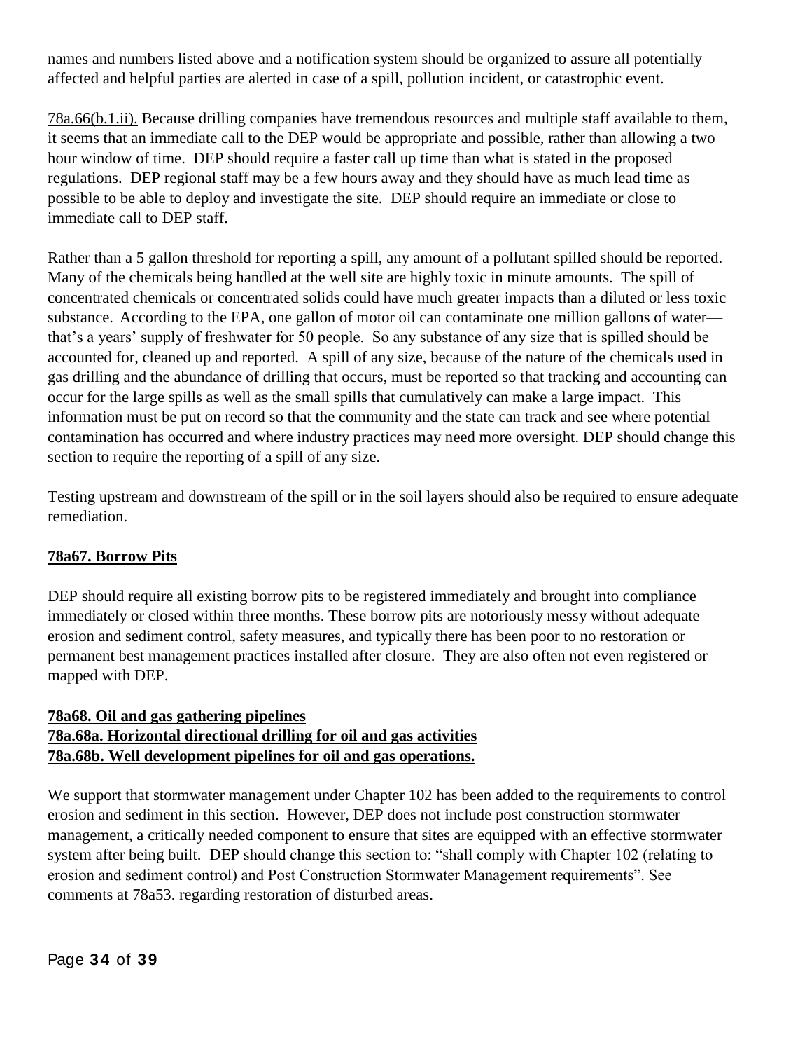names and numbers listed above and a notification system should be organized to assure all potentially affected and helpful parties are alerted in case of a spill, pollution incident, or catastrophic event.

78a.66(b.1.ii). Because drilling companies have tremendous resources and multiple staff available to them, it seems that an immediate call to the DEP would be appropriate and possible, rather than allowing a two hour window of time. DEP should require a faster call up time than what is stated in the proposed regulations. DEP regional staff may be a few hours away and they should have as much lead time as possible to be able to deploy and investigate the site. DEP should require an immediate or close to immediate call to DEP staff.

Rather than a 5 gallon threshold for reporting a spill, any amount of a pollutant spilled should be reported. Many of the chemicals being handled at the well site are highly toxic in minute amounts. The spill of concentrated chemicals or concentrated solids could have much greater impacts than a diluted or less toxic substance. According to the EPA, one gallon of motor oil can contaminate one million gallons of water—that's a years' supply of freshwater for 50 people. So any substance of any size that is spilled should be accounted for, cleaned up and reported. A spill of any size, because of the nature of the chemicals used in gas drilling and the abundance of drilling that occurs, must be reported so that tracking and accounting can occur for the large spills as well as the small spills that cumulatively can make a large impact. This information must be put on record so that the community and the state can track and see where potential contamination has occurred and where industry practices may need more oversight. DEP should change this section to require the reporting of a spill of any size.

Testing upstream and downstream of the spill or in the soil layers should also be required to ensure adequate remediation.

**78a67. Borrow Pits**

DEP should require all existing borrow pits to be registered immediately and brought into compliance immediately or closed within three months. These borrow pits are notoriously messy without adequate erosion and sediment control, safety measures, and typically there has been poor to no restoration or permanent best management practices installed after closure. They are also often not even registered or mapped with DEP.

**78a68. Oil and gas gathering pipelines**
**78a.68a. Horizontal directional drilling for oil and gas activities**
**78a.68b. Well development pipelines for oil and gas operations.**

We support that stormwater management under Chapter 102 has been added to the requirements to control erosion and sediment in this section. However, DEP does not include post construction stormwater management, a critically needed component to ensure that sites are equipped with an effective stormwater system after being built. DEP should change this section to: "shall comply with Chapter 102 (relating to erosion and sediment control) and Post Construction Stormwater Management requirements". See comments at 78a53. regarding restoration of disturbed areas.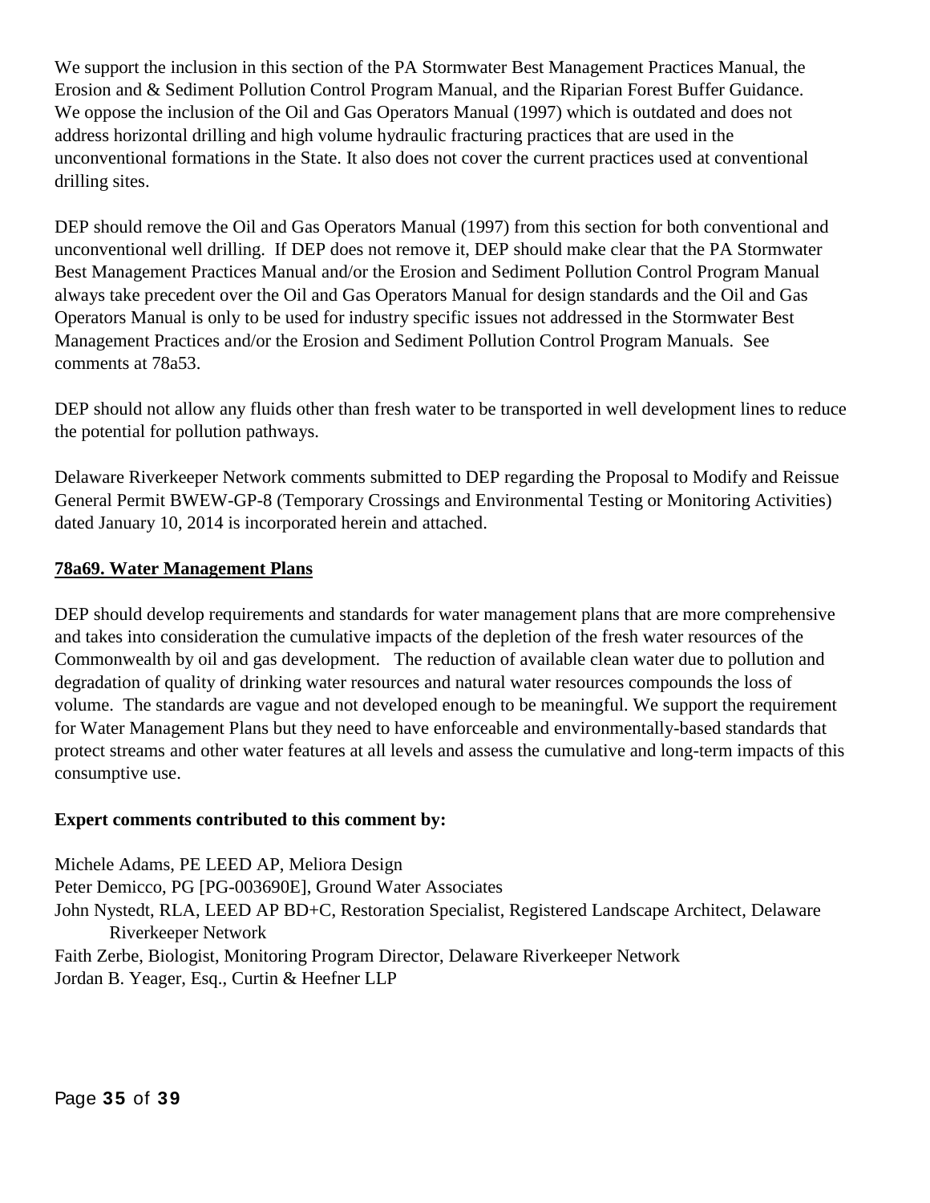We support the inclusion in this section of the PA Stormwater Best Management Practices Manual, the Erosion and & Sediment Pollution Control Program Manual, and the Riparian Forest Buffer Guidance. We oppose the inclusion of the Oil and Gas Operators Manual (1997) which is outdated and does not address horizontal drilling and high volume hydraulic fracturing practices that are used in the unconventional formations in the State. It also does not cover the current practices used at conventional drilling sites.

DEP should remove the Oil and Gas Operators Manual (1997) from this section for both conventional and unconventional well drilling. If DEP does not remove it, DEP should make clear that the PA Stormwater Best Management Practices Manual and/or the Erosion and Sediment Pollution Control Program Manual always take precedent over the Oil and Gas Operators Manual for design standards and the Oil and Gas Operators Manual is only to be used for industry specific issues not addressed in the Stormwater Best Management Practices and/or the Erosion and Sediment Pollution Control Program Manuals. See comments at 78a53.

DEP should not allow any fluids other than fresh water to be transported in well development lines to reduce the potential for pollution pathways.

Delaware Riverkeeper Network comments submitted to DEP regarding the Proposal to Modify and Reissue General Permit BWEW-GP-8 (Temporary Crossings and Environmental Testing or Monitoring Activities) dated January 10, 2014 is incorporated herein and attached.

**78a69. Water Management Plans**

DEP should develop requirements and standards for water management plans that are more comprehensive and takes into consideration the cumulative impacts of the depletion of the fresh water resources of the Commonwealth by oil and gas development. The reduction of available clean water due to pollution and degradation of quality of drinking water resources and natural water resources compounds the loss of volume. The standards are vague and not developed enough to be meaningful. We support the requirement for Water Management Plans but they need to have enforceable and environmentally-based standards that protect streams and other water features at all levels and assess the cumulative and long-term impacts of this consumptive use.

**Expert comments contributed to this comment by:**

Michele Adams, PE LEED AP, Meliora Design
Peter Demicco, PG [PG-003690E], Ground Water Associates
John Nystedt, RLA, LEED AP BD+C, Restoration Specialist, Registered Landscape Architect, Delaware Riverkeeper Network
Faith Zerbe, Biologist, Monitoring Program Director, Delaware Riverkeeper Network
Jordan B. Yeager, Esq., Curtin & Heefner LLP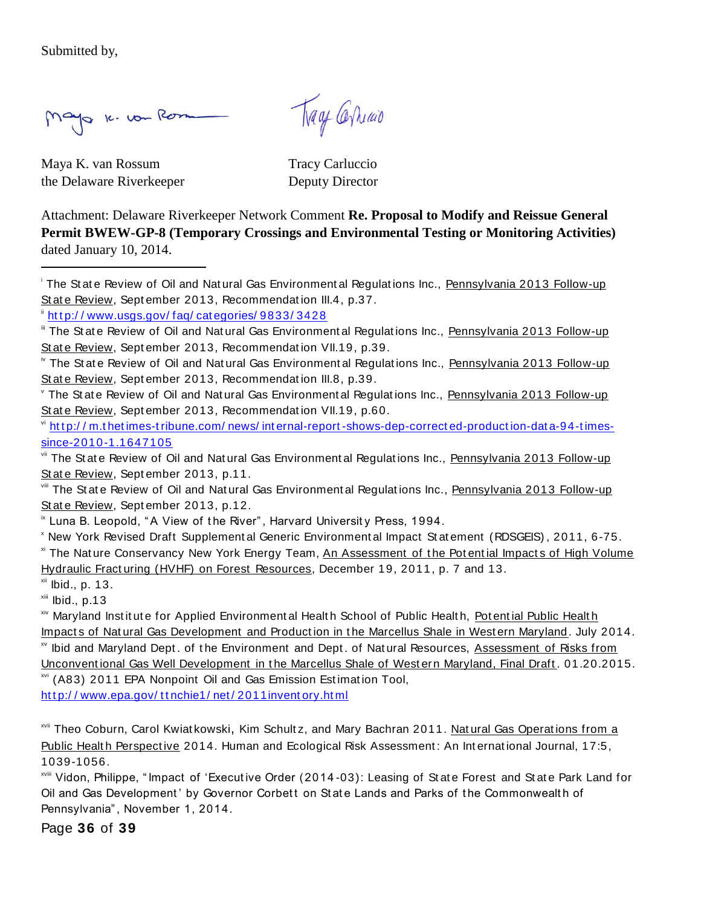Submitted by,

Maya K. van Rossum
the Delaware Riverkeeper

Tracy Carluccio
Deputy Director

Attachment: Delaware Riverkeeper Network Comment **Re. Proposal to Modify and Reissue General Permit BWEW-GP-8 (Temporary Crossings and Environmental Testing or Monitoring Activities)** dated January 10, 2014.

---

[i] The State Review of Oil and Natural Gas Environmental Regulations Inc., Pennsylvania 2013 Follow-up State Review, September 2013, Recommendation III.4, p.37.

[ii] http://www.usgs.gov/faq/categories/9833/3428

[iii] The State Review of Oil and Natural Gas Environmental Regulations Inc., Pennsylvania 2013 Follow-up State Review, September 2013, Recommendation VII.19, p.39.

[iv] The State Review of Oil and Natural Gas Environmental Regulations Inc., Pennsylvania 2013 Follow-up State Review, September 2013, Recommendation III.8, p.39.

[v] The State Review of Oil and Natural Gas Environmental Regulations Inc., Pennsylvania 2013 Follow-up State Review, September 2013, Recommendation VII.19, p.60.

[vi] http://m.thetimes-tribune.com/news/internal-report-shows-dep-corrected-production-data-94-times-since-2010-1.1647105

[vii] The State Review of Oil and Natural Gas Environmental Regulations Inc., Pennsylvania 2013 Follow-up State Review, September 2013, p.11.

[viii] The State Review of Oil and Natural Gas Environmental Regulations Inc., Pennsylvania 2013 Follow-up State Review, September 2013, p.12.

[ix] Luna B. Leopold, "A View of the River", Harvard University Press, 1994.

[x] New York Revised Draft Supplemental Generic Environmental Impact Statement (RDSGEIS), 2011, 6-75.

[xi] The Nature Conservancy New York Energy Team, An Assessment of the Potential Impacts of High Volume Hydraulic Fracturing (HVHF) on Forest Resources, December 19, 2011, p. 7 and 13.

[xii] Ibid., p. 13.

[xiii] Ibid., p.13

[xiv] Maryland Institute for Applied Environmental Health School of Public Health, Potential Public Health Impacts of Natural Gas Development and Production in the Marcellus Shale in Western Maryland. July 2014.

[xv] Ibid and Maryland Dept. of the Environment and Dept. of Natural Resources, Assessment of Risks from Unconventional Gas Well Development in the Marcellus Shale of Western Maryland, Final Draft. 01.20.2015.

[xvi] (A83) 2011 EPA Nonpoint Oil and Gas Emission Estimation Tool, http://www.epa.gov/ttnchie1/net/2011inventory.html

[xvii] Theo Coburn, Carol Kwiatkowski, Kim Schultz, and Mary Bachran 2011. Natural Gas Operations from a Public Health Perspective 2014. Human and Ecological Risk Assessment: An International Journal, 17:5, 1039-1056.

[xviii] Vidon, Philippe, "Impact of 'Executive Order (2014-03): Leasing of State Forest and State Park Land for Oil and Gas Development' by Governor Corbett on State Lands and Parks of the Commonwealth of Pennsylvania", November 1, 2014.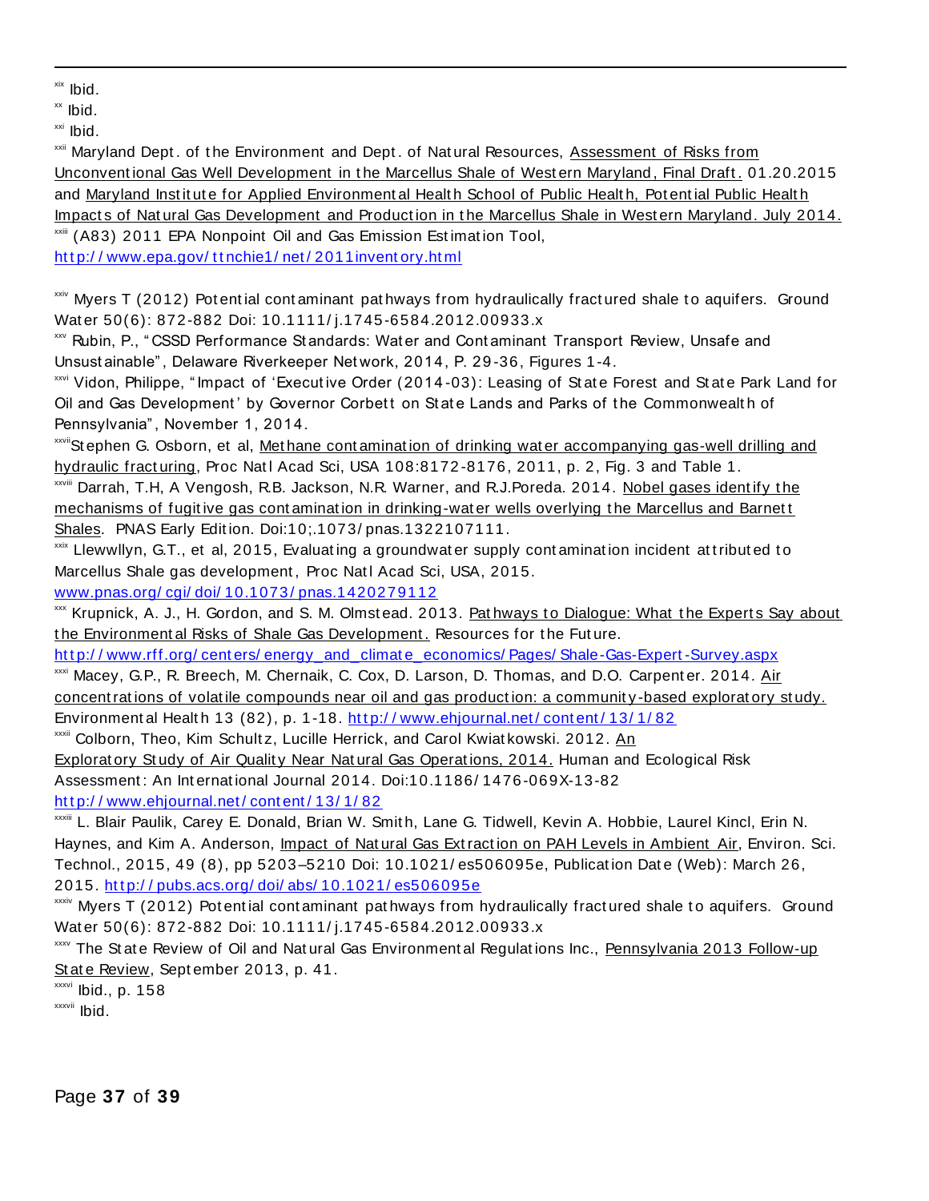[xix] Ibid.

[xx] Ibid.

[xxi] Ibid.

[xxii] Maryland Dept. of the Environment and Dept. of Natural Resources, Assessment of Risks from Unconventional Gas Well Development in the Marcellus Shale of Western Maryland, Final Draft. 01.20.2015 and Maryland Institute for Applied Environmental Health School of Public Health, Potential Public Health Impacts of Natural Gas Development and Production in the Marcellus Shale in Western Maryland. July 2014.

[xxiii] (A83) 2011 EPA Nonpoint Oil and Gas Emission Estimation Tool, http://www.epa.gov/ttnchie1/net/2011inventory.html

[xxiv] Myers T (2012) Potential contaminant pathways from hydraulically fractured shale to aquifers. Ground Water 50(6): 872-882 Doi: 10.1111/j.1745-6584.2012.00933.x

[xxv] Rubin, P., "CSSD Performance Standards: Water and Contaminant Transport Review, Unsafe and Unsustainable", Delaware Riverkeeper Network, 2014, P. 29-36, Figures 1-4.

[xxvi] Vidon, Philippe, "Impact of 'Executive Order (2014-03): Leasing of State Forest and State Park Land for Oil and Gas Development' by Governor Corbett on State Lands and Parks of the Commonwealth of Pennsylvania", November 1, 2014.

[xxvii] Stephen G. Osborn, et al, Methane contamination of drinking water accompanying gas-well drilling and hydraulic fracturing, Proc Natl Acad Sci, USA 108:8172-8176, 2011, p. 2, Fig. 3 and Table 1.

[xxviii] Darrah, T.H, A Vengosh, R.B. Jackson, N.R. Warner, and R.J.Poreda. 2014. Nobel gases identify the mechanisms of fugitive gas contamination in drinking-water wells overlying the Marcellus and Barnett Shales. PNAS Early Edition. Doi:10;.1073/pnas.1322107111.

[xxix] Llewwllyn, G.T., et al, 2015, Evaluating a groundwater supply contamination incident attributed to Marcellus Shale gas development, Proc Natl Acad Sci, USA, 2015. www.pnas.org/cgi/doi/10.1073/pnas.1420279112

[xxx] Krupnick, A. J., H. Gordon, and S. M. Olmstead. 2013. Pathways to Dialogue: What the Experts Say about the Environmental Risks of Shale Gas Development. Resources for the Future. http://www.rff.org/centers/energy_and_climate_economics/Pages/Shale-Gas-Expert-Survey.aspx

[xxxi] Macey, G.P., R. Breech, M. Chernaik, C. Cox, D. Larson, D. Thomas, and D.O. Carpenter. 2014. Air concentrations of volatile compounds near oil and gas production: a community-based exploratory study. Environmental Health 13 (82), p. 1-18. http://www.ehjournal.net/content/13/1/82

[xxxii] Colborn, Theo, Kim Schultz, Lucille Herrick, and Carol Kwiatkowski. 2012. An Exploratory Study of Air Quality Near Natural Gas Operations, 2014. Human and Ecological Risk Assessment: An International Journal 2014. Doi:10.1186/1476-069X-13-82 http://www.ehjournal.net/content/13/1/82

[xxxiii] L. Blair Paulik, Carey E. Donald, Brian W. Smith, Lane G. Tidwell, Kevin A. Hobbie, Laurel Kincl, Erin N. Haynes, and Kim A. Anderson, Impact of Natural Gas Extraction on PAH Levels in Ambient Air, Environ. Sci. Technol., 2015, 49 (8), pp 5203–5210 Doi: 10.1021/es506095e, Publication Date (Web): March 26, 2015. http://pubs.acs.org/doi/abs/10.1021/es506095e

[xxxiv] Myers T (2012) Potential contaminant pathways from hydraulically fractured shale to aquifers. Ground Water 50(6): 872-882 Doi: 10.1111/j.1745-6584.2012.00933.x

[xxxv] The State Review of Oil and Natural Gas Environmental Regulations Inc., Pennsylvania 2013 Follow-up State Review, September 2013, p. 41.

[xxxvi] Ibid., p. 158

[xxxvii] Ibid.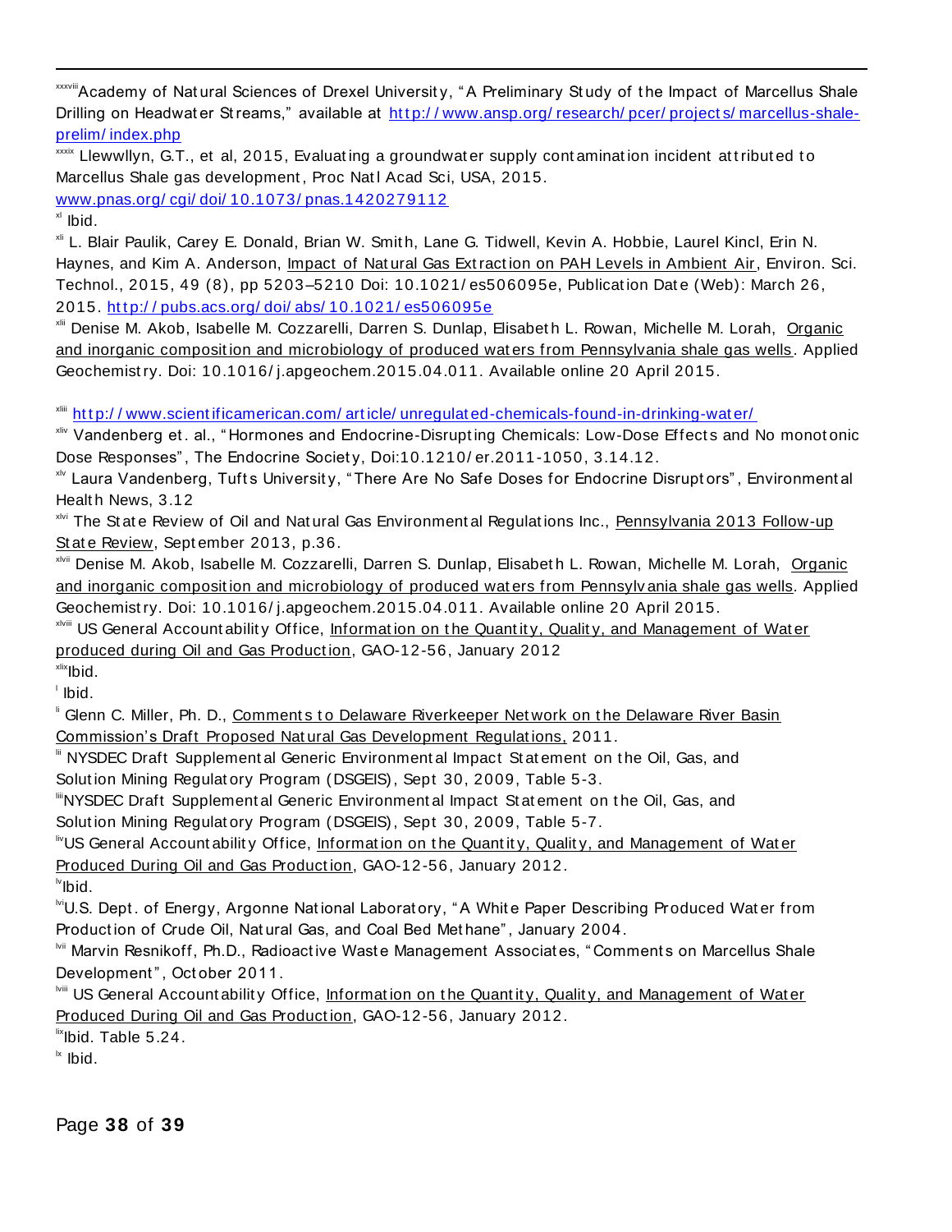[xxxviii] Academy of Natural Sciences of Drexel University, "A Preliminary Study of the Impact of Marcellus Shale Drilling on Headwater Streams," available at http://www.ansp.org/research/pcer/projects/marcellus-shale-prelim/index.php

[xxxix] Llewwllyn, G.T., et al, 2015, Evaluating a groundwater supply contamination incident attributed to Marcellus Shale gas development, Proc Natl Acad Sci, USA, 2015. www.pnas.org/cgi/doi/10.1073/pnas.1420279112

[xl] Ibid.

[xli] L. Blair Paulik, Carey E. Donald, Brian W. Smith, Lane G. Tidwell, Kevin A. Hobbie, Laurel Kincl, Erin N. Haynes, and Kim A. Anderson, Impact of Natural Gas Extraction on PAH Levels in Ambient Air, Environ. Sci. Technol., 2015, 49 (8), pp 5203–5210 Doi: 10.1021/es506095e, Publication Date (Web): March 26, 2015. http://pubs.acs.org/doi/abs/10.1021/es506095e

[xlii] Denise M. Akob, Isabelle M. Cozzarelli, Darren S. Dunlap, Elisabeth L. Rowan, Michelle M. Lorah, Organic and inorganic composition and microbiology of produced waters from Pennsylvania shale gas wells. Applied Geochemistry. Doi: 10.1016/j.apgeochem.2015.04.011. Available online 20 April 2015.

[xliii] http://www.scientificamerican.com/article/unregulated-chemicals-found-in-drinking-water/

[xliv] Vandenberg et. al., "Hormones and Endocrine-Disrupting Chemicals: Low-Dose Effects and No monotonic Dose Responses", The Endocrine Society, Doi:10.1210/er.2011-1050, 3.14.12.

[xlv] Laura Vandenberg, Tufts University, "There Are No Safe Doses for Endocrine Disruptors", Environmental Health News, 3.12

[xlvi] The State Review of Oil and Natural Gas Environmental Regulations Inc., Pennsylvania 2013 Follow-up State Review, September 2013, p.36.

[xlvii] Denise M. Akob, Isabelle M. Cozzarelli, Darren S. Dunlap, Elisabeth L. Rowan, Michelle M. Lorah, Organic and inorganic composition and microbiology of produced waters from Pennsylvania shale gas wells. Applied Geochemistry. Doi: 10.1016/j.apgeochem.2015.04.011. Available online 20 April 2015.

[xlviii] US General Accountability Office, Information on the Quantity, Quality, and Management of Water produced during Oil and Gas Production, GAO-12-56, January 2012

[xlix] Ibid.

[l] Ibid.

[li] Glenn C. Miller, Ph. D., Comments to Delaware Riverkeeper Network on the Delaware River Basin Commission's Draft Proposed Natural Gas Development Regulations, 2011.

[lii] NYSDEC Draft Supplemental Generic Environmental Impact Statement on the Oil, Gas, and Solution Mining Regulatory Program (DSGEIS), Sept 30, 2009, Table 5-3.

[liii] NYSDEC Draft Supplemental Generic Environmental Impact Statement on the Oil, Gas, and Solution Mining Regulatory Program (DSGEIS), Sept 30, 2009, Table 5-7.

[liv] US General Accountability Office, Information on the Quantity, Quality, and Management of Water Produced During Oil and Gas Production, GAO-12-56, January 2012.

[lv] Ibid.

[lvi] U.S. Dept. of Energy, Argonne National Laboratory, "A White Paper Describing Produced Water from Production of Crude Oil, Natural Gas, and Coal Bed Methane", January 2004.

[lvii] Marvin Resnikoff, Ph.D., Radioactive Waste Management Associates, "Comments on Marcellus Shale Development", October 2011.

[lviii] US General Accountability Office, Information on the Quantity, Quality, and Management of Water Produced During Oil and Gas Production, GAO-12-56, January 2012.

[lix] Ibid. Table 5.24.

[lx] Ibid.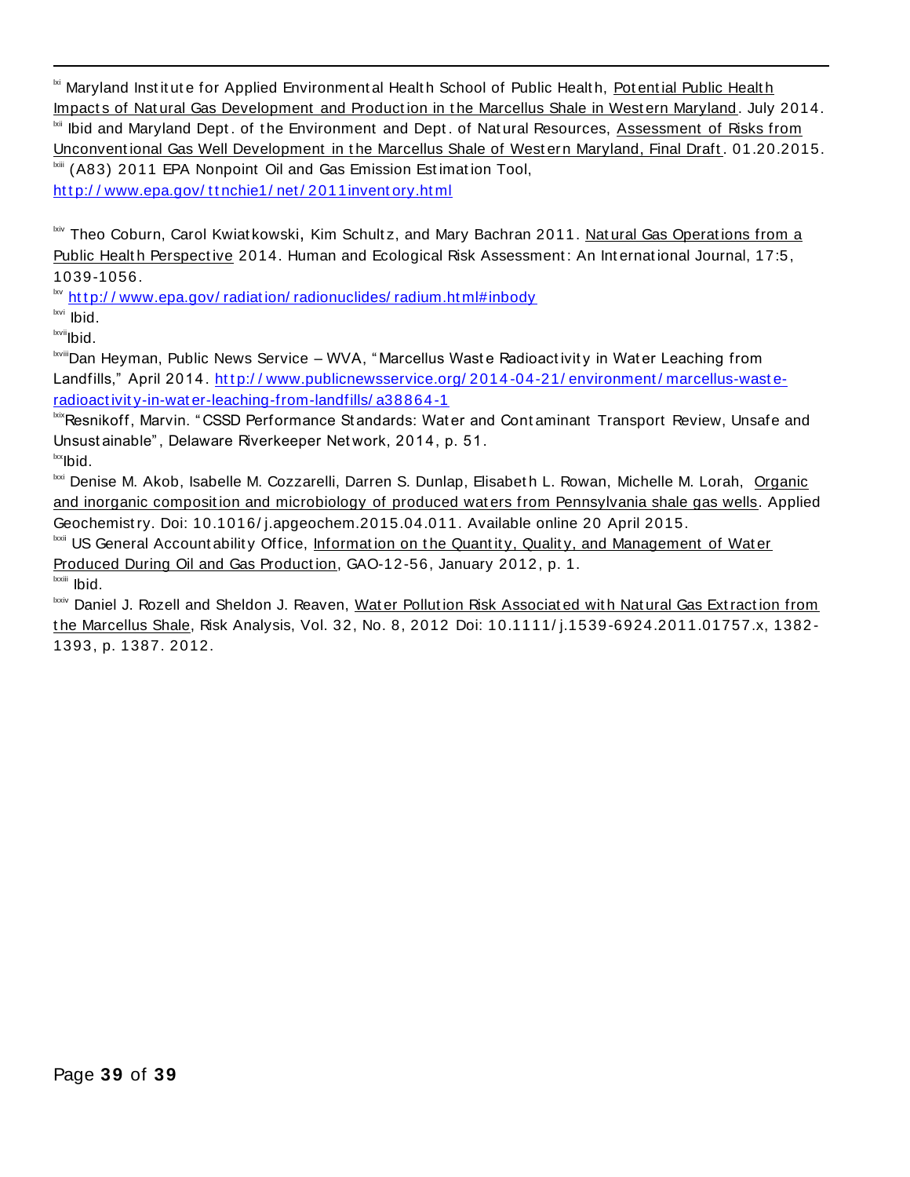---

[lxi] Maryland Institute for Applied Environmental Health School of Public Health, Potential Public Health Impacts of Natural Gas Development and Production in the Marcellus Shale in Western Maryland. July 2014.

[lxii] Ibid and Maryland Dept. of the Environment and Dept. of Natural Resources, Assessment of Risks from Unconventional Gas Well Development in the Marcellus Shale of Western Maryland, Final Draft. 01.20.2015.

[lxiii] (A83) 2011 EPA Nonpoint Oil and Gas Emission Estimation Tool, http://www.epa.gov/ttnchie1/net/2011inventory.html

[lxiv] Theo Coburn, Carol Kwiatkowski, Kim Schultz, and Mary Bachran 2011. Natural Gas Operations from a Public Health Perspective 2014. Human and Ecological Risk Assessment: An International Journal, 17:5, 1039-1056.

[lxv] http://www.epa.gov/radiation/radionuclides/radium.html#inbody

[lxvi] Ibid.

[lxvii] Ibid.

[lxviii] Dan Heyman, Public News Service – WVA, "Marcellus Waste Radioactivity in Water Leaching from Landfills," April 2014. http://www.publicnewsservice.org/2014-04-21/environment/marcellus-waste-radioactivity-in-water-leaching-from-landfills/a38864-1

[lxix] Resnikoff, Marvin. "CSSD Performance Standards: Water and Contaminant Transport Review, Unsafe and Unsustainable", Delaware Riverkeeper Network, 2014, p. 51.

[lxx] Ibid.

[lxxi] Denise M. Akob, Isabelle M. Cozzarelli, Darren S. Dunlap, Elisabeth L. Rowan, Michelle M. Lorah, Organic and inorganic composition and microbiology of produced waters from Pennsylvania shale gas wells. Applied Geochemistry. Doi: 10.1016/j.apgeochem.2015.04.011. Available online 20 April 2015.

[lxxii] US General Accountability Office, Information on the Quantity, Quality, and Management of Water Produced During Oil and Gas Production, GAO-12-56, January 2012, p. 1.

[lxxiii] Ibid.

[lxxiv] Daniel J. Rozell and Sheldon J. Reaven, Water Pollution Risk Associated with Natural Gas Extraction from the Marcellus Shale, Risk Analysis, Vol. 32, No. 8, 2012 Doi: 10.1111/j.1539-6924.2011.01757.x, 1382-1393, p. 1387. 2012.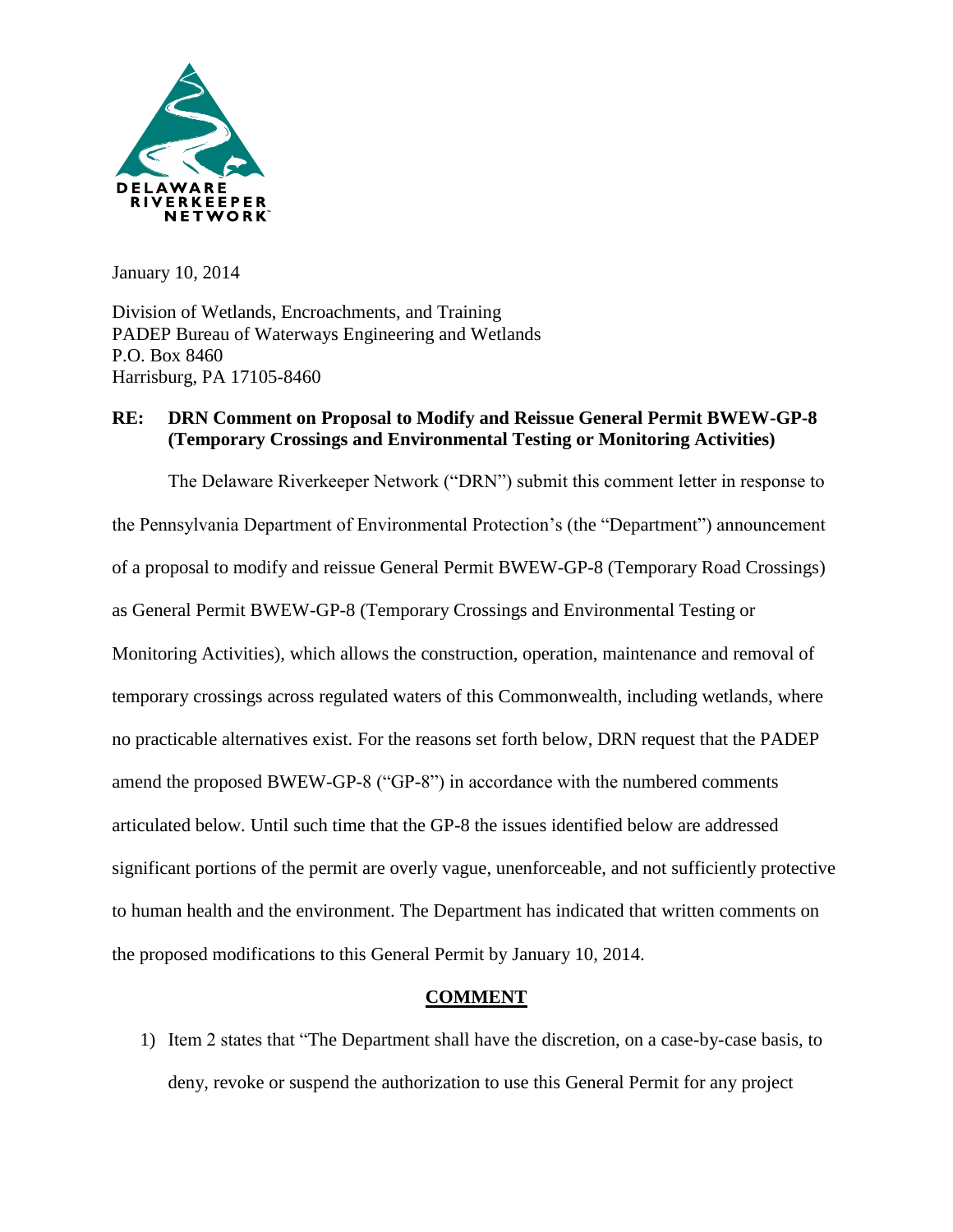January 10, 2014

Division of Wetlands, Encroachments, and Training
PADEP Bureau of Waterways Engineering and Wetlands
P.O. Box 8460
Harrisburg, PA 17105-8460

**RE: DRN Comment on Proposal to Modify and Reissue General Permit BWEW-GP-8 (Temporary Crossings and Environmental Testing or Monitoring Activities)**

The Delaware Riverkeeper Network ("DRN") submit this comment letter in response to the Pennsylvania Department of Environmental Protection's (the "Department") announcement of a proposal to modify and reissue General Permit BWEW-GP-8 (Temporary Road Crossings) as General Permit BWEW-GP-8 (Temporary Crossings and Environmental Testing or Monitoring Activities), which allows the construction, operation, maintenance and removal of temporary crossings across regulated waters of this Commonwealth, including wetlands, where no practicable alternatives exist. For the reasons set forth below, DRN request that the PADEP amend the proposed BWEW-GP-8 ("GP-8") in accordance with the numbered comments articulated below. Until such time that the GP-8 the issues identified below are addressed significant portions of the permit are overly vague, unenforceable, and not sufficiently protective to human health and the environment. The Department has indicated that written comments on the proposed modifications to this General Permit by January 10, 2014.

## COMMENT

1) Item 2 states that "The Department shall have the discretion, on a case-by-case basis, to deny, revoke or suspend the authorization to use this General Permit for any project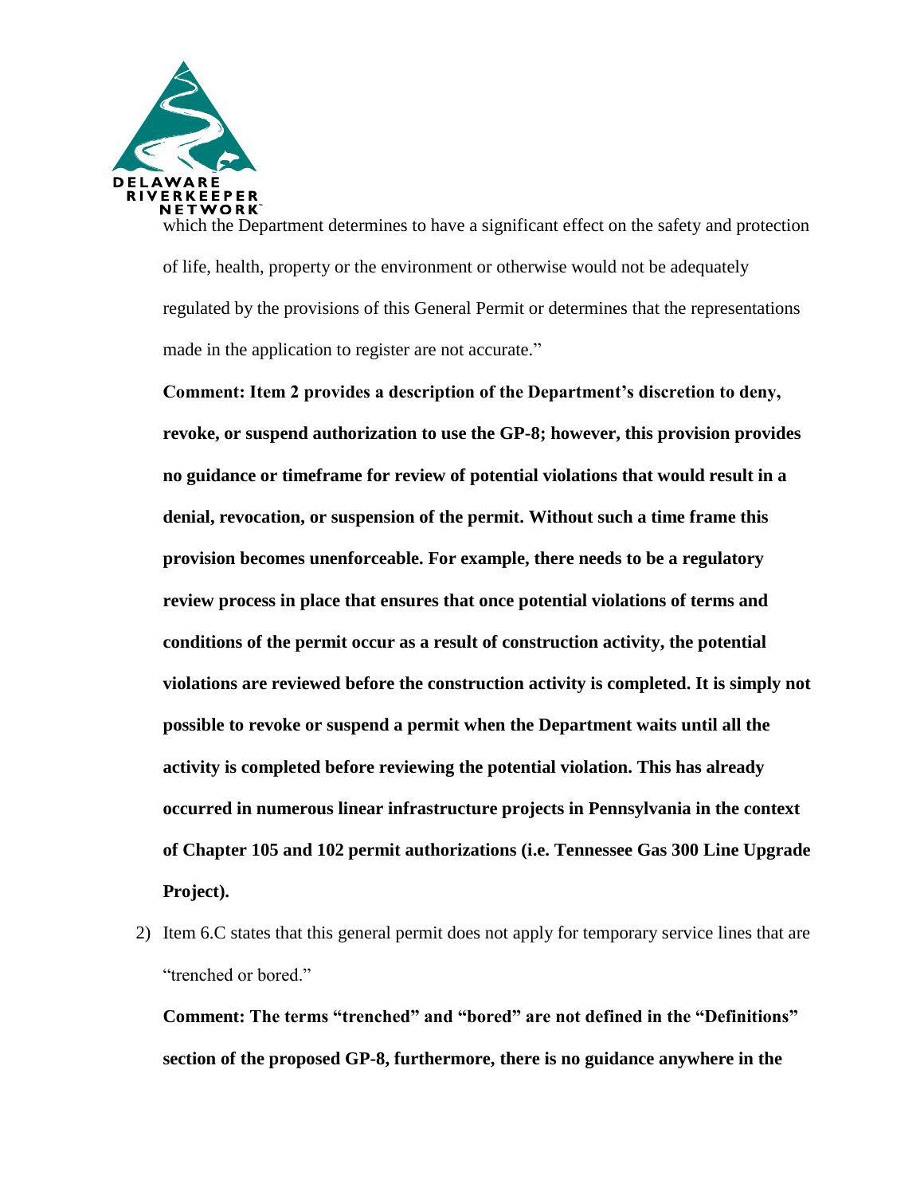which the Department determines to have a significant effect on the safety and protection of life, health, property or the environment or otherwise would not be adequately regulated by the provisions of this General Permit or determines that the representations made in the application to register are not accurate."

**Comment: Item 2 provides a description of the Department's discretion to deny, revoke, or suspend authorization to use the GP-8; however, this provision provides no guidance or timeframe for review of potential violations that would result in a denial, revocation, or suspension of the permit. Without such a time frame this provision becomes unenforceable. For example, there needs to be a regulatory review process in place that ensures that once potential violations of terms and conditions of the permit occur as a result of construction activity, the potential violations are reviewed before the construction activity is completed. It is simply not possible to revoke or suspend a permit when the Department waits until all the activity is completed before reviewing the potential violation. This has already occurred in numerous linear infrastructure projects in Pennsylvania in the context of Chapter 105 and 102 permit authorizations (i.e. Tennessee Gas 300 Line Upgrade Project).**

2) Item 6.C states that this general permit does not apply for temporary service lines that are "trenched or bored."

   **Comment: The terms "trenched" and "bored" are not defined in the "Definitions" section of the proposed GP-8, furthermore, there is no guidance anywhere in the**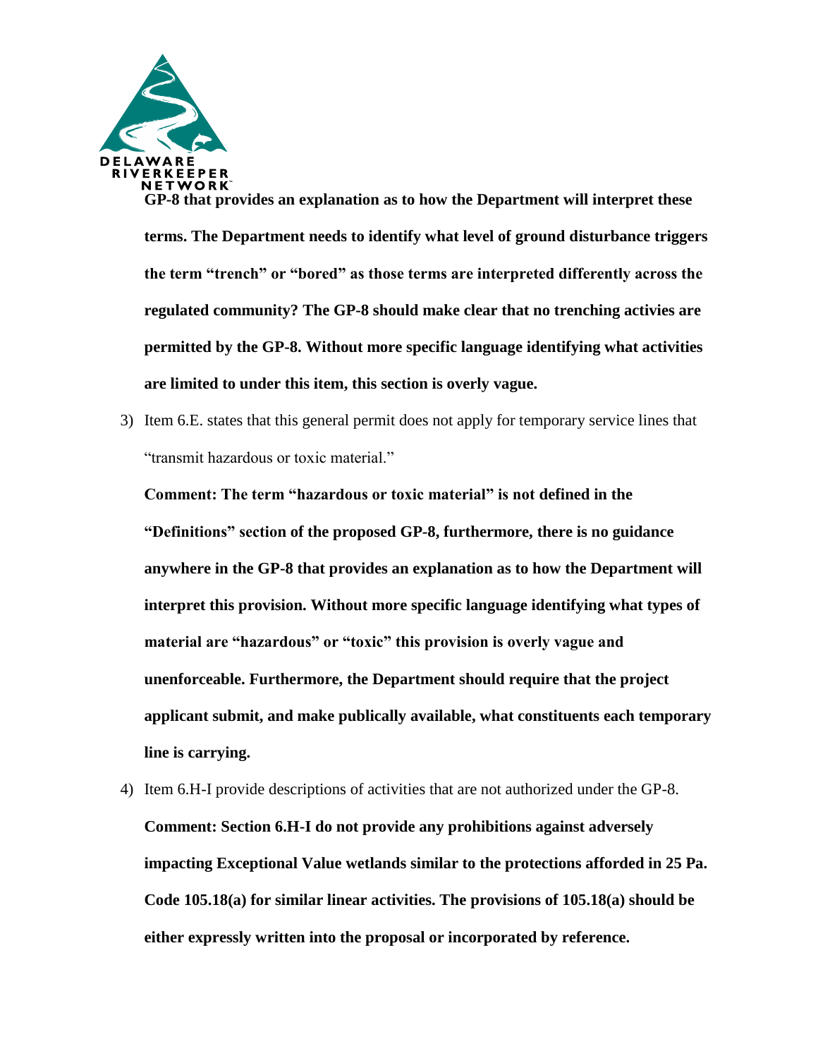**GP-8 that provides an explanation as to how the Department will interpret these terms. The Department needs to identify what level of ground disturbance triggers the term "trench" or "bored" as those terms are interpreted differently across the regulated community? The GP-8 should make clear that no trenching activies are permitted by the GP-8. Without more specific language identifying what activities are limited to under this item, this section is overly vague.**

3) Item 6.E. states that this general permit does not apply for temporary service lines that "transmit hazardous or toxic material."

   **Comment: The term "hazardous or toxic material" is not defined in the "Definitions" section of the proposed GP-8, furthermore, there is no guidance anywhere in the GP-8 that provides an explanation as to how the Department will interpret this provision. Without more specific language identifying what types of material are "hazardous" or "toxic" this provision is overly vague and unenforceable. Furthermore, the Department should require that the project applicant submit, and make publically available, what constituents each temporary line is carrying.**

4) Item 6.H-I provide descriptions of activities that are not authorized under the GP-8.

   **Comment: Section 6.H-I do not provide any prohibitions against adversely impacting Exceptional Value wetlands similar to the protections afforded in 25 Pa. Code 105.18(a) for similar linear activities. The provisions of 105.18(a) should be either expressly written into the proposal or incorporated by reference.**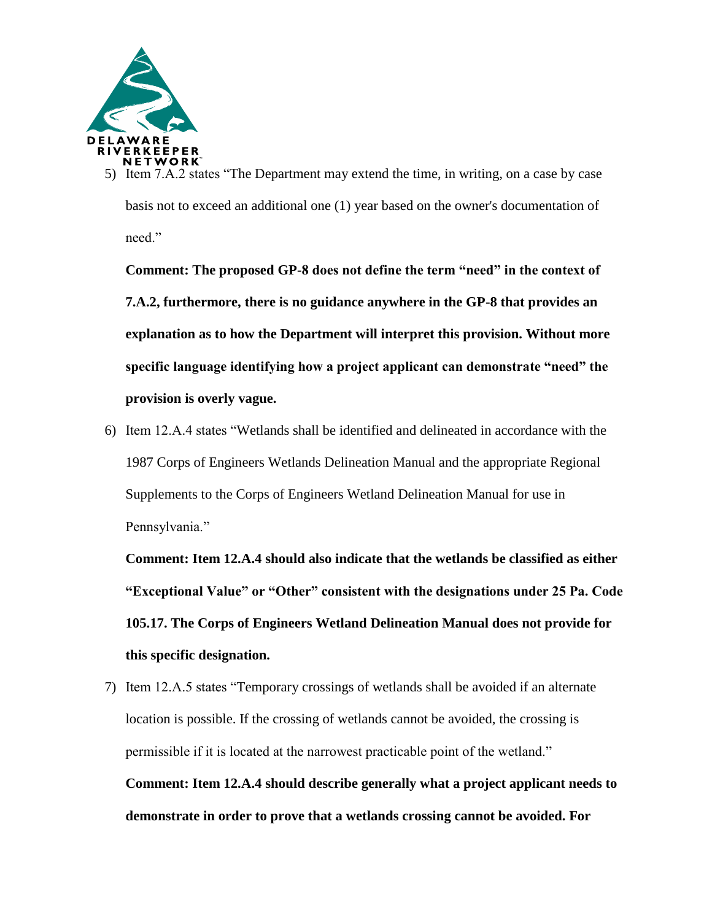5) Item 7.A.2 states "The Department may extend the time, in writing, on a case by case basis not to exceed an additional one (1) year based on the owner's documentation of need."

   **Comment: The proposed GP-8 does not define the term "need" in the context of 7.A.2, furthermore, there is no guidance anywhere in the GP-8 that provides an explanation as to how the Department will interpret this provision. Without more specific language identifying how a project applicant can demonstrate "need" the provision is overly vague.**

6) Item 12.A.4 states "Wetlands shall be identified and delineated in accordance with the 1987 Corps of Engineers Wetlands Delineation Manual and the appropriate Regional Supplements to the Corps of Engineers Wetland Delineation Manual for use in Pennsylvania."

   **Comment: Item 12.A.4 should also indicate that the wetlands be classified as either "Exceptional Value" or "Other" consistent with the designations under 25 Pa. Code 105.17. The Corps of Engineers Wetland Delineation Manual does not provide for this specific designation.**

7) Item 12.A.5 states "Temporary crossings of wetlands shall be avoided if an alternate location is possible. If the crossing of wetlands cannot be avoided, the crossing is permissible if it is located at the narrowest practicable point of the wetland."

   **Comment: Item 12.A.4 should describe generally what a project applicant needs to demonstrate in order to prove that a wetlands crossing cannot be avoided. For**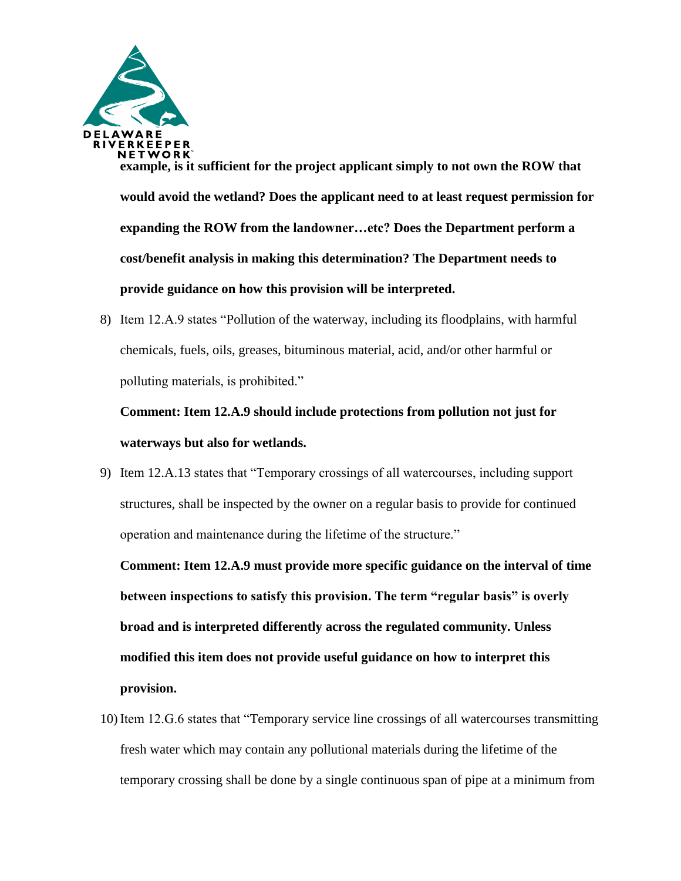**example, is it sufficient for the project applicant simply to not own the ROW that would avoid the wetland? Does the applicant need to at least request permission for expanding the ROW from the landowner…etc? Does the Department perform a cost/benefit analysis in making this determination? The Department needs to provide guidance on how this provision will be interpreted.**

8) Item 12.A.9 states "Pollution of the waterway, including its floodplains, with harmful chemicals, fuels, oils, greases, bituminous material, acid, and/or other harmful or polluting materials, is prohibited."

   **Comment: Item 12.A.9 should include protections from pollution not just for waterways but also for wetlands.**

9) Item 12.A.13 states that "Temporary crossings of all watercourses, including support structures, shall be inspected by the owner on a regular basis to provide for continued operation and maintenance during the lifetime of the structure."

   **Comment: Item 12.A.9 must provide more specific guidance on the interval of time between inspections to satisfy this provision. The term "regular basis" is overly broad and is interpreted differently across the regulated community. Unless modified this item does not provide useful guidance on how to interpret this provision.**

10) Item 12.G.6 states that "Temporary service line crossings of all watercourses transmitting fresh water which may contain any pollutional materials during the lifetime of the temporary crossing shall be done by a single continuous span of pipe at a minimum from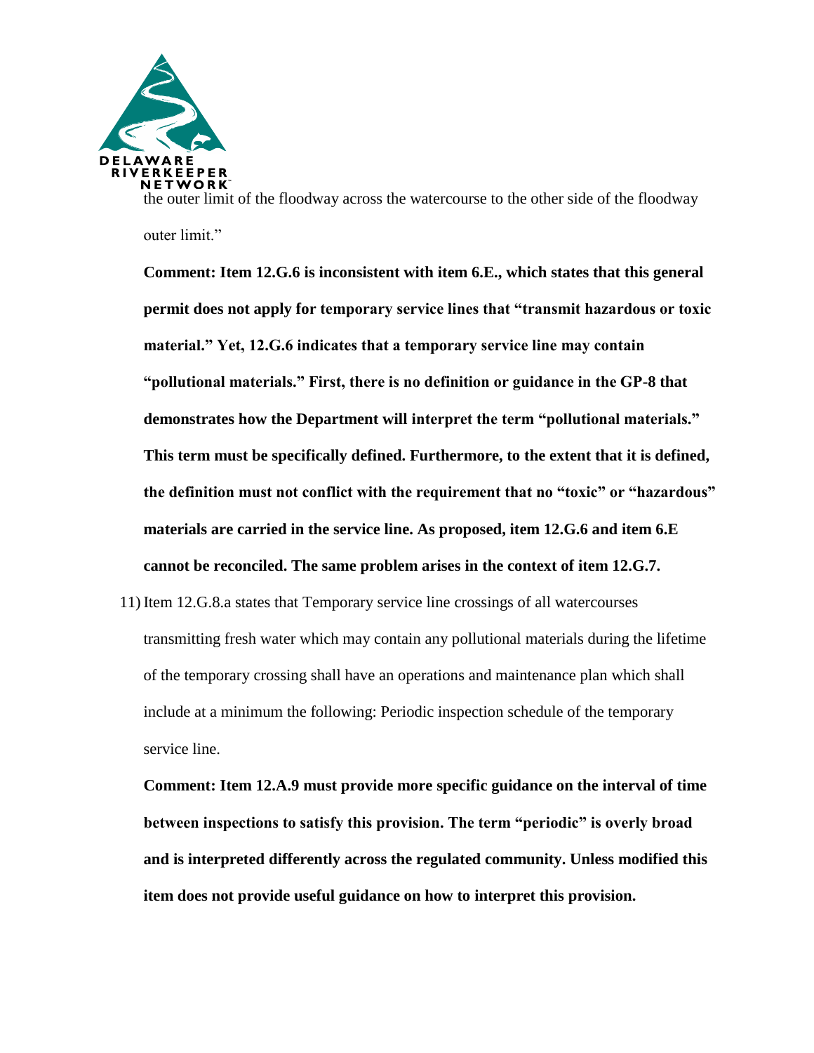the outer limit of the floodway across the watercourse to the other side of the floodway outer limit."

**Comment: Item 12.G.6 is inconsistent with item 6.E., which states that this general permit does not apply for temporary service lines that "transmit hazardous or toxic material." Yet, 12.G.6 indicates that a temporary service line may contain "pollutional materials." First, there is no definition or guidance in the GP-8 that demonstrates how the Department will interpret the term "pollutional materials." This term must be specifically defined. Furthermore, to the extent that it is defined, the definition must not conflict with the requirement that no "toxic" or "hazardous" materials are carried in the service line. As proposed, item 12.G.6 and item 6.E cannot be reconciled. The same problem arises in the context of item 12.G.7.**

11) Item 12.G.8.a states that Temporary service line crossings of all watercourses transmitting fresh water which may contain any pollutional materials during the lifetime of the temporary crossing shall have an operations and maintenance plan which shall include at a minimum the following: Periodic inspection schedule of the temporary service line.

    **Comment: Item 12.A.9 must provide more specific guidance on the interval of time between inspections to satisfy this provision. The term "periodic" is overly broad and is interpreted differently across the regulated community. Unless modified this item does not provide useful guidance on how to interpret this provision.**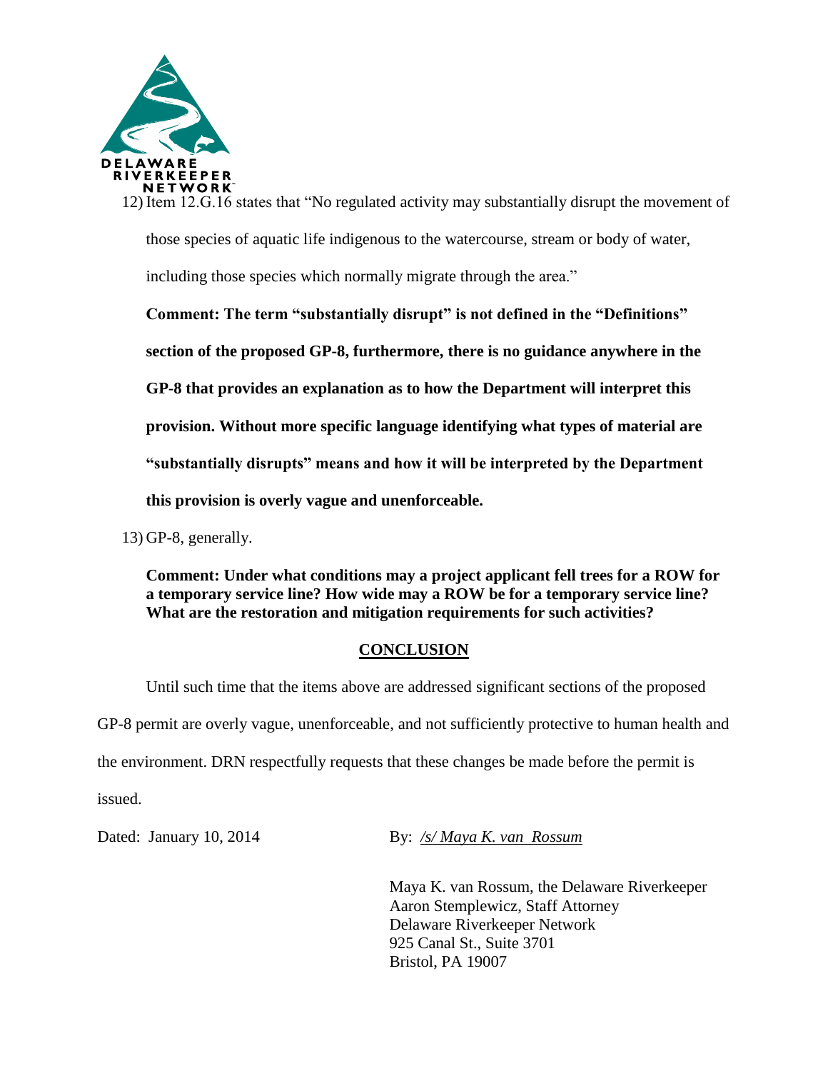12) Item 12.G.16 states that "No regulated activity may substantially disrupt the movement of those species of aquatic life indigenous to the watercourse, stream or body of water, including those species which normally migrate through the area."

**Comment: The term "substantially disrupt" is not defined in the "Definitions" section of the proposed GP-8, furthermore, there is no guidance anywhere in the GP-8 that provides an explanation as to how the Department will interpret this provision. Without more specific language identifying what types of material are "substantially disrupts" means and how it will be interpreted by the Department this provision is overly vague and unenforceable.**

13) GP-8, generally.

**Comment: Under what conditions may a project applicant fell trees for a ROW for a temporary service line? How wide may a ROW be for a temporary service line? What are the restoration and mitigation requirements for such activities?**

## CONCLUSION

Until such time that the items above are addressed significant sections of the proposed GP-8 permit are overly vague, unenforceable, and not sufficiently protective to human health and the environment. DRN respectfully requests that these changes be made before the permit is issued.

Dated: January 10, 2014

By: */s/ Maya K. van Rossum*

Maya K. van Rossum, the Delaware Riverkeeper
Aaron Stemplewicz, Staff Attorney
Delaware Riverkeeper Network
925 Canal St., Suite 3701
Bristol, PA 19007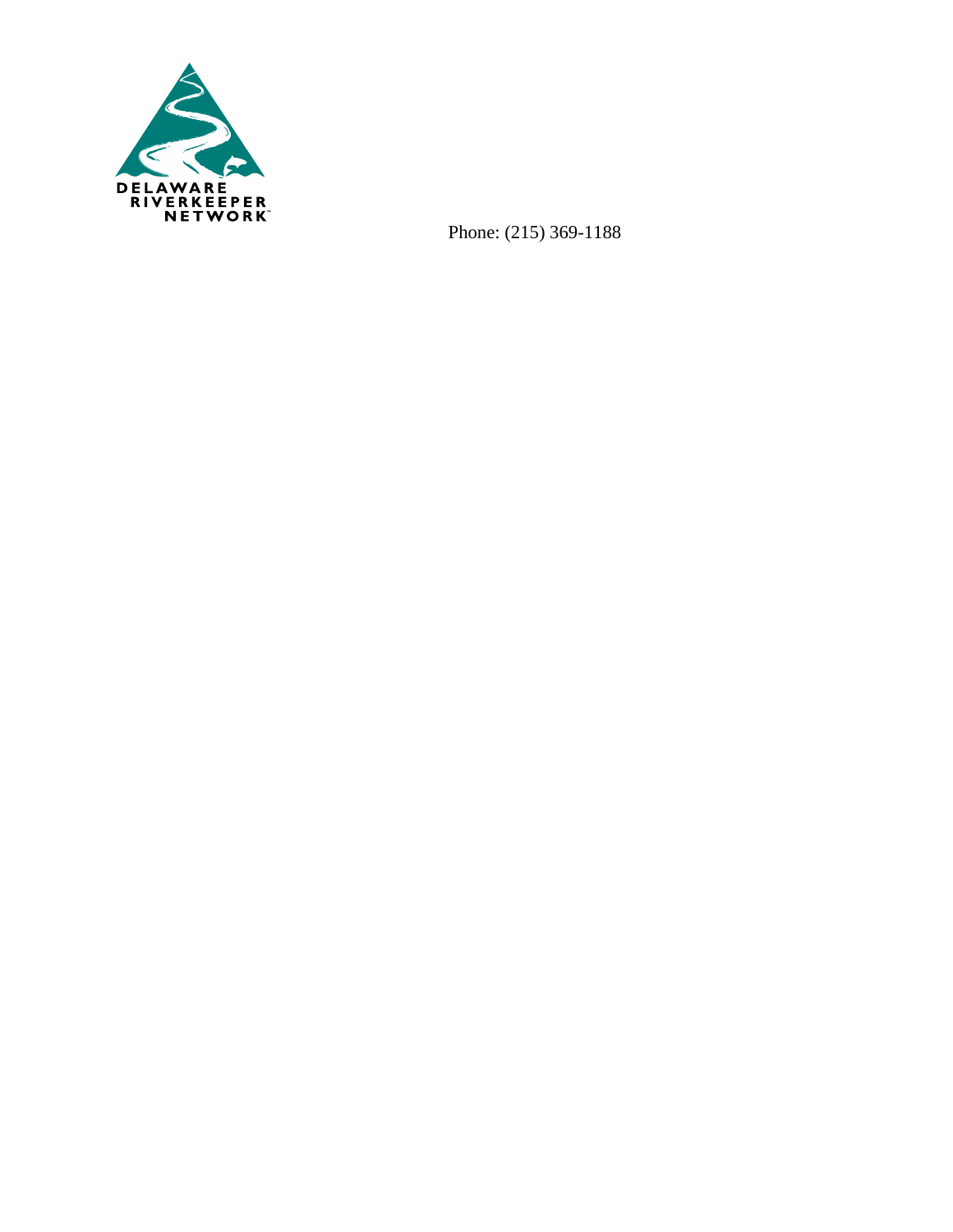DELAWARE
RIVERKEEPER
NETWORK

Phone: (215) 369-1188